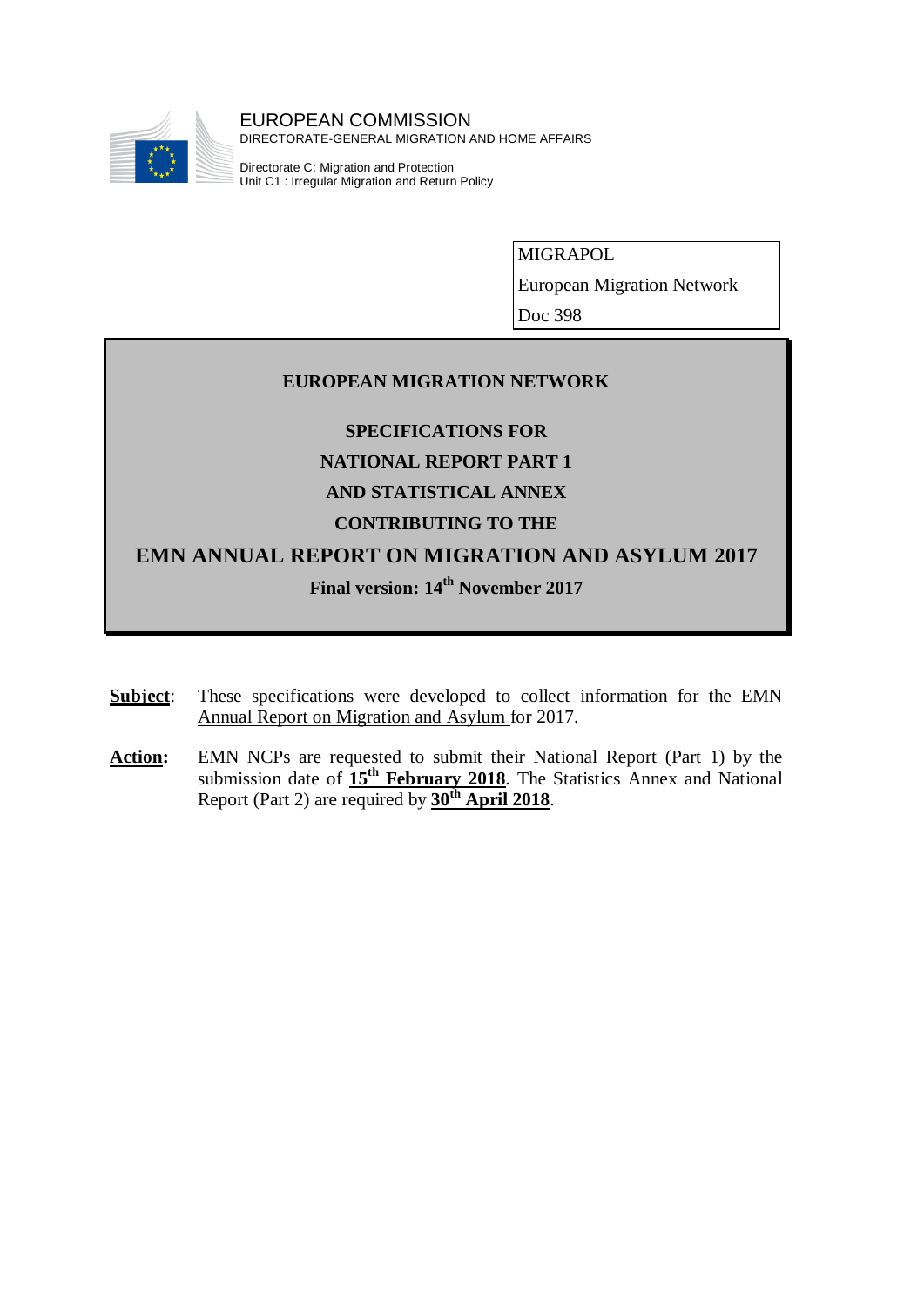EUROPEAN COMMISSION
DIRECTORATE-GENERAL MIGRATION AND HOME AFFAIRS

Directorate C: Migration and Protection
Unit C1 : Irregular Migration and Return Policy

| MIGRAPOL |
| --- |
| European Migration Network |
| Doc 398 |

**EUROPEAN MIGRATION NETWORK**

**SPECIFICATIONS FOR**
**NATIONAL REPORT PART 1**
**AND STATISTICAL ANNEX**
**CONTRIBUTING TO THE**

# EMN ANNUAL REPORT ON MIGRATION AND ASYLUM 2017

**Final version: 14th November 2017**

**Subject**: These specifications were developed to collect information for the EMN Annual Report on Migration and Asylum for 2017.

**Action:** EMN NCPs are requested to submit their National Report (Part 1) by the submission date of **15th February 2018**. The Statistics Annex and National Report (Part 2) are required by **30th April 2018**.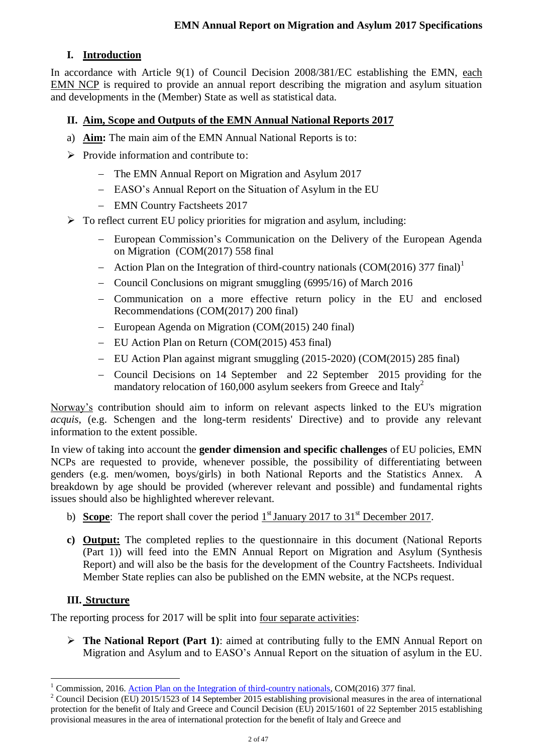## I. Introduction

In accordance with Article 9(1) of Council Decision 2008/381/EC establishing the EMN, each EMN NCP is required to provide an annual report describing the migration and asylum situation and developments in the (Member) State as well as statistical data.

## II. Aim, Scope and Outputs of the EMN Annual National Reports 2017

a) **Aim:** The main aim of the EMN Annual National Reports is to:

- Provide information and contribute to:
  - The EMN Annual Report on Migration and Asylum 2017
  - EASO's Annual Report on the Situation of Asylum in the EU
  - EMN Country Factsheets 2017
- To reflect current EU policy priorities for migration and asylum, including:
  - European Commission's Communication on the Delivery of the European Agenda on Migration (COM(2017) 558 final
  - Action Plan on the Integration of third-country nationals (COM(2016) 377 final)[1]
  - Council Conclusions on migrant smuggling (6995/16) of March 2016
  - Communication on a more effective return policy in the EU and enclosed Recommendations (COM(2017) 200 final)
  - European Agenda on Migration (COM(2015) 240 final)
  - EU Action Plan on Return (COM(2015) 453 final)
  - EU Action Plan against migrant smuggling (2015-2020) (COM(2015) 285 final)
  - Council Decisions on 14 September and 22 September 2015 providing for the mandatory relocation of 160,000 asylum seekers from Greece and Italy[2]

Norway's contribution should aim to inform on relevant aspects linked to the EU's migration *acquis*, (e.g. Schengen and the long-term residents' Directive) and to provide any relevant information to the extent possible.

In view of taking into account the **gender dimension and specific challenges** of EU policies, EMN NCPs are requested to provide, whenever possible, the possibility of differentiating between genders (e.g. men/women, boys/girls) in both National Reports and the Statistics Annex. A breakdown by age should be provided (wherever relevant and possible) and fundamental rights issues should also be highlighted wherever relevant.

b) **Scope**: The report shall cover the period 1st January 2017 to 31st December 2017.

c) **Output:** The completed replies to the questionnaire in this document (National Reports (Part 1)) will feed into the EMN Annual Report on Migration and Asylum (Synthesis Report) and will also be the basis for the development of the Country Factsheets. Individual Member State replies can also be published on the EMN website, at the NCPs request.

## III. Structure

The reporting process for 2017 will be split into four separate activities:

- **The National Report (Part 1)**: aimed at contributing fully to the EMN Annual Report on Migration and Asylum and to EASO's Annual Report on the situation of asylum in the EU.

---

[1] Commission, 2016. Action Plan on the Integration of third-country nationals, COM(2016) 377 final.

[2] Council Decision (EU) 2015/1523 of 14 September 2015 establishing provisional measures in the area of international protection for the benefit of Italy and Greece and Council Decision (EU) 2015/1601 of 22 September 2015 establishing provisional measures in the area of international protection for the benefit of Italy and Greece and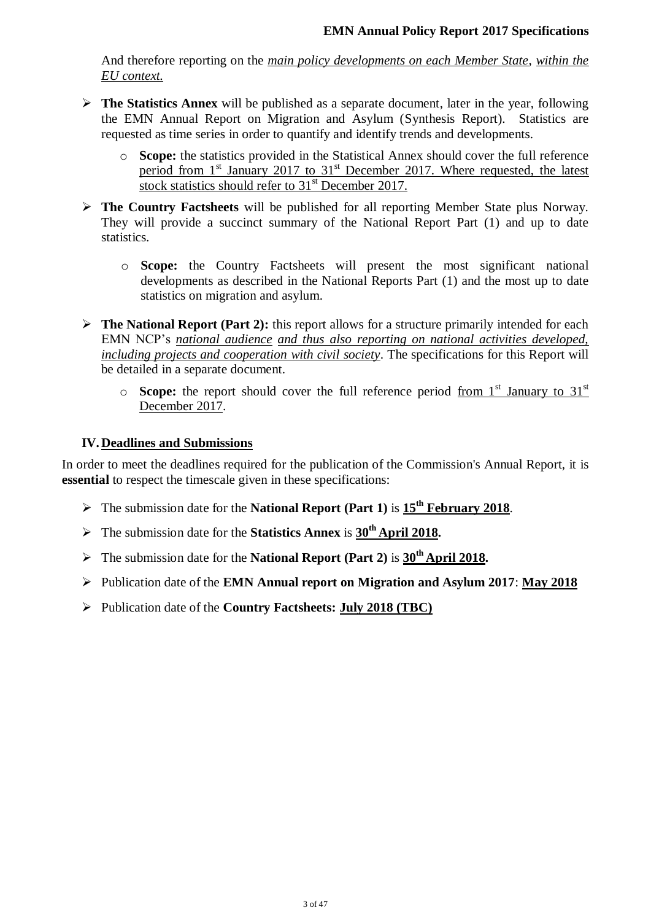And therefore reporting on the *main policy developments on each Member State*, *within the EU context.*

- **The Statistics Annex** will be published as a separate document, later in the year, following the EMN Annual Report on Migration and Asylum (Synthesis Report). Statistics are requested as time series in order to quantify and identify trends and developments.
  - **Scope:** the statistics provided in the Statistical Annex should cover the full reference period from 1st January 2017 to 31st December 2017. Where requested, the latest stock statistics should refer to 31st December 2017.
- **The Country Factsheets** will be published for all reporting Member State plus Norway. They will provide a succinct summary of the National Report Part (1) and up to date statistics.
  - **Scope:** the Country Factsheets will present the most significant national developments as described in the National Reports Part (1) and the most up to date statistics on migration and asylum.
- **The National Report (Part 2):** this report allows for a structure primarily intended for each EMN NCP's *national audience and thus also reporting on national activities developed, including projects and cooperation with civil society*. The specifications for this Report will be detailed in a separate document.
  - **Scope:** the report should cover the full reference period from 1st January to 31st December 2017.

## IV. Deadlines and Submissions

In order to meet the deadlines required for the publication of the Commission's Annual Report, it is **essential** to respect the timescale given in these specifications:

- The submission date for the **National Report (Part 1)** is **15th February 2018**.
- The submission date for the **Statistics Annex** is **30th April 2018.**
- The submission date for the **National Report (Part 2)** is **30th April 2018.**
- Publication date of the **EMN Annual report on Migration and Asylum 2017**: **May 2018**
- Publication date of the **Country Factsheets: July 2018 (TBC)**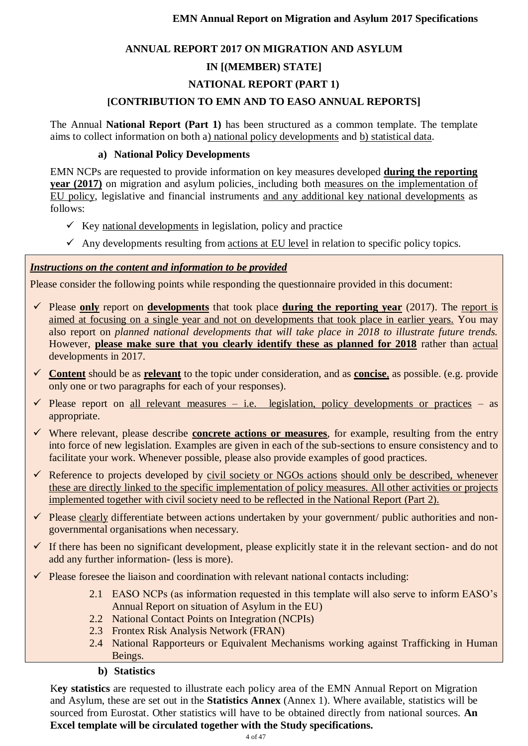**ANNUAL REPORT 2017 ON MIGRATION AND ASYLUM**

**IN [(MEMBER) STATE]**

**NATIONAL REPORT (PART 1)**

**[CONTRIBUTION TO EMN AND TO EASO ANNUAL REPORTS]**

The Annual **National Report (Part 1)** has been structured as a common template. The template aims to collect information on both a) national policy developments and b) statistical data.

**a) National Policy Developments**

EMN NCPs are requested to provide information on key measures developed **during the reporting year (2017)** on migration and asylum policies, including both measures on the implementation of EU policy, legislative and financial instruments and any additional key national developments as follows:

- ✓ Key national developments in legislation, policy and practice
- ✓ Any developments resulting from actions at EU level in relation to specific policy topics.

***Instructions on the content and information to be provided***

Please consider the following points while responding the questionnaire provided in this document:

- ✓ Please **only** report on **developments** that took place **during the reporting year** (2017). The report is aimed at focusing on a single year and not on developments that took place in earlier years. You may also report on *planned national developments that will take place in 2018 to illustrate future trends.* However, **please make sure that you clearly identify these as planned for 2018** rather than actual developments in 2017.
- ✓ **Content** should be as **relevant** to the topic under consideration, and as **concise**, as possible. (e.g. provide only one or two paragraphs for each of your responses).
- ✓ Please report on all relevant measures – i.e. legislation, policy developments or practices – as appropriate.
- ✓ Where relevant, please describe **concrete actions or measures**, for example, resulting from the entry into force of new legislation. Examples are given in each of the sub-sections to ensure consistency and to facilitate your work. Whenever possible, please also provide examples of good practices.
- ✓ Reference to projects developed by civil society or NGOs actions should only be described, whenever these are directly linked to the specific implementation of policy measures. All other activities or projects implemented together with civil society need to be reflected in the National Report (Part 2).
- ✓ Please clearly differentiate between actions undertaken by your government/ public authorities and non-governmental organisations when necessary.
- ✓ If there has been no significant development, please explicitly state it in the relevant section- and do not add any further information- (less is more).
- ✓ Please foresee the liaison and coordination with relevant national contacts including:
  - 2.1 EASO NCPs (as information requested in this template will also serve to inform EASO's Annual Report on situation of Asylum in the EU)
  - 2.2 National Contact Points on Integration (NCPIs)
  - 2.3 Frontex Risk Analysis Network (FRAN)
  - 2.4 National Rapporteurs or Equivalent Mechanisms working against Trafficking in Human Beings.

**b) Statistics**

K**ey statistics** are requested to illustrate each policy area of the EMN Annual Report on Migration and Asylum, these are set out in the **Statistics Annex** (Annex 1). Where available, statistics will be sourced from Eurostat. Other statistics will have to be obtained directly from national sources. **An Excel template will be circulated together with the Study specifications.**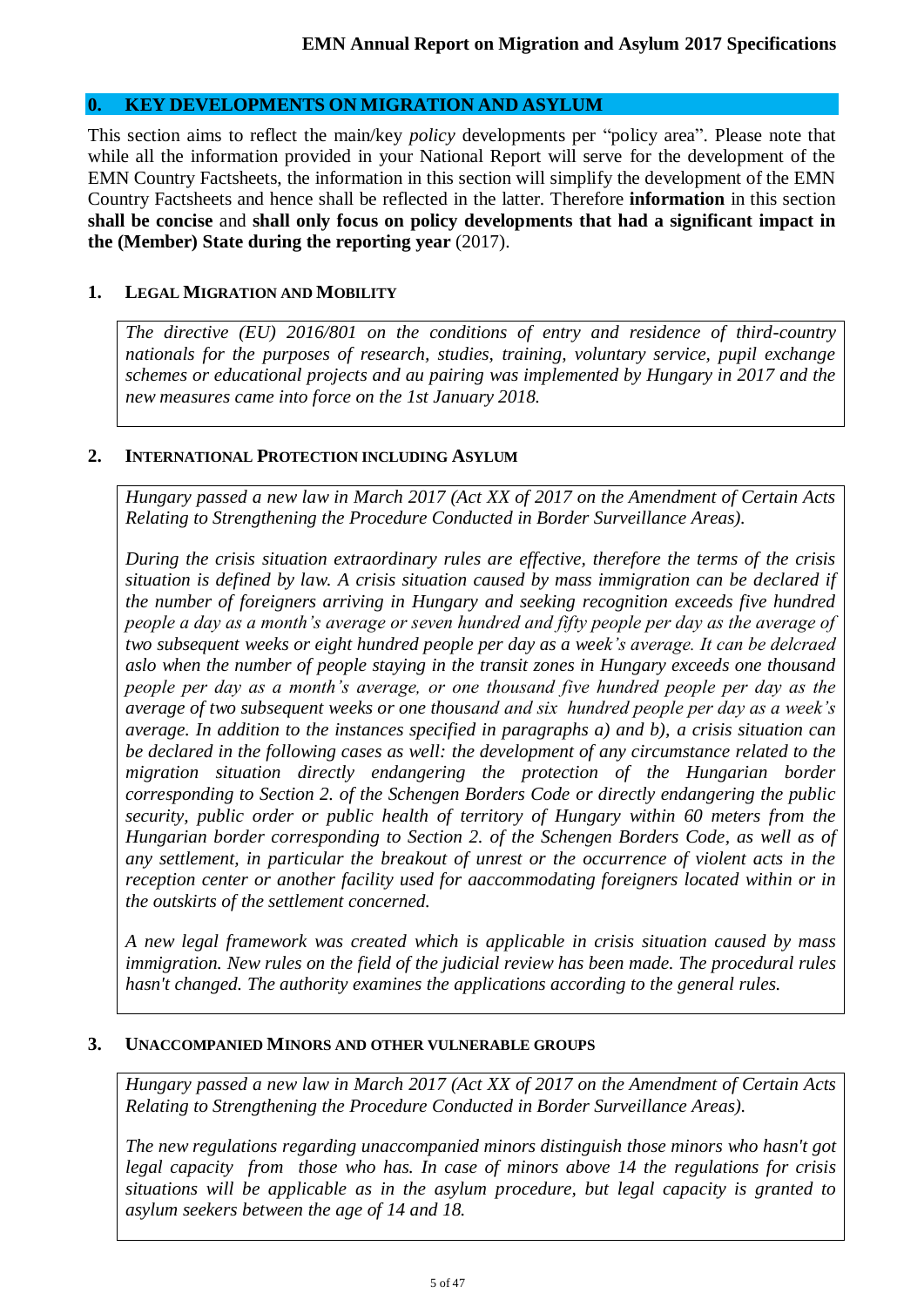## 0. KEY DEVELOPMENTS ON MIGRATION AND ASYLUM

This section aims to reflect the main/key *policy* developments per "policy area". Please note that while all the information provided in your National Report will serve for the development of the EMN Country Factsheets, the information in this section will simplify the development of the EMN Country Factsheets and hence shall be reflected in the latter. Therefore **information** in this section **shall be concise** and **shall only focus on policy developments that had a significant impact in the (Member) State during the reporting year** (2017).

### 1. Legal Migration and Mobility

*The directive (EU) 2016/801 on the conditions of entry and residence of third-country nationals for the purposes of research, studies, training, voluntary service, pupil exchange schemes or educational projects and au pairing was implemented by Hungary in 2017 and the new measures came into force on the 1st January 2018.*

### 2. International Protection including Asylum

*Hungary passed a new law in March 2017 (Act XX of 2017 on the Amendment of Certain Acts Relating to Strengthening the Procedure Conducted in Border Surveillance Areas).*

*During the crisis situation extraordinary rules are effective, therefore the terms of the crisis situation is defined by law. A crisis situation caused by mass immigration can be declared if the number of foreigners arriving in Hungary and seeking recognition exceeds five hundred people a day as a month's average or seven hundred and fifty people per day as the average of two subsequent weeks or eight hundred people per day as a week's average. It can be delcraed aslo when the number of people staying in the transit zones in Hungary exceeds one thousand people per day as a month's average, or one thousand five hundred people per day as the average of two subsequent weeks or one thousand and six hundred people per day as a week's average. In addition to the instances specified in paragraphs a) and b), a crisis situation can be declared in the following cases as well: the development of any circumstance related to the migration situation directly endangering the protection of the Hungarian border corresponding to Section 2. of the Schengen Borders Code or directly endangering the public security, public order or public health of territory of Hungary within 60 meters from the Hungarian border corresponding to Section 2. of the Schengen Borders Code, as well as of any settlement, in particular the breakout of unrest or the occurrence of violent acts in the reception center or another facility used for aaccommodating foreigners located within or in the outskirts of the settlement concerned.*

*A new legal framework was created which is applicable in crisis situation caused by mass immigration. New rules on the field of the judicial review has been made. The procedural rules hasn't changed. The authority examines the applications according to the general rules.*

### 3. Unaccompanied Minors and other vulnerable groups

*Hungary passed a new law in March 2017 (Act XX of 2017 on the Amendment of Certain Acts Relating to Strengthening the Procedure Conducted in Border Surveillance Areas).*

*The new regulations regarding unaccompanied minors distinguish those minors who hasn't got legal capacity from those who has. In case of minors above 14 the regulations for crisis situations will be applicable as in the asylum procedure, but legal capacity is granted to asylum seekers between the age of 14 and 18.*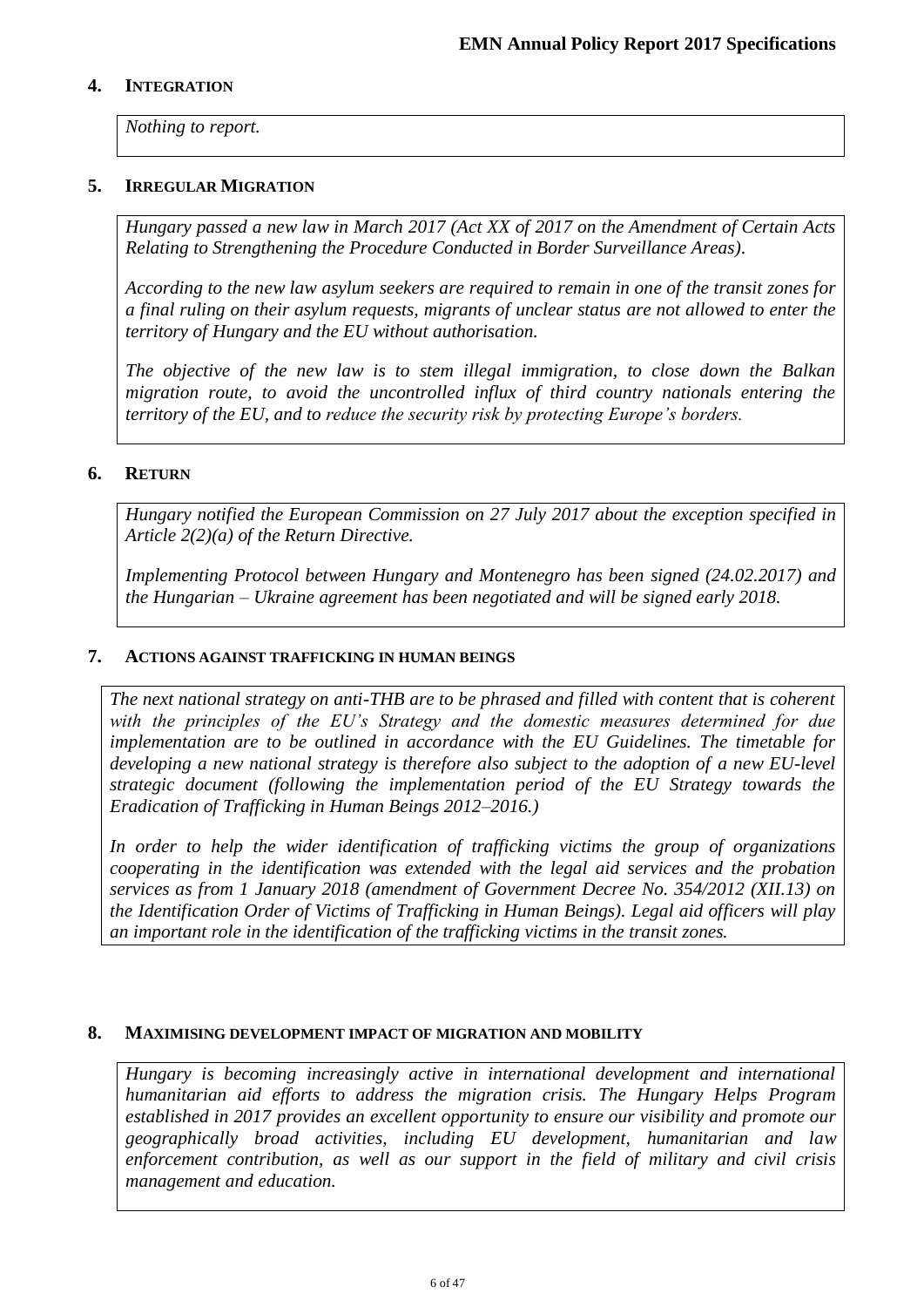## 4. INTEGRATION

*Nothing to report.*

## 5. IRREGULAR MIGRATION

*Hungary passed a new law in March 2017 (Act XX of 2017 on the Amendment of Certain Acts Relating to Strengthening the Procedure Conducted in Border Surveillance Areas).*

*According to the new law asylum seekers are required to remain in one of the transit zones for a final ruling on their asylum requests, migrants of unclear status are not allowed to enter the territory of Hungary and the EU without authorisation.*

*The objective of the new law is to stem illegal immigration, to close down the Balkan migration route, to avoid the uncontrolled influx of third country nationals entering the territory of the EU, and to reduce the security risk by protecting Europe's borders.*

## 6. RETURN

*Hungary notified the European Commission on 27 July 2017 about the exception specified in Article 2(2)(a) of the Return Directive.*

*Implementing Protocol between Hungary and Montenegro has been signed (24.02.2017) and the Hungarian – Ukraine agreement has been negotiated and will be signed early 2018.*

## 7. ACTIONS AGAINST TRAFFICKING IN HUMAN BEINGS

*The next national strategy on anti-THB are to be phrased and filled with content that is coherent with the principles of the EU's Strategy and the domestic measures determined for due implementation are to be outlined in accordance with the EU Guidelines. The timetable for developing a new national strategy is therefore also subject to the adoption of a new EU-level strategic document (following the implementation period of the EU Strategy towards the Eradication of Trafficking in Human Beings 2012–2016.)*

*In order to help the wider identification of trafficking victims the group of organizations cooperating in the identification was extended with the legal aid services and the probation services as from 1 January 2018 (amendment of Government Decree No. 354/2012 (XII.13) on the Identification Order of Victims of Trafficking in Human Beings). Legal aid officers will play an important role in the identification of the trafficking victims in the transit zones.*

## 8. MAXIMISING DEVELOPMENT IMPACT OF MIGRATION AND MOBILITY

*Hungary is becoming increasingly active in international development and international humanitarian aid efforts to address the migration crisis. The Hungary Helps Program established in 2017 provides an excellent opportunity to ensure our visibility and promote our geographically broad activities, including EU development, humanitarian and law enforcement contribution, as well as our support in the field of military and civil crisis management and education.*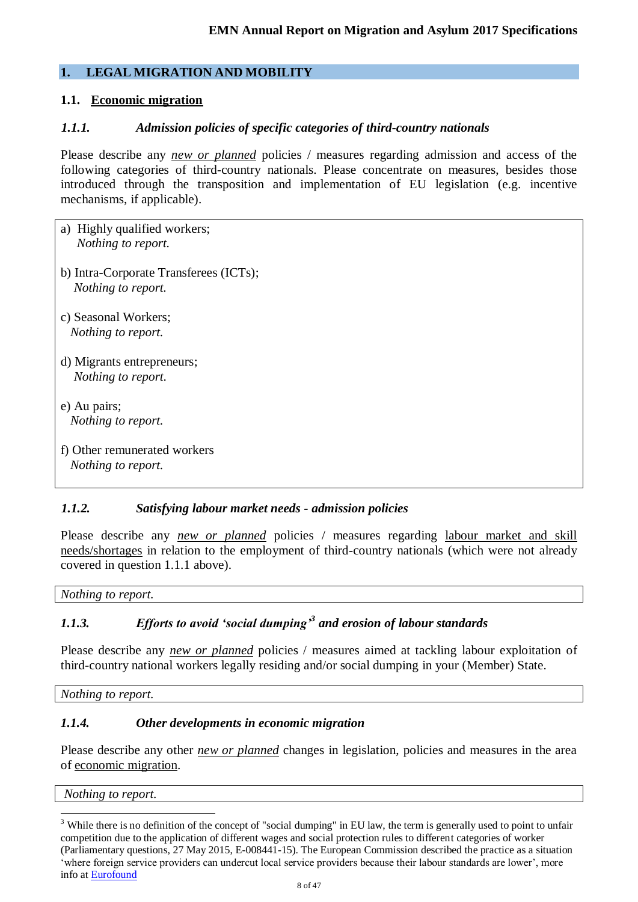## 1. LEGAL MIGRATION AND MOBILITY

### 1.1. Economic migration

#### *1.1.1. Admission policies of specific categories of third-country nationals*

Please describe any *new or planned* policies / measures regarding admission and access of the following categories of third-country nationals. Please concentrate on measures, besides those introduced through the transposition and implementation of EU legislation (e.g. incentive mechanisms, if applicable).

a) Highly qualified workers;
*Nothing to report.*

b) Intra-Corporate Transferees (ICTs);
*Nothing to report.*

c) Seasonal Workers;
*Nothing to report.*

d) Migrants entrepreneurs;
*Nothing to report.*

e) Au pairs;
*Nothing to report.*

f) Other remunerated workers
*Nothing to report.*

#### *1.1.2. Satisfying labour market needs - admission policies*

Please describe any *new or planned* policies / measures regarding labour market and skill needs/shortages in relation to the employment of third-country nationals (which were not already covered in question 1.1.1 above).

*Nothing to report.*

#### *1.1.3. Efforts to avoid 'social dumping'[3] and erosion of labour standards*

Please describe any *new or planned* policies / measures aimed at tackling labour exploitation of third-country national workers legally residing and/or social dumping in your (Member) State.

*Nothing to report.*

#### *1.1.4. Other developments in economic migration*

Please describe any other *new or planned* changes in legislation, policies and measures in the area of economic migration.

*Nothing to report.*

---

[3] While there is no definition of the concept of "social dumping" in EU law, the term is generally used to point to unfair competition due to the application of different wages and social protection rules to different categories of worker (Parliamentary questions, 27 May 2015, E-008441-15). The European Commission described the practice as a situation 'where foreign service providers can undercut local service providers because their labour standards are lower', more info at Eurofound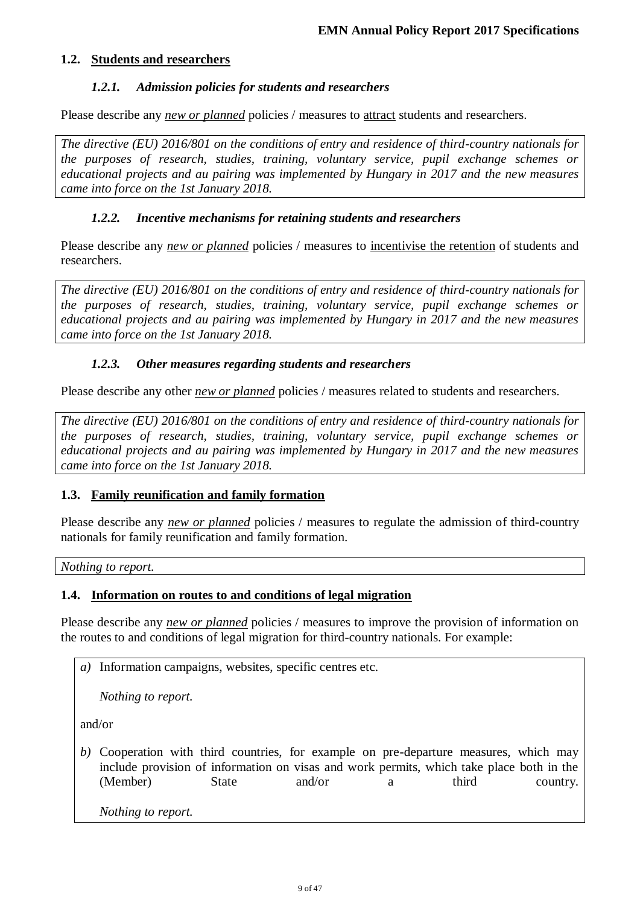## 1.2. Students and researchers

### *1.2.1. Admission policies for students and researchers*

Please describe any *new or planned* policies / measures to attract students and researchers.

*The directive (EU) 2016/801 on the conditions of entry and residence of third-country nationals for the purposes of research, studies, training, voluntary service, pupil exchange schemes or educational projects and au pairing was implemented by Hungary in 2017 and the new measures came into force on the 1st January 2018.*

### *1.2.2. Incentive mechanisms for retaining students and researchers*

Please describe any *new or planned* policies / measures to incentivise the retention of students and researchers.

*The directive (EU) 2016/801 on the conditions of entry and residence of third-country nationals for the purposes of research, studies, training, voluntary service, pupil exchange schemes or educational projects and au pairing was implemented by Hungary in 2017 and the new measures came into force on the 1st January 2018.*

### *1.2.3. Other measures regarding students and researchers*

Please describe any other *new or planned* policies / measures related to students and researchers.

*The directive (EU) 2016/801 on the conditions of entry and residence of third-country nationals for the purposes of research, studies, training, voluntary service, pupil exchange schemes or educational projects and au pairing was implemented by Hungary in 2017 and the new measures came into force on the 1st January 2018.*

## 1.3. Family reunification and family formation

Please describe any *new or planned* policies / measures to regulate the admission of third-country nationals for family reunification and family formation.

*Nothing to report.*

## 1.4. Information on routes to and conditions of legal migration

Please describe any *new or planned* policies / measures to improve the provision of information on the routes to and conditions of legal migration for third-country nationals. For example:

*a)* Information campaigns, websites, specific centres etc.

*Nothing to report.*

and/or

*b)* Cooperation with third countries, for example on pre-departure measures, which may include provision of information on visas and work permits, which take place both in the (Member) State and/or a third country.

*Nothing to report.*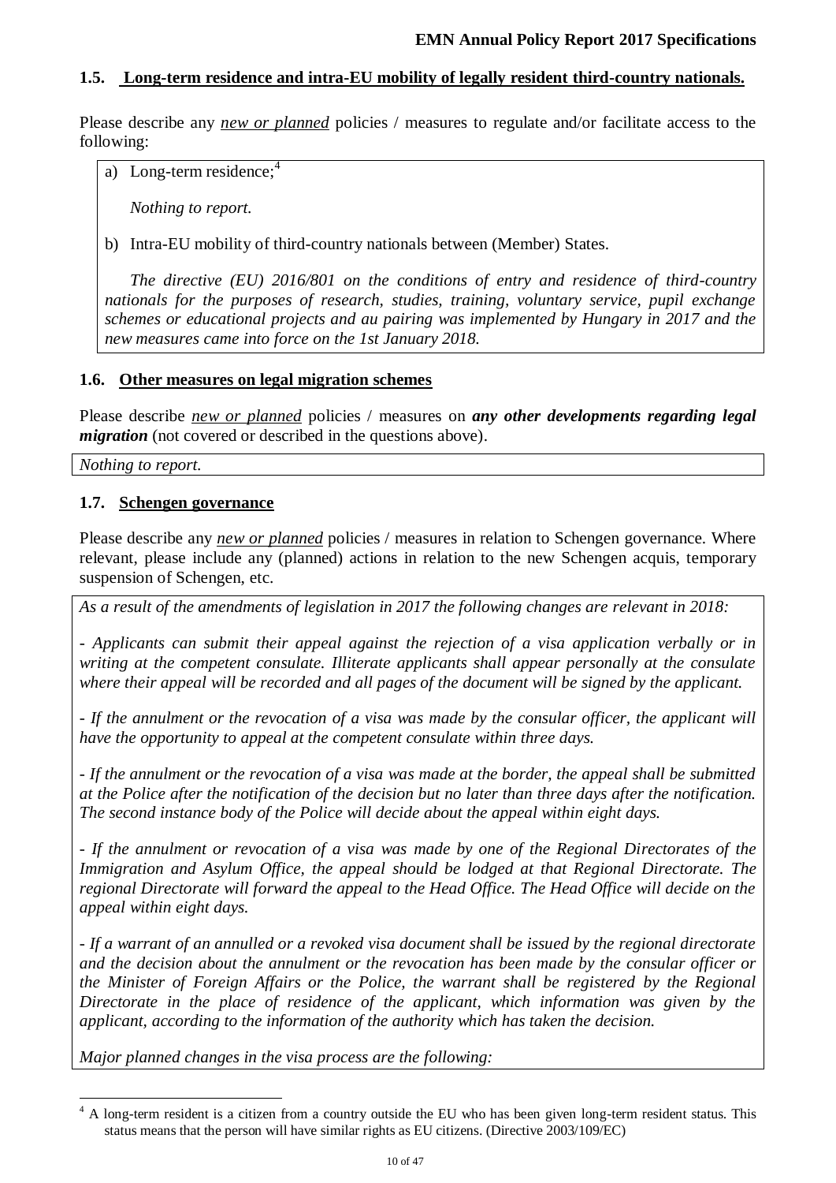### 1.5. Long-term residence and intra-EU mobility of legally resident third-country nationals.

Please describe any ***new or planned*** policies / measures to regulate and/or facilitate access to the following:

a) Long-term residence;[4]

*Nothing to report.*

b) Intra-EU mobility of third-country nationals between (Member) States.

*The directive (EU) 2016/801 on the conditions of entry and residence of third-country nationals for the purposes of research, studies, training, voluntary service, pupil exchange schemes or educational projects and au pairing was implemented by Hungary in 2017 and the new measures came into force on the 1st January 2018.*

### 1.6. Other measures on legal migration schemes

Please describe ***new or planned*** policies / measures on ***any other developments regarding legal migration*** (not covered or described in the questions above).

*Nothing to report.*

### 1.7. Schengen governance

Please describe any ***new or planned*** policies / measures in relation to Schengen governance. Where relevant, please include any (planned) actions in relation to the new Schengen acquis, temporary suspension of Schengen, etc.

*As a result of the amendments of legislation in 2017 the following changes are relevant in 2018:*

*- Applicants can submit their appeal against the rejection of a visa application verbally or in writing at the competent consulate. Illiterate applicants shall appear personally at the consulate where their appeal will be recorded and all pages of the document will be signed by the applicant.*

*- If the annulment or the revocation of a visa was made by the consular officer, the applicant will have the opportunity to appeal at the competent consulate within three days.*

*- If the annulment or the revocation of a visa was made at the border, the appeal shall be submitted at the Police after the notification of the decision but no later than three days after the notification. The second instance body of the Police will decide about the appeal within eight days.*

*- If the annulment or revocation of a visa was made by one of the Regional Directorates of the Immigration and Asylum Office, the appeal should be lodged at that Regional Directorate. The regional Directorate will forward the appeal to the Head Office. The Head Office will decide on the appeal within eight days.*

*- If a warrant of an annulled or a revoked visa document shall be issued by the regional directorate and the decision about the annulment or the revocation has been made by the consular officer or the Minister of Foreign Affairs or the Police, the warrant shall be registered by the Regional Directorate in the place of residence of the applicant, which information was given by the applicant, according to the information of the authority which has taken the decision.*

*Major planned changes in the visa process are the following:*

[4] A long-term resident is a citizen from a country outside the EU who has been given long-term resident status. This status means that the person will have similar rights as EU citizens. (Directive 2003/109/EC)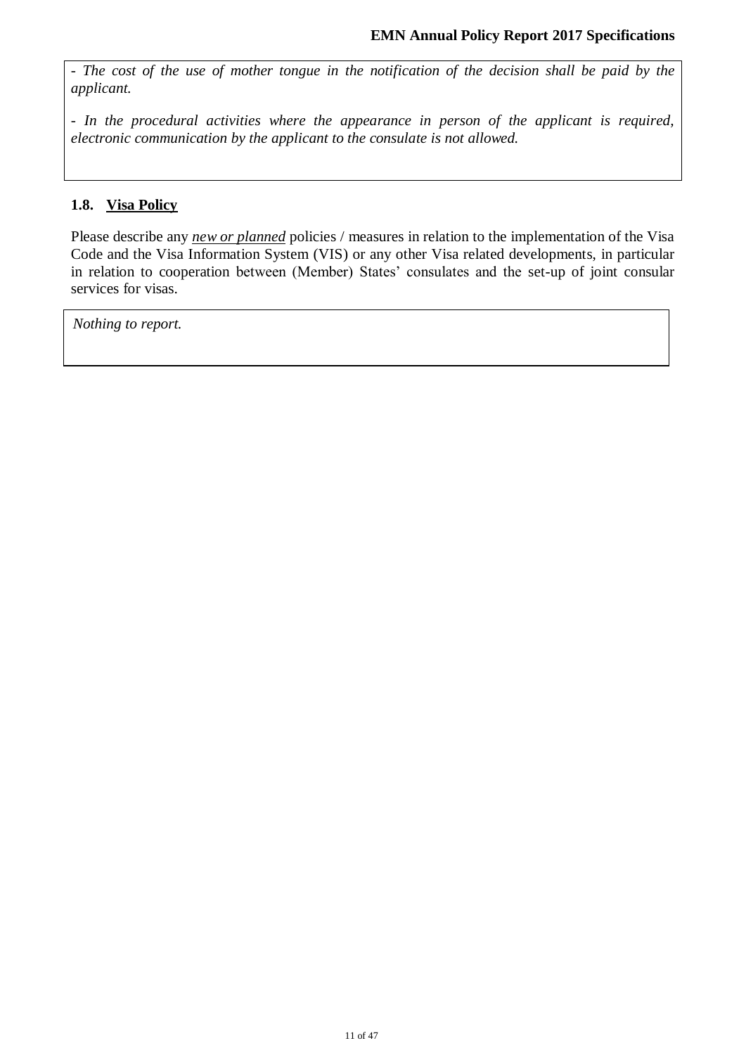*- The cost of the use of mother tongue in the notification of the decision shall be paid by the applicant.*

*- In the procedural activities where the appearance in person of the applicant is required, electronic communication by the applicant to the consulate is not allowed.*

### 1.8. Visa Policy

Please describe any ***new or planned*** policies / measures in relation to the implementation of the Visa Code and the Visa Information System (VIS) or any other Visa related developments, in particular in relation to cooperation between (Member) States' consulates and the set-up of joint consular services for visas.

*Nothing to report.*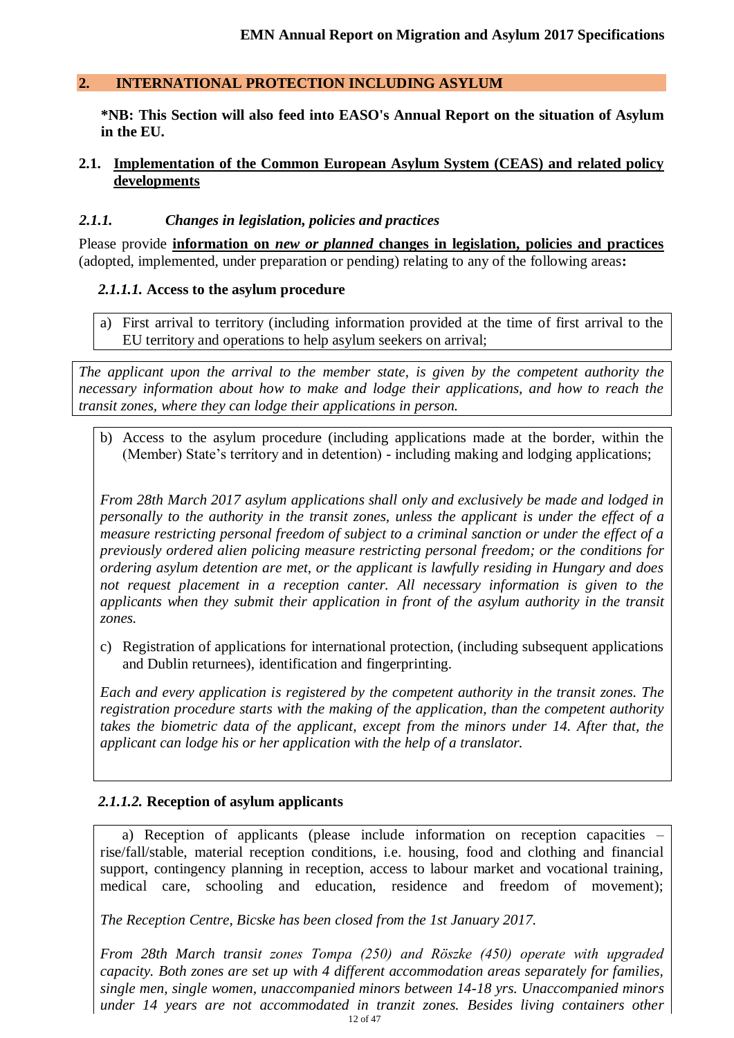## 2. INTERNATIONAL PROTECTION INCLUDING ASYLUM

**\*NB: This Section will also feed into EASO's Annual Report on the situation of Asylum in the EU.**

### 2.1. Implementation of the Common European Asylum System (CEAS) and related policy developments

#### *2.1.1. Changes in legislation, policies and practices*

Please provide **information on *new or planned* changes in legislation, policies and practices** (adopted, implemented, under preparation or pending) relating to any of the following areas**:**

##### *2.1.1.1.* Access to the asylum procedure

a) First arrival to territory (including information provided at the time of first arrival to the EU territory and operations to help asylum seekers on arrival;

*The applicant upon the arrival to the member state, is given by the competent authority the necessary information about how to make and lodge their applications, and how to reach the transit zones, where they can lodge their applications in person.*

b) Access to the asylum procedure (including applications made at the border, within the (Member) State's territory and in detention) - including making and lodging applications;

*From 28th March 2017 asylum applications shall only and exclusively be made and lodged in personally to the authority in the transit zones, unless the applicant is under the effect of a measure restricting personal freedom of subject to a criminal sanction or under the effect of a previously ordered alien policing measure restricting personal freedom; or the conditions for ordering asylum detention are met, or the applicant is lawfully residing in Hungary and does not request placement in a reception canter. All necessary information is given to the applicants when they submit their application in front of the asylum authority in the transit zones.*

c) Registration of applications for international protection, (including subsequent applications and Dublin returnees), identification and fingerprinting.

*Each and every application is registered by the competent authority in the transit zones. The registration procedure starts with the making of the application, than the competent authority takes the biometric data of the applicant, except from the minors under 14. After that, the applicant can lodge his or her application with the help of a translator.*

##### *2.1.1.2.* Reception of asylum applicants

a) Reception of applicants (please include information on reception capacities – rise/fall/stable, material reception conditions, i.e. housing, food and clothing and financial support, contingency planning in reception, access to labour market and vocational training, medical care, schooling and education, residence and freedom of movement);

*The Reception Centre, Bicske has been closed from the 1st January 2017.*

*From 28th March transit zones Tompa (250) and Röszke (450) operate with upgraded capacity. Both zones are set up with 4 different accommodation areas separately for families, single men, single women, unaccompanied minors between 14-18 yrs. Unaccompanied minors under 14 years are not accommodated in tranzit zones. Besides living containers other*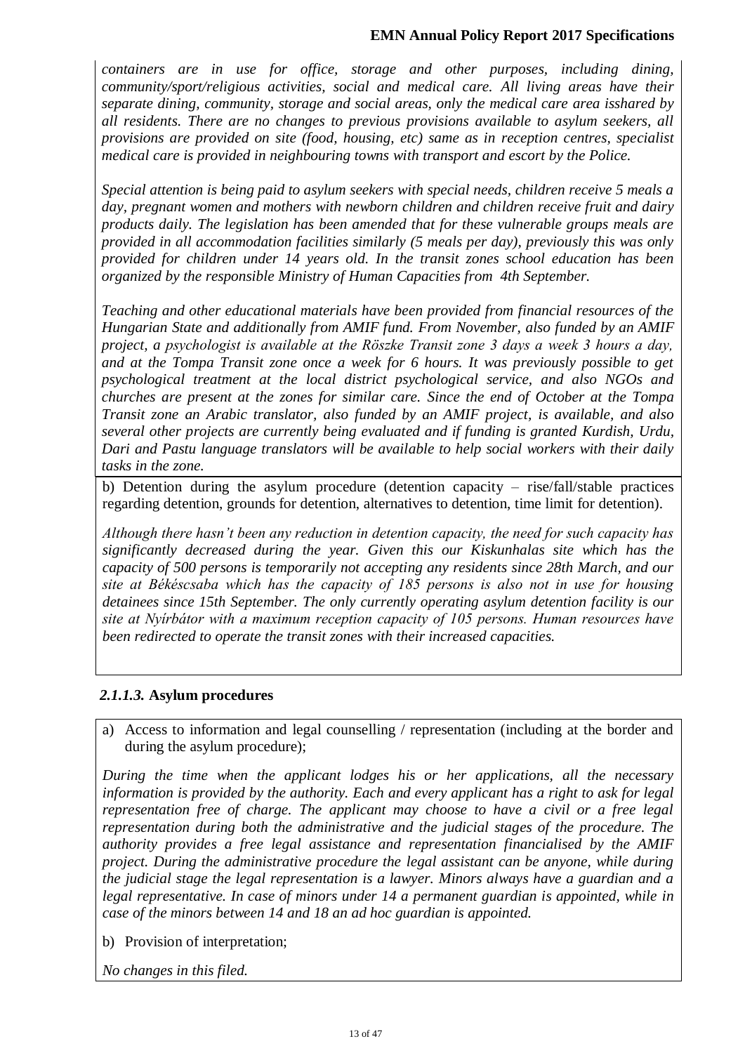*containers are in use for office, storage and other purposes, including dining, community/sport/religious activities, social and medical care. All living areas have their separate dining, community, storage and social areas, only the medical care area isshared by all residents. There are no changes to previous provisions available to asylum seekers, all provisions are provided on site (food, housing, etc) same as in reception centres, specialist medical care is provided in neighbouring towns with transport and escort by the Police.*

*Special attention is being paid to asylum seekers with special needs, children receive 5 meals a day, pregnant women and mothers with newborn children and children receive fruit and dairy products daily. The legislation has been amended that for these vulnerable groups meals are provided in all accommodation facilities similarly (5 meals per day), previously this was only provided for children under 14 years old. In the transit zones school education has been organized by the responsible Ministry of Human Capacities from 4th September.*

*Teaching and other educational materials have been provided from financial resources of the Hungarian State and additionally from AMIF fund. From November, also funded by an AMIF project, a psychologist is available at the Röszke Transit zone 3 days a week 3 hours a day, and at the Tompa Transit zone once a week for 6 hours. It was previously possible to get psychological treatment at the local district psychological service, and also NGOs and churches are present at the zones for similar care. Since the end of October at the Tompa Transit zone an Arabic translator, also funded by an AMIF project, is available, and also several other projects are currently being evaluated and if funding is granted Kurdish, Urdu, Dari and Pastu language translators will be available to help social workers with their daily tasks in the zone.*

b) Detention during the asylum procedure (detention capacity – rise/fall/stable practices regarding detention, grounds for detention, alternatives to detention, time limit for detention).

*Although there hasn't been any reduction in detention capacity, the need for such capacity has significantly decreased during the year. Given this our Kiskunhalas site which has the capacity of 500 persons is temporarily not accepting any residents since 28th March, and our site at Békéscsaba which has the capacity of 185 persons is also not in use for housing detainees since 15th September. The only currently operating asylum detention facility is our site at Nyírbátor with a maximum reception capacity of 105 persons. Human resources have been redirected to operate the transit zones with their increased capacities.*

### *2.1.1.3.* Asylum procedures

a) Access to information and legal counselling / representation (including at the border and during the asylum procedure);

*During the time when the applicant lodges his or her applications, all the necessary information is provided by the authority. Each and every applicant has a right to ask for legal representation free of charge. The applicant may choose to have a civil or a free legal representation during both the administrative and the judicial stages of the procedure. The authority provides a free legal assistance and representation financialised by the AMIF project. During the administrative procedure the legal assistant can be anyone, while during the judicial stage the legal representation is a lawyer. Minors always have a guardian and a legal representative. In case of minors under 14 a permanent guardian is appointed, while in case of the minors between 14 and 18 an ad hoc guardian is appointed.*

b) Provision of interpretation;

*No changes in this filed.*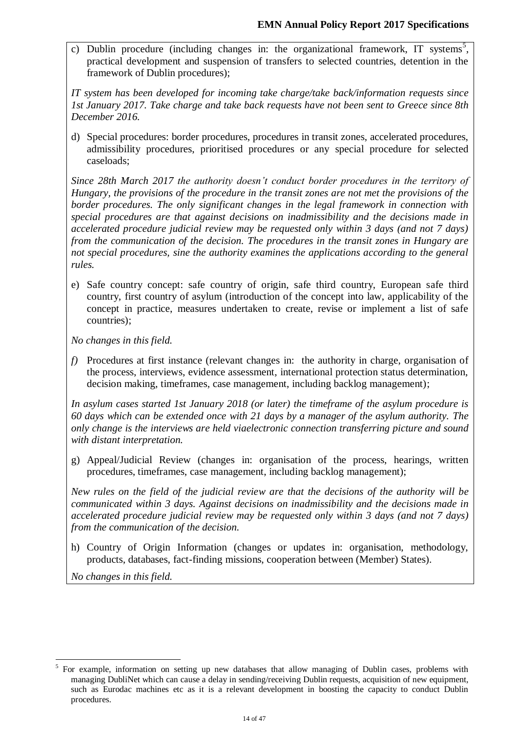c) Dublin procedure (including changes in: the organizational framework, IT systems[5], practical development and suspension of transfers to selected countries, detention in the framework of Dublin procedures);

*IT system has been developed for incoming take charge/take back/information requests since 1st January 2017. Take charge and take back requests have not been sent to Greece since 8th December 2016.*

d) Special procedures: border procedures, procedures in transit zones, accelerated procedures, admissibility procedures, prioritised procedures or any special procedure for selected caseloads;

*Since 28th March 2017 the authority doesn't conduct border procedures in the territory of Hungary, the provisions of the procedure in the transit zones are not met the provisions of the border procedures. The only significant changes in the legal framework in connection with special procedures are that against decisions on inadmissibility and the decisions made in accelerated procedure judicial review may be requested only within 3 days (and not 7 days) from the communication of the decision. The procedures in the transit zones in Hungary are not special procedures, sine the authority examines the applications according to the general rules.*

e) Safe country concept: safe country of origin, safe third country, European safe third country, first country of asylum (introduction of the concept into law, applicability of the concept in practice, measures undertaken to create, revise or implement a list of safe countries);

*No changes in this field.*

*f)* Procedures at first instance (relevant changes in: the authority in charge, organisation of the process, interviews, evidence assessment, international protection status determination, decision making, timeframes, case management, including backlog management);

*In asylum cases started 1st January 2018 (or later) the timeframe of the asylum procedure is 60 days which can be extended once with 21 days by a manager of the asylum authority. The only change is the interviews are held viaelectronic connection transferring picture and sound with distant interpretation.*

g) Appeal/Judicial Review (changes in: organisation of the process, hearings, written procedures, timeframes, case management, including backlog management);

*New rules on the field of the judicial review are that the decisions of the authority will be communicated within 3 days. Against decisions on inadmissibility and the decisions made in accelerated procedure judicial review may be requested only within 3 days (and not 7 days) from the communication of the decision.*

h) Country of Origin Information (changes or updates in: organisation, methodology, products, databases, fact-finding missions, cooperation between (Member) States).

*No changes in this field.*

---

[5] For example, information on setting up new databases that allow managing of Dublin cases, problems with managing DubliNet which can cause a delay in sending/receiving Dublin requests, acquisition of new equipment, such as Eurodac machines etc as it is a relevant development in boosting the capacity to conduct Dublin procedures.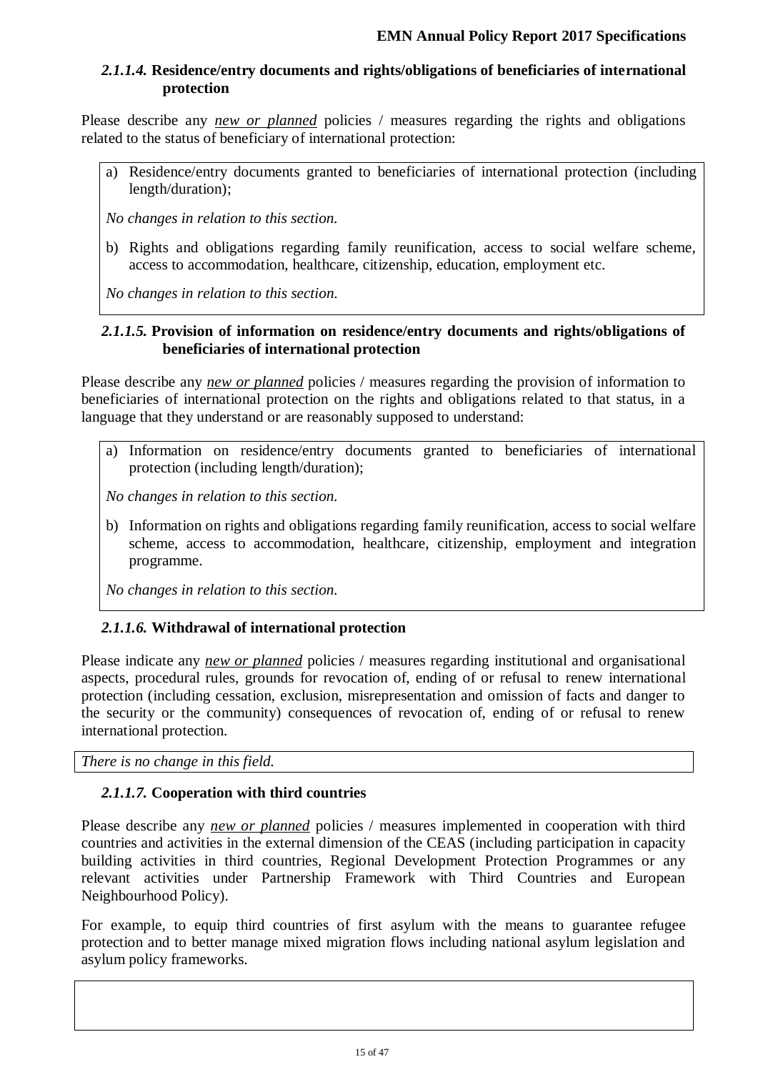#### *2.1.1.4.* Residence/entry documents and rights/obligations of beneficiaries of international protection

Please describe any ***new or planned*** policies / measures regarding the rights and obligations related to the status of beneficiary of international protection:

a) Residence/entry documents granted to beneficiaries of international protection (including length/duration);

*No changes in relation to this section.*

b) Rights and obligations regarding family reunification, access to social welfare scheme, access to accommodation, healthcare, citizenship, education, employment etc.

*No changes in relation to this section.*

#### *2.1.1.5.* Provision of information on residence/entry documents and rights/obligations of beneficiaries of international protection

Please describe any ***new or planned*** policies / measures regarding the provision of information to beneficiaries of international protection on the rights and obligations related to that status, in a language that they understand or are reasonably supposed to understand:

a) Information on residence/entry documents granted to beneficiaries of international protection (including length/duration);

*No changes in relation to this section.*

b) Information on rights and obligations regarding family reunification, access to social welfare scheme, access to accommodation, healthcare, citizenship, employment and integration programme.

*No changes in relation to this section.*

#### *2.1.1.6.* Withdrawal of international protection

Please indicate any ***new or planned*** policies / measures regarding institutional and organisational aspects, procedural rules, grounds for revocation of, ending of or refusal to renew international protection (including cessation, exclusion, misrepresentation and omission of facts and danger to the security or the community) consequences of revocation of, ending of or refusal to renew international protection.

*There is no change in this field.*

#### *2.1.1.7.* Cooperation with third countries

Please describe any ***new or planned*** policies / measures implemented in cooperation with third countries and activities in the external dimension of the CEAS (including participation in capacity building activities in third countries, Regional Development Protection Programmes or any relevant activities under Partnership Framework with Third Countries and European Neighbourhood Policy).

For example, to equip third countries of first asylum with the means to guarantee refugee protection and to better manage mixed migration flows including national asylum legislation and asylum policy frameworks.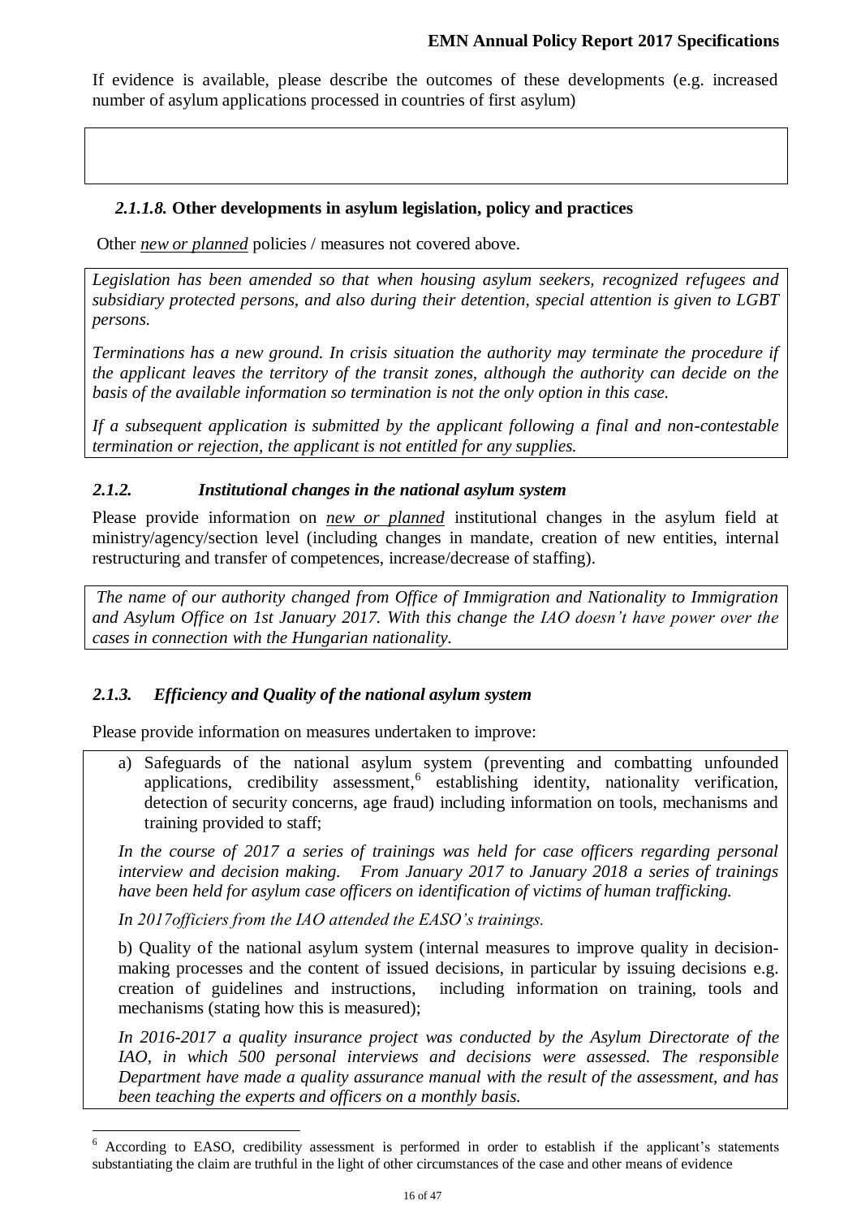If evidence is available, please describe the outcomes of these developments (e.g. increased number of asylum applications processed in countries of first asylum)

#### *2.1.1.8.* **Other developments in asylum legislation, policy and practices**

Other *new or planned* policies / measures not covered above.

*Legislation has been amended so that when housing asylum seekers, recognized refugees and subsidiary protected persons, and also during their detention, special attention is given to LGBT persons.*

*Terminations has a new ground. In crisis situation the authority may terminate the procedure if the applicant leaves the territory of the transit zones, although the authority can decide on the basis of the available information so termination is not the only option in this case.*

*If a subsequent application is submitted by the applicant following a final and non-contestable termination or rejection, the applicant is not entitled for any supplies.*

### *2.1.2. Institutional changes in the national asylum system*

Please provide information on *new or planned* institutional changes in the asylum field at ministry/agency/section level (including changes in mandate, creation of new entities, internal restructuring and transfer of competences, increase/decrease of staffing).

*The name of our authority changed from Office of Immigration and Nationality to Immigration and Asylum Office on 1st January 2017. With this change the IAO doesn't have power over the cases in connection with the Hungarian nationality.*

### *2.1.3. Efficiency and Quality of the national asylum system*

Please provide information on measures undertaken to improve:

a) Safeguards of the national asylum system (preventing and combatting unfounded applications, credibility assessment,[6] establishing identity, nationality verification, detection of security concerns, age fraud) including information on tools, mechanisms and training provided to staff;

*In the course of 2017 a series of trainings was held for case officers regarding personal interview and decision making. From January 2017 to January 2018 a series of trainings have been held for asylum case officers on identification of victims of human trafficking.*

*In 2017officiers from the IAO attended the EASO's trainings.*

b) Quality of the national asylum system (internal measures to improve quality in decision-making processes and the content of issued decisions, in particular by issuing decisions e.g. creation of guidelines and instructions, including information on training, tools and mechanisms (stating how this is measured);

*In 2016-2017 a quality insurance project was conducted by the Asylum Directorate of the IAO, in which 500 personal interviews and decisions were assessed. The responsible Department have made a quality assurance manual with the result of the assessment, and has been teaching the experts and officers on a monthly basis.*

---

[6] According to EASO, credibility assessment is performed in order to establish if the applicant's statements substantiating the claim are truthful in the light of other circumstances of the case and other means of evidence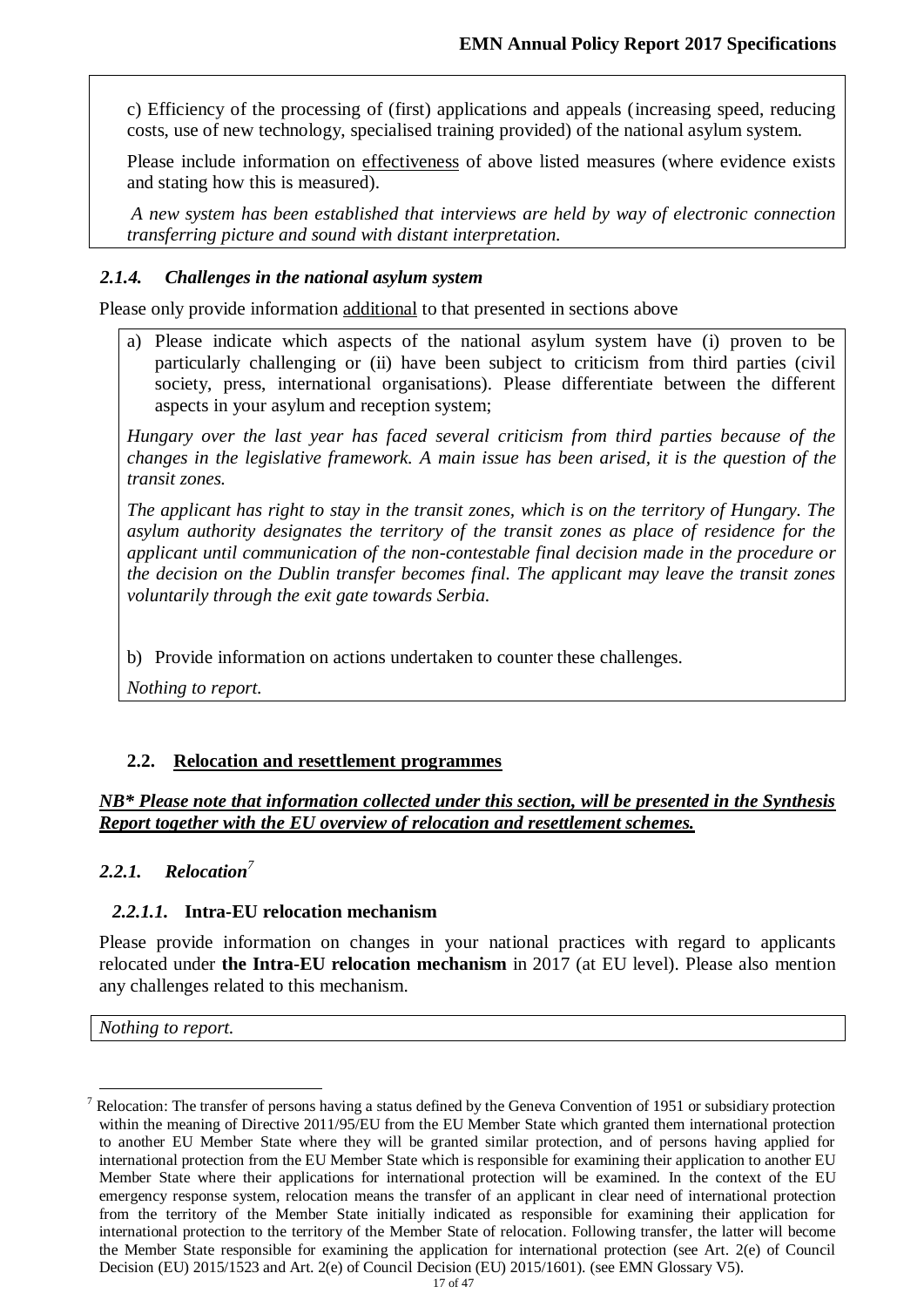c) Efficiency of the processing of (first) applications and appeals (increasing speed, reducing costs, use of new technology, specialised training provided) of the national asylum system.

Please include information on effectiveness of above listed measures (where evidence exists and stating how this is measured).

*A new system has been established that interviews are held by way of electronic connection transferring picture and sound with distant interpretation.*

### *2.1.4. Challenges in the national asylum system*

Please only provide information additional to that presented in sections above

a) Please indicate which aspects of the national asylum system have (i) proven to be particularly challenging or (ii) have been subject to criticism from third parties (civil society, press, international organisations). Please differentiate between the different aspects in your asylum and reception system;

*Hungary over the last year has faced several criticism from third parties because of the changes in the legislative framework. A main issue has been arised, it is the question of the transit zones.*

*The applicant has right to stay in the transit zones, which is on the territory of Hungary. The asylum authority designates the territory of the transit zones as place of residence for the applicant until communication of the non-contestable final decision made in the procedure or the decision on the Dublin transfer becomes final. The applicant may leave the transit zones voluntarily through the exit gate towards Serbia.*

b) Provide information on actions undertaken to counter these challenges.

*Nothing to report.*

## 2.2. Relocation and resettlement programmes

***NB\* Please note that information collected under this section, will be presented in the Synthesis Report together with the EU overview of relocation and resettlement schemes.***

### *2.2.1. Relocation*[7]

#### *2.2.1.1.* Intra-EU relocation mechanism

Please provide information on changes in your national practices with regard to applicants relocated under **the Intra-EU relocation mechanism** in 2017 (at EU level). Please also mention any challenges related to this mechanism.

*Nothing to report.*

---

[7] Relocation: The transfer of persons having a status defined by the Geneva Convention of 1951 or subsidiary protection within the meaning of Directive 2011/95/EU from the EU Member State which granted them international protection to another EU Member State where they will be granted similar protection, and of persons having applied for international protection from the EU Member State which is responsible for examining their application to another EU Member State where their applications for international protection will be examined. In the context of the EU emergency response system, relocation means the transfer of an applicant in clear need of international protection from the territory of the Member State initially indicated as responsible for examining their application for international protection to the territory of the Member State of relocation. Following transfer, the latter will become the Member State responsible for examining the application for international protection (see Art. 2(e) of Council Decision (EU) 2015/1523 and Art. 2(e) of Council Decision (EU) 2015/1601). (see EMN Glossary V5).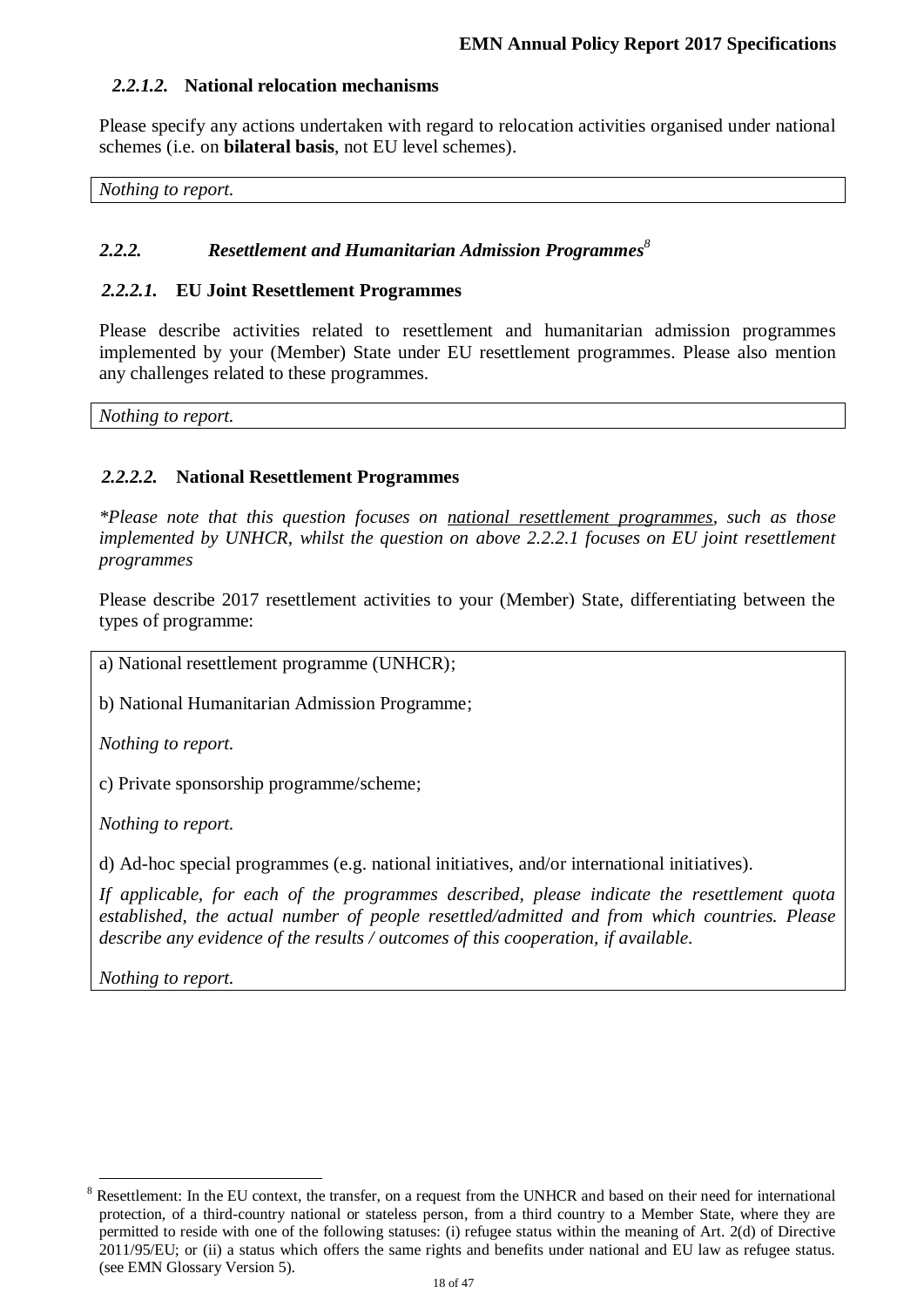#### *2.2.1.2.* National relocation mechanisms

Please specify any actions undertaken with regard to relocation activities organised under national schemes (i.e. on **bilateral basis**, not EU level schemes).

*Nothing to report.*

### *2.2.2. Resettlement and Humanitarian Admission Programmes*[8]

#### *2.2.2.1.* EU Joint Resettlement Programmes

Please describe activities related to resettlement and humanitarian admission programmes implemented by your (Member) State under EU resettlement programmes. Please also mention any challenges related to these programmes.

*Nothing to report.*

#### *2.2.2.2.* National Resettlement Programmes

*\*Please note that this question focuses on <u>national resettlement programmes</u>, such as those implemented by UNHCR, whilst the question on above 2.2.2.1 focuses on EU joint resettlement programmes*

Please describe 2017 resettlement activities to your (Member) State, differentiating between the types of programme:

a) National resettlement programme (UNHCR);

b) National Humanitarian Admission Programme;

*Nothing to report.*

c) Private sponsorship programme/scheme;

*Nothing to report.*

d) Ad-hoc special programmes (e.g. national initiatives, and/or international initiatives).

*If applicable, for each of the programmes described, please indicate the resettlement quota established, the actual number of people resettled/admitted and from which countries. Please describe any evidence of the results / outcomes of this cooperation, if available.*

*Nothing to report.*

---

[8] Resettlement: In the EU context, the transfer, on a request from the UNHCR and based on their need for international protection, of a third-country national or stateless person, from a third country to a Member State, where they are permitted to reside with one of the following statuses: (i) refugee status within the meaning of Art. 2(d) of Directive 2011/95/EU; or (ii) a status which offers the same rights and benefits under national and EU law as refugee status. (see EMN Glossary Version 5).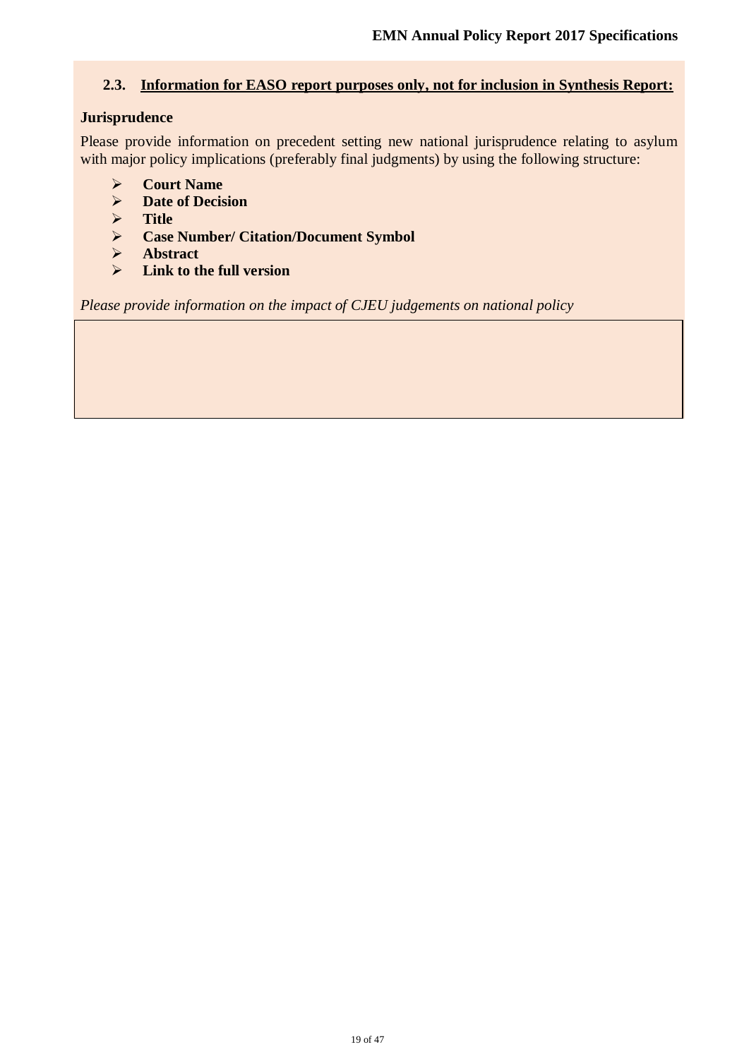### 2.3. Information for EASO report purposes only, not for inclusion in Synthesis Report:

**Jurisprudence**

Please provide information on precedent setting new national jurisprudence relating to asylum with major policy implications (preferably final judgments) by using the following structure:

- **Court Name**
- **Date of Decision**
- **Title**
- **Case Number/ Citation/Document Symbol**
- **Abstract**
- **Link to the full version**

*Please provide information on the impact of CJEU judgements on national policy*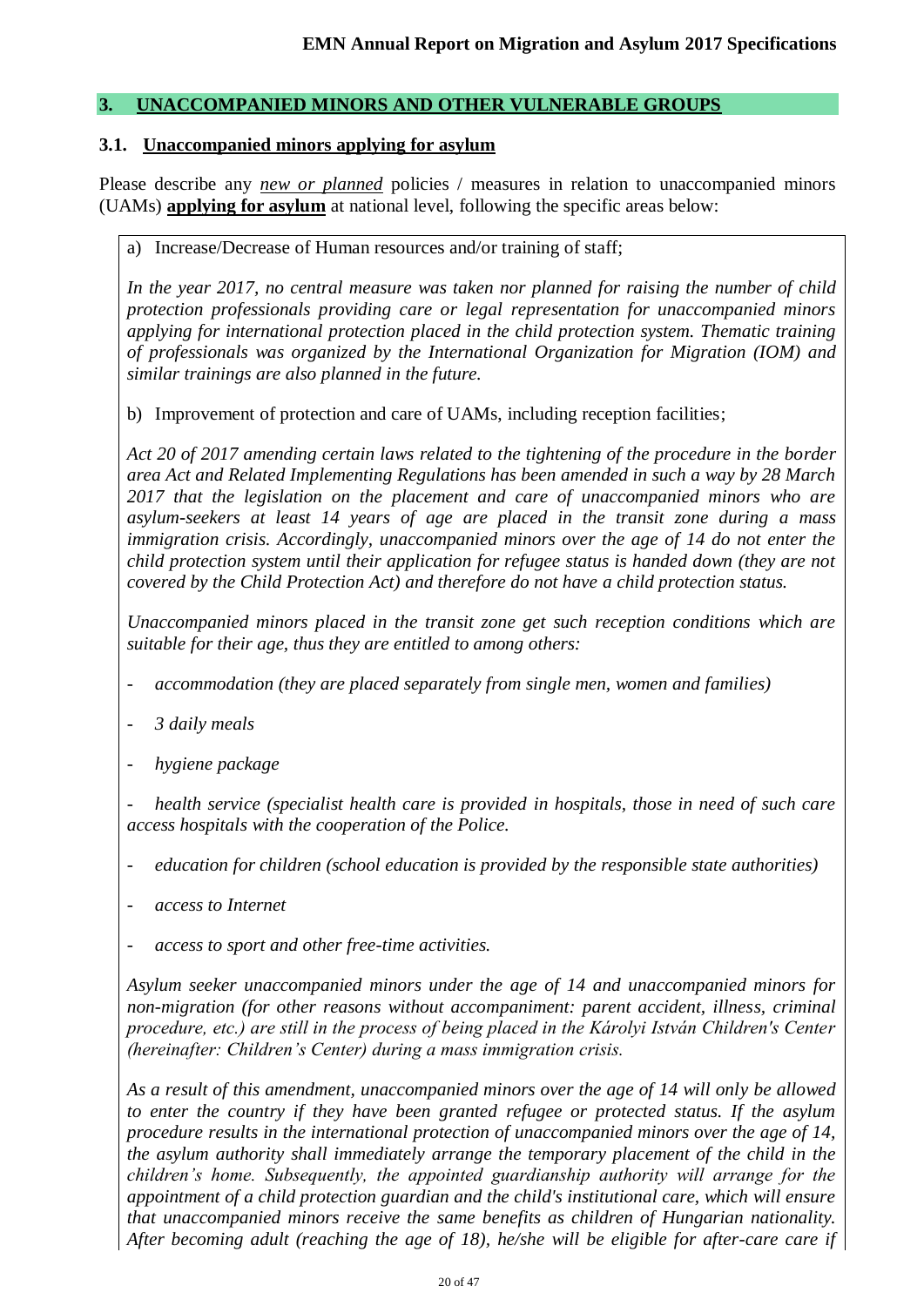## 3. UNACCOMPANIED MINORS AND OTHER VULNERABLE GROUPS

### 3.1. Unaccompanied minors applying for asylum

Please describe any *new or planned* policies / measures in relation to unaccompanied minors (UAMs) **applying for asylum** at national level, following the specific areas below:

a) Increase/Decrease of Human resources and/or training of staff;

*In the year 2017, no central measure was taken nor planned for raising the number of child protection professionals providing care or legal representation for unaccompanied minors applying for international protection placed in the child protection system. Thematic training of professionals was organized by the International Organization for Migration (IOM) and similar trainings are also planned in the future.*

b) Improvement of protection and care of UAMs, including reception facilities;

*Act 20 of 2017 amending certain laws related to the tightening of the procedure in the border area Act and Related Implementing Regulations has been amended in such a way by 28 March 2017 that the legislation on the placement and care of unaccompanied minors who are asylum-seekers at least 14 years of age are placed in the transit zone during a mass immigration crisis. Accordingly, unaccompanied minors over the age of 14 do not enter the child protection system until their application for refugee status is handed down (they are not covered by the Child Protection Act) and therefore do not have a child protection status.*

*Unaccompanied minors placed in the transit zone get such reception conditions which are suitable for their age, thus they are entitled to among others:*

- *accommodation (they are placed separately from single men, women and families)*
- *3 daily meals*
- *hygiene package*
- *health service (specialist health care is provided in hospitals, those in need of such care access hospitals with the cooperation of the Police.*
- *education for children (school education is provided by the responsible state authorities)*
- *access to Internet*
- *access to sport and other free-time activities.*

*Asylum seeker unaccompanied minors under the age of 14 and unaccompanied minors for non-migration (for other reasons without accompaniment: parent accident, illness, criminal procedure, etc.) are still in the process of being placed in the Károlyi István Children's Center (hereinafter: Children's Center) during a mass immigration crisis.*

*As a result of this amendment, unaccompanied minors over the age of 14 will only be allowed to enter the country if they have been granted refugee or protected status. If the asylum procedure results in the international protection of unaccompanied minors over the age of 14, the asylum authority shall immediately arrange the temporary placement of the child in the children's home. Subsequently, the appointed guardianship authority will arrange for the appointment of a child protection guardian and the child's institutional care, which will ensure that unaccompanied minors receive the same benefits as children of Hungarian nationality. After becoming adult (reaching the age of 18), he/she will be eligible for after-care care if*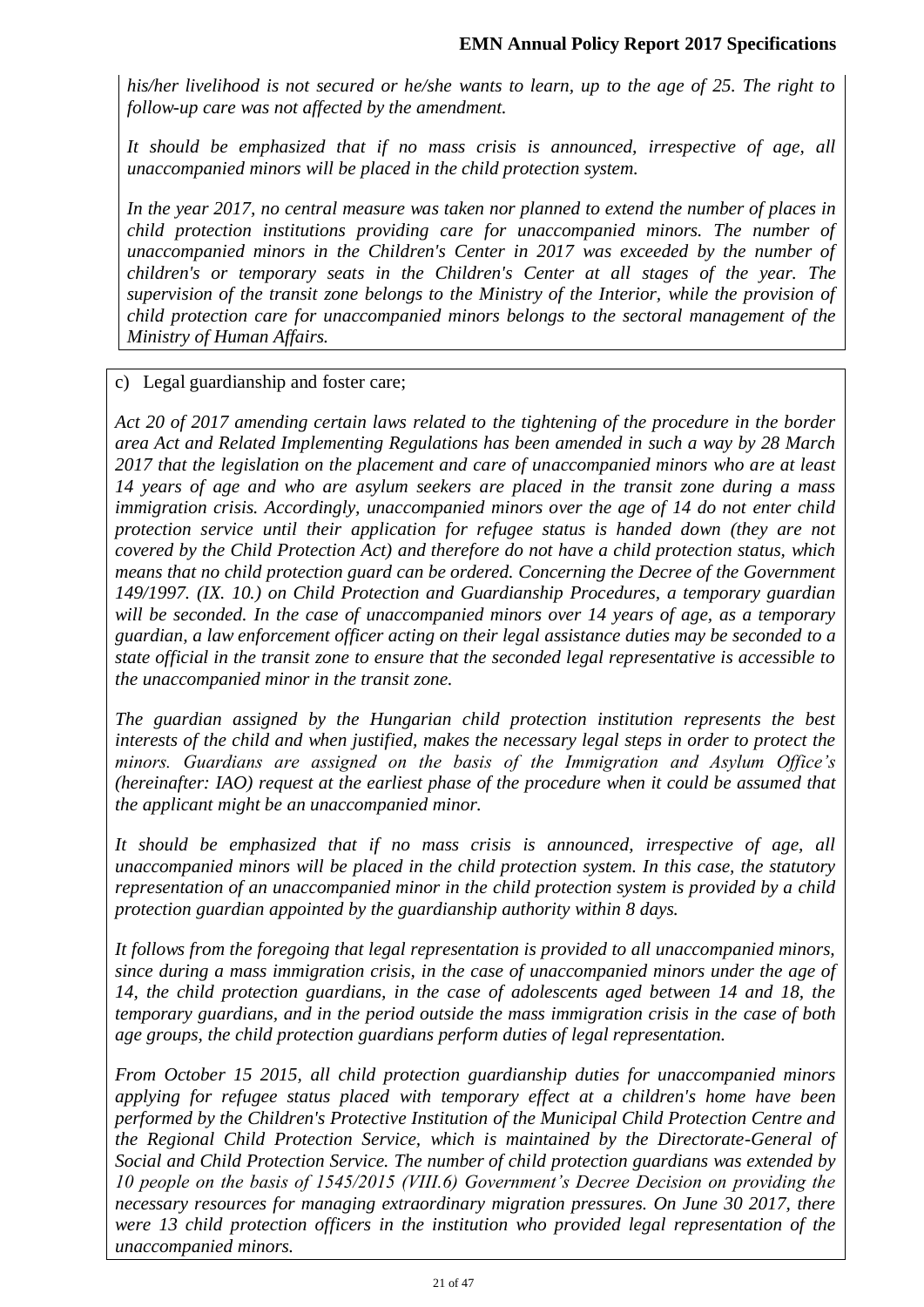*his/her livelihood is not secured or he/she wants to learn, up to the age of 25. The right to follow-up care was not affected by the amendment.*

*It should be emphasized that if no mass crisis is announced, irrespective of age, all unaccompanied minors will be placed in the child protection system.*

*In the year 2017, no central measure was taken nor planned to extend the number of places in child protection institutions providing care for unaccompanied minors. The number of unaccompanied minors in the Children's Center in 2017 was exceeded by the number of children's or temporary seats in the Children's Center at all stages of the year. The supervision of the transit zone belongs to the Ministry of the Interior, while the provision of child protection care for unaccompanied minors belongs to the sectoral management of the Ministry of Human Affairs.*

c) Legal guardianship and foster care;

*Act 20 of 2017 amending certain laws related to the tightening of the procedure in the border area Act and Related Implementing Regulations has been amended in such a way by 28 March 2017 that the legislation on the placement and care of unaccompanied minors who are at least 14 years of age and who are asylum seekers are placed in the transit zone during a mass immigration crisis. Accordingly, unaccompanied minors over the age of 14 do not enter child protection service until their application for refugee status is handed down (they are not covered by the Child Protection Act) and therefore do not have a child protection status, which means that no child protection guard can be ordered. Concerning the Decree of the Government 149/1997. (IX. 10.) on Child Protection and Guardianship Procedures, a temporary guardian will be seconded. In the case of unaccompanied minors over 14 years of age, as a temporary guardian, a law enforcement officer acting on their legal assistance duties may be seconded to a state official in the transit zone to ensure that the seconded legal representative is accessible to the unaccompanied minor in the transit zone.*

*The guardian assigned by the Hungarian child protection institution represents the best interests of the child and when justified, makes the necessary legal steps in order to protect the minors. Guardians are assigned on the basis of the Immigration and Asylum Office's (hereinafter: IAO) request at the earliest phase of the procedure when it could be assumed that the applicant might be an unaccompanied minor.*

*It should be emphasized that if no mass crisis is announced, irrespective of age, all unaccompanied minors will be placed in the child protection system. In this case, the statutory representation of an unaccompanied minor in the child protection system is provided by a child protection guardian appointed by the guardianship authority within 8 days.*

*It follows from the foregoing that legal representation is provided to all unaccompanied minors, since during a mass immigration crisis, in the case of unaccompanied minors under the age of 14, the child protection guardians, in the case of adolescents aged between 14 and 18, the temporary guardians, and in the period outside the mass immigration crisis in the case of both age groups, the child protection guardians perform duties of legal representation.*

*From October 15 2015, all child protection guardianship duties for unaccompanied minors applying for refugee status placed with temporary effect at a children's home have been performed by the Children's Protective Institution of the Municipal Child Protection Centre and the Regional Child Protection Service, which is maintained by the Directorate-General of Social and Child Protection Service. The number of child protection guardians was extended by 10 people on the basis of 1545/2015 (VIII.6) Government's Decree Decision on providing the necessary resources for managing extraordinary migration pressures. On June 30 2017, there were 13 child protection officers in the institution who provided legal representation of the unaccompanied minors.*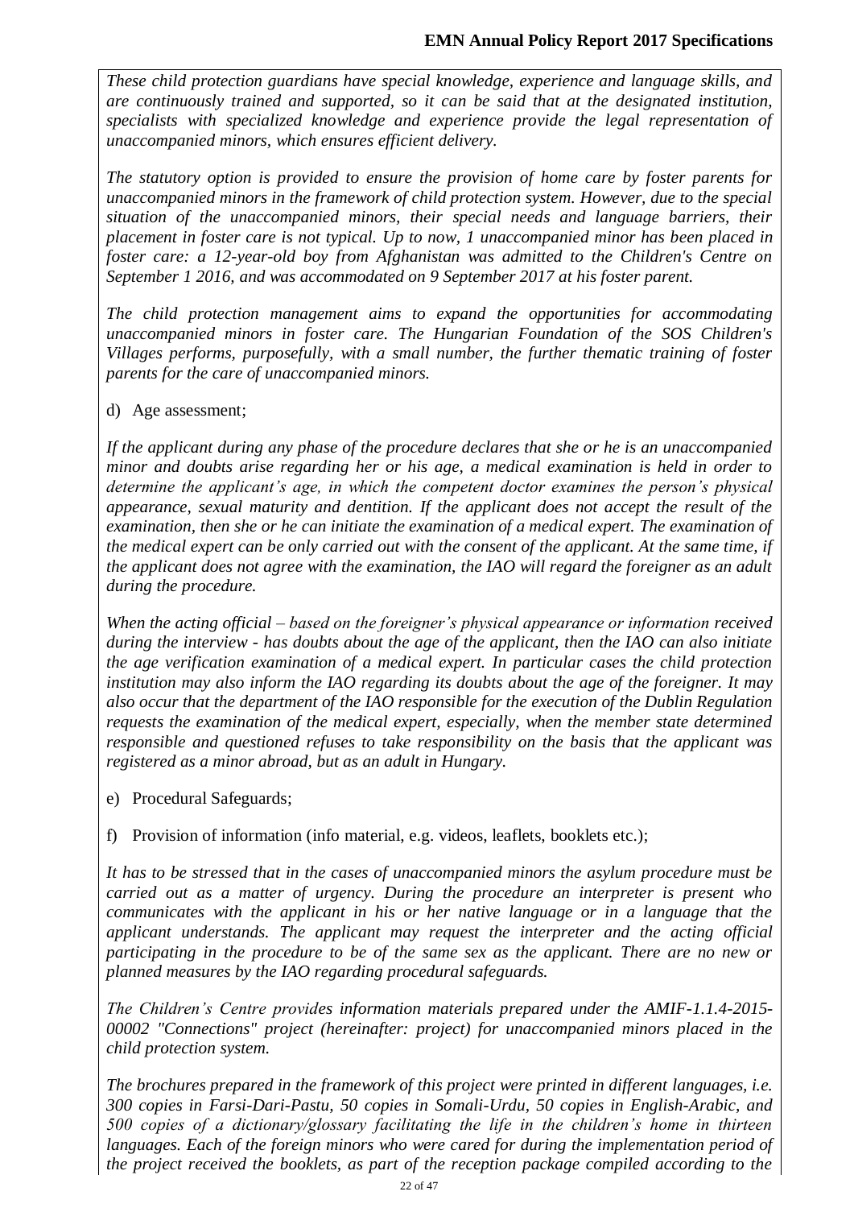*These child protection guardians have special knowledge, experience and language skills, and are continuously trained and supported, so it can be said that at the designated institution, specialists with specialized knowledge and experience provide the legal representation of unaccompanied minors, which ensures efficient delivery.*

*The statutory option is provided to ensure the provision of home care by foster parents for unaccompanied minors in the framework of child protection system. However, due to the special situation of the unaccompanied minors, their special needs and language barriers, their placement in foster care is not typical. Up to now, 1 unaccompanied minor has been placed in foster care: a 12-year-old boy from Afghanistan was admitted to the Children's Centre on September 1 2016, and was accommodated on 9 September 2017 at his foster parent.*

*The child protection management aims to expand the opportunities for accommodating unaccompanied minors in foster care. The Hungarian Foundation of the SOS Children's Villages performs, purposefully, with a small number, the further thematic training of foster parents for the care of unaccompanied minors.*

d) Age assessment;

*If the applicant during any phase of the procedure declares that she or he is an unaccompanied minor and doubts arise regarding her or his age, a medical examination is held in order to determine the applicant's age, in which the competent doctor examines the person's physical appearance, sexual maturity and dentition. If the applicant does not accept the result of the examination, then she or he can initiate the examination of a medical expert. The examination of the medical expert can be only carried out with the consent of the applicant. At the same time, if the applicant does not agree with the examination, the IAO will regard the foreigner as an adult during the procedure.*

*When the acting official – based on the foreigner's physical appearance or information received during the interview - has doubts about the age of the applicant, then the IAO can also initiate the age verification examination of a medical expert. In particular cases the child protection institution may also inform the IAO regarding its doubts about the age of the foreigner. It may also occur that the department of the IAO responsible for the execution of the Dublin Regulation requests the examination of the medical expert, especially, when the member state determined responsible and questioned refuses to take responsibility on the basis that the applicant was registered as a minor abroad, but as an adult in Hungary.*

e) Procedural Safeguards;

f) Provision of information (info material, e.g. videos, leaflets, booklets etc.);

*It has to be stressed that in the cases of unaccompanied minors the asylum procedure must be carried out as a matter of urgency. During the procedure an interpreter is present who communicates with the applicant in his or her native language or in a language that the applicant understands. The applicant may request the interpreter and the acting official participating in the procedure to be of the same sex as the applicant. There are no new or planned measures by the IAO regarding procedural safeguards.*

*The Children's Centre provides information materials prepared under the AMIF-1.1.4-2015-00002 "Connections" project (hereinafter: project) for unaccompanied minors placed in the child protection system.*

*The brochures prepared in the framework of this project were printed in different languages, i.e. 300 copies in Farsi-Dari-Pastu, 50 copies in Somali-Urdu, 50 copies in English-Arabic, and 500 copies of a dictionary/glossary facilitating the life in the children's home in thirteen languages. Each of the foreign minors who were cared for during the implementation period of the project received the booklets, as part of the reception package compiled according to the*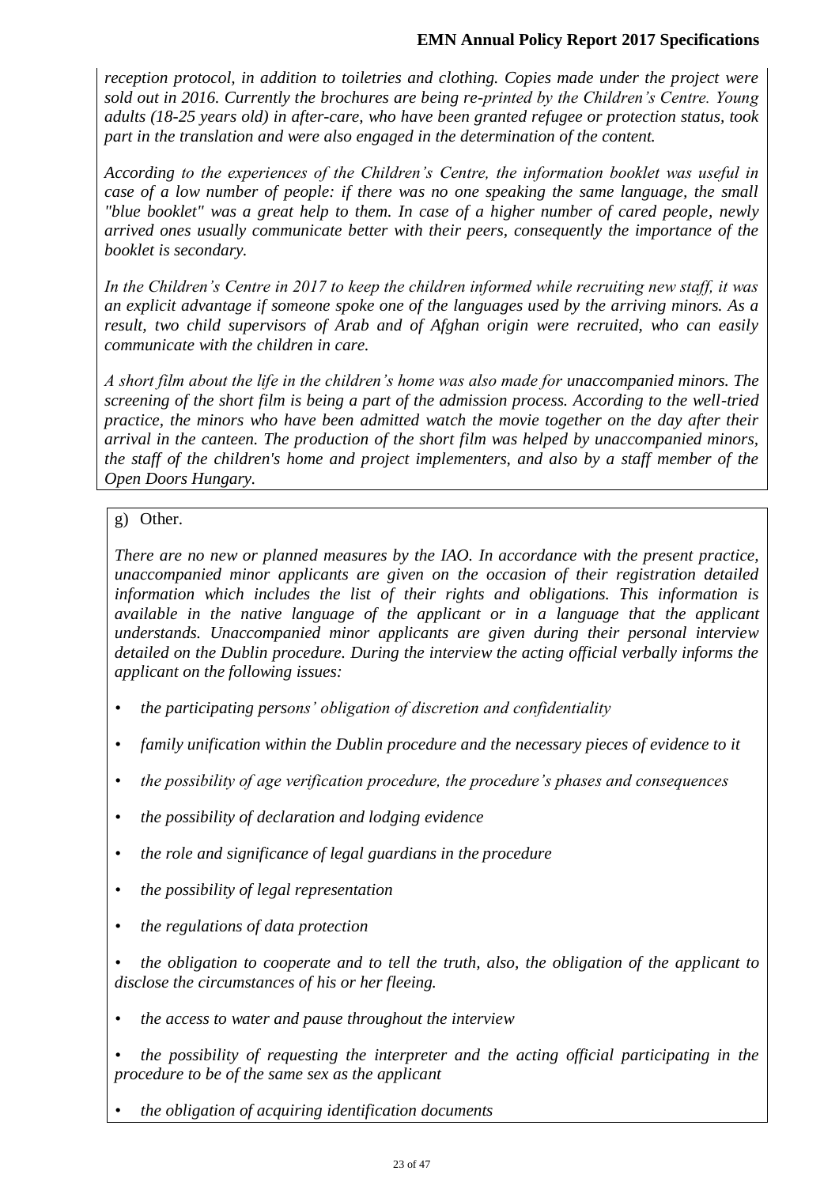*reception protocol, in addition to toiletries and clothing. Copies made under the project were sold out in 2016. Currently the brochures are being re-printed by the Children's Centre. Young adults (18-25 years old) in after-care, who have been granted refugee or protection status, took part in the translation and were also engaged in the determination of the content.*

*According to the experiences of the Children's Centre, the information booklet was useful in case of a low number of people: if there was no one speaking the same language, the small "blue booklet" was a great help to them. In case of a higher number of cared people, newly arrived ones usually communicate better with their peers, consequently the importance of the booklet is secondary.*

*In the Children's Centre in 2017 to keep the children informed while recruiting new staff, it was an explicit advantage if someone spoke one of the languages used by the arriving minors. As a result, two child supervisors of Arab and of Afghan origin were recruited, who can easily communicate with the children in care.*

*A short film about the life in the children's home was also made for unaccompanied minors. The screening of the short film is being a part of the admission process. According to the well-tried practice, the minors who have been admitted watch the movie together on the day after their arrival in the canteen. The production of the short film was helped by unaccompanied minors, the staff of the children's home and project implementers, and also by a staff member of the Open Doors Hungary.*

g) Other.

*There are no new or planned measures by the IAO. In accordance with the present practice, unaccompanied minor applicants are given on the occasion of their registration detailed information which includes the list of their rights and obligations. This information is available in the native language of the applicant or in a language that the applicant understands. Unaccompanied minor applicants are given during their personal interview detailed on the Dublin procedure. During the interview the acting official verbally informs the applicant on the following issues:*

- *the participating persons' obligation of discretion and confidentiality*
- *family unification within the Dublin procedure and the necessary pieces of evidence to it*
- *the possibility of age verification procedure, the procedure's phases and consequences*
- *the possibility of declaration and lodging evidence*
- *the role and significance of legal guardians in the procedure*
- *the possibility of legal representation*
- *the regulations of data protection*
- *the obligation to cooperate and to tell the truth, also, the obligation of the applicant to disclose the circumstances of his or her fleeing.*
- *the access to water and pause throughout the interview*
- *the possibility of requesting the interpreter and the acting official participating in the procedure to be of the same sex as the applicant*
- *the obligation of acquiring identification documents*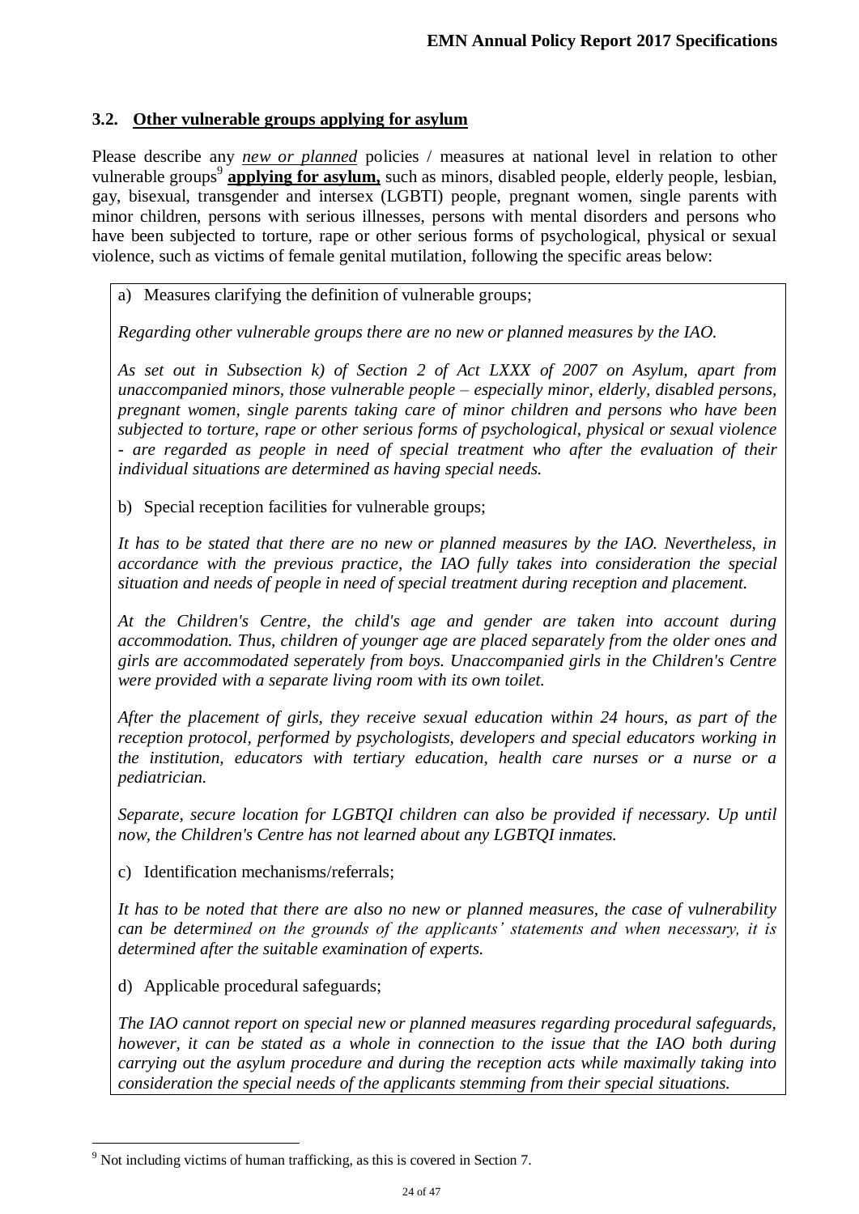### 3.2. <u>Other vulnerable groups applying for asylum</u>

Please describe any *new or planned* policies / measures at national level in relation to other vulnerable groups[9] **applying for asylum,** such as minors, disabled people, elderly people, lesbian, gay, bisexual, transgender and intersex (LGBTI) people, pregnant women, single parents with minor children, persons with serious illnesses, persons with mental disorders and persons who have been subjected to torture, rape or other serious forms of psychological, physical or sexual violence, such as victims of female genital mutilation, following the specific areas below:

a) Measures clarifying the definition of vulnerable groups;

*Regarding other vulnerable groups there are no new or planned measures by the IAO.*

*As set out in Subsection k) of Section 2 of Act LXXX of 2007 on Asylum, apart from unaccompanied minors, those vulnerable people – especially minor, elderly, disabled persons, pregnant women, single parents taking care of minor children and persons who have been subjected to torture, rape or other serious forms of psychological, physical or sexual violence - are regarded as people in need of special treatment who after the evaluation of their individual situations are determined as having special needs.*

b) Special reception facilities for vulnerable groups;

*It has to be stated that there are no new or planned measures by the IAO. Nevertheless, in accordance with the previous practice, the IAO fully takes into consideration the special situation and needs of people in need of special treatment during reception and placement.*

*At the Children's Centre, the child's age and gender are taken into account during accommodation. Thus, children of younger age are placed separately from the older ones and girls are accommodated seperately from boys. Unaccompanied girls in the Children's Centre were provided with a separate living room with its own toilet.*

*After the placement of girls, they receive sexual education within 24 hours, as part of the reception protocol, performed by psychologists, developers and special educators working in the institution, educators with tertiary education, health care nurses or a nurse or a pediatrician.*

*Separate, secure location for LGBTQI children can also be provided if necessary. Up until now, the Children's Centre has not learned about any LGBTQI inmates.*

c) Identification mechanisms/referrals;

*It has to be noted that there are also no new or planned measures, the case of vulnerability can be determined on the grounds of the applicants' statements and when necessary, it is determined after the suitable examination of experts.*

d) Applicable procedural safeguards;

*The IAO cannot report on special new or planned measures regarding procedural safeguards, however, it can be stated as a whole in connection to the issue that the IAO both during carrying out the asylum procedure and during the reception acts while maximally taking into consideration the special needs of the applicants stemming from their special situations.*

---

[9] Not including victims of human trafficking, as this is covered in Section 7.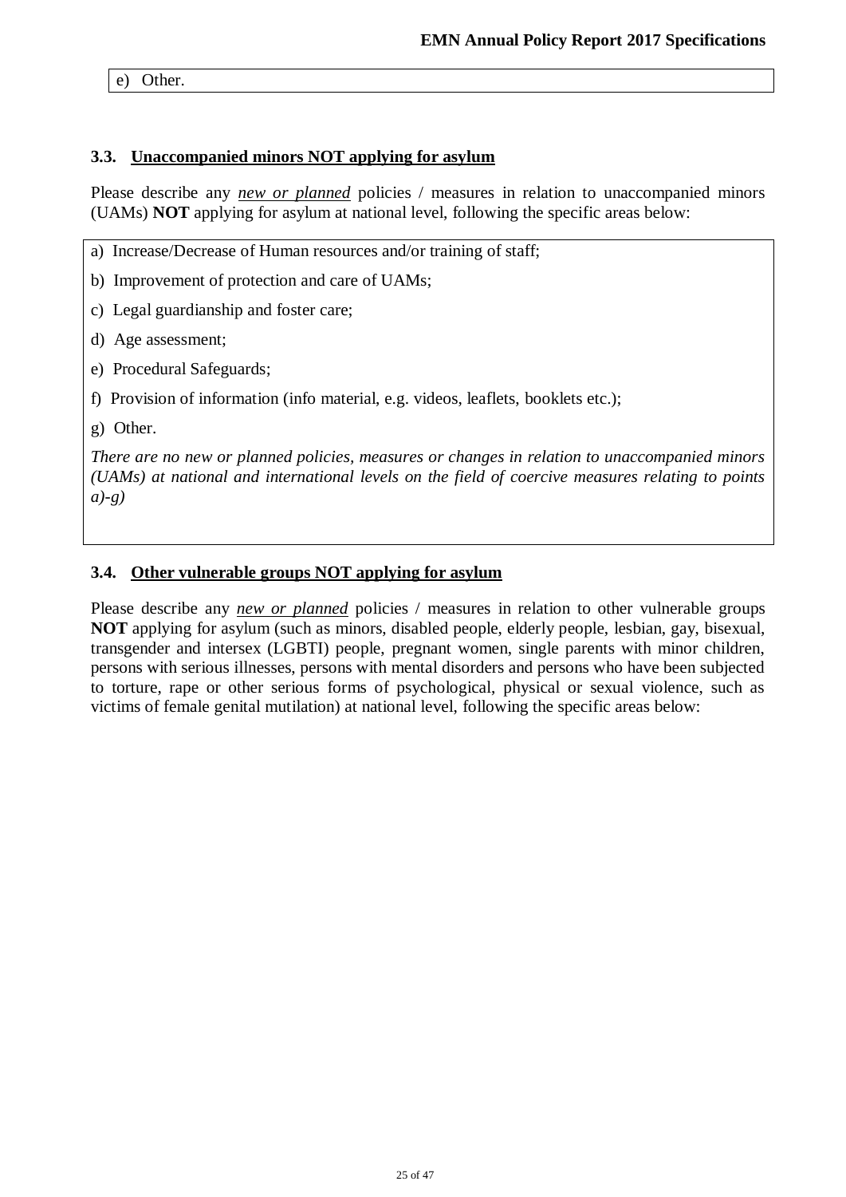e) Other.

### 3.3. Unaccompanied minors NOT applying for asylum

Please describe any *new or planned* policies / measures in relation to unaccompanied minors (UAMs) **NOT** applying for asylum at national level, following the specific areas below:

a) Increase/Decrease of Human resources and/or training of staff;

b) Improvement of protection and care of UAMs;

c) Legal guardianship and foster care;

d) Age assessment;

e) Procedural Safeguards;

f) Provision of information (info material, e.g. videos, leaflets, booklets etc.);

g) Other.

*There are no new or planned policies, measures or changes in relation to unaccompanied minors (UAMs) at national and international levels on the field of coercive measures relating to points a)-g)*

### 3.4. Other vulnerable groups NOT applying for asylum

Please describe any *new or planned* policies / measures in relation to other vulnerable groups **NOT** applying for asylum (such as minors, disabled people, elderly people, lesbian, gay, bisexual, transgender and intersex (LGBTI) people, pregnant women, single parents with minor children, persons with serious illnesses, persons with mental disorders and persons who have been subjected to torture, rape or other serious forms of psychological, physical or sexual violence, such as victims of female genital mutilation) at national level, following the specific areas below: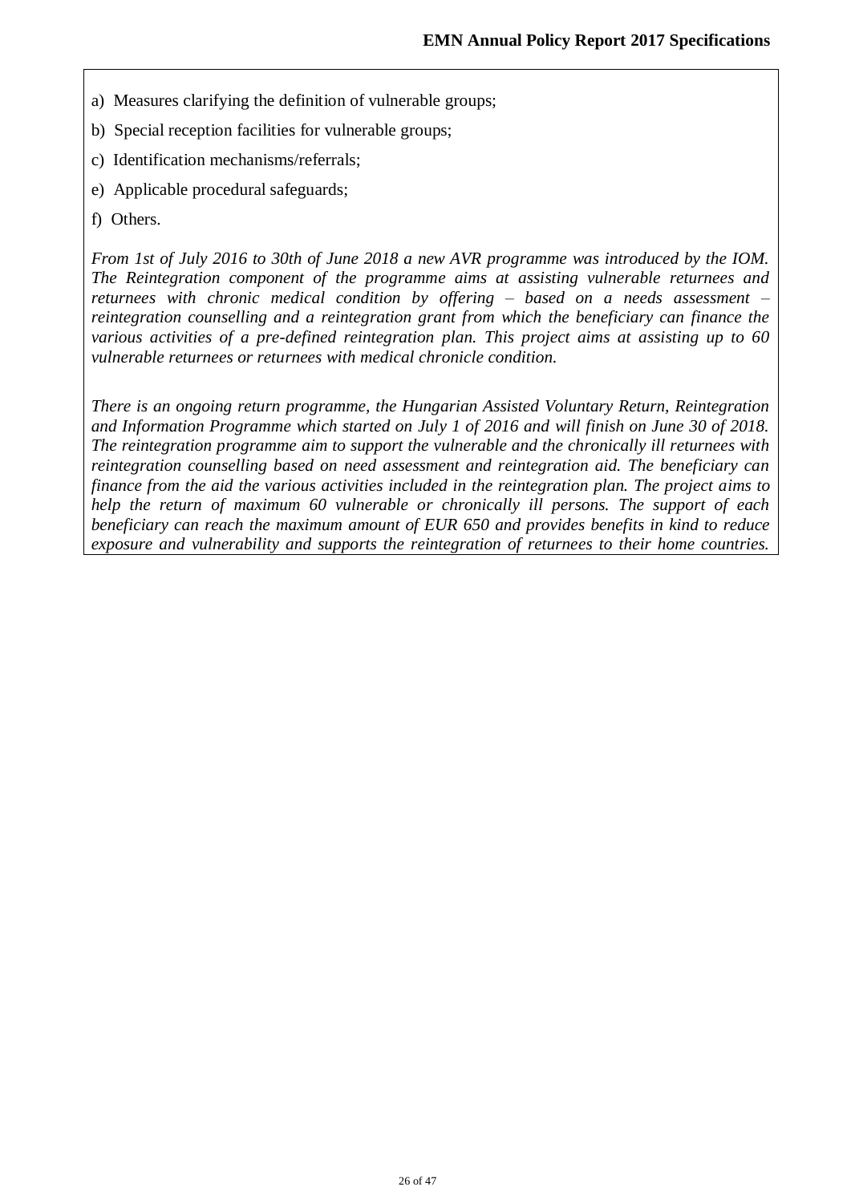a) Measures clarifying the definition of vulnerable groups;

b) Special reception facilities for vulnerable groups;

c) Identification mechanisms/referrals;

e) Applicable procedural safeguards;

f) Others.

*From 1st of July 2016 to 30th of June 2018 a new AVR programme was introduced by the IOM. The Reintegration component of the programme aims at assisting vulnerable returnees and returnees with chronic medical condition by offering – based on a needs assessment – reintegration counselling and a reintegration grant from which the beneficiary can finance the various activities of a pre-defined reintegration plan. This project aims at assisting up to 60 vulnerable returnees or returnees with medical chronicle condition.*

*There is an ongoing return programme, the Hungarian Assisted Voluntary Return, Reintegration and Information Programme which started on July 1 of 2016 and will finish on June 30 of 2018. The reintegration programme aim to support the vulnerable and the chronically ill returnees with reintegration counselling based on need assessment and reintegration aid. The beneficiary can finance from the aid the various activities included in the reintegration plan. The project aims to help the return of maximum 60 vulnerable or chronically ill persons. The support of each beneficiary can reach the maximum amount of EUR 650 and provides benefits in kind to reduce exposure and vulnerability and supports the reintegration of returnees to their home countries.*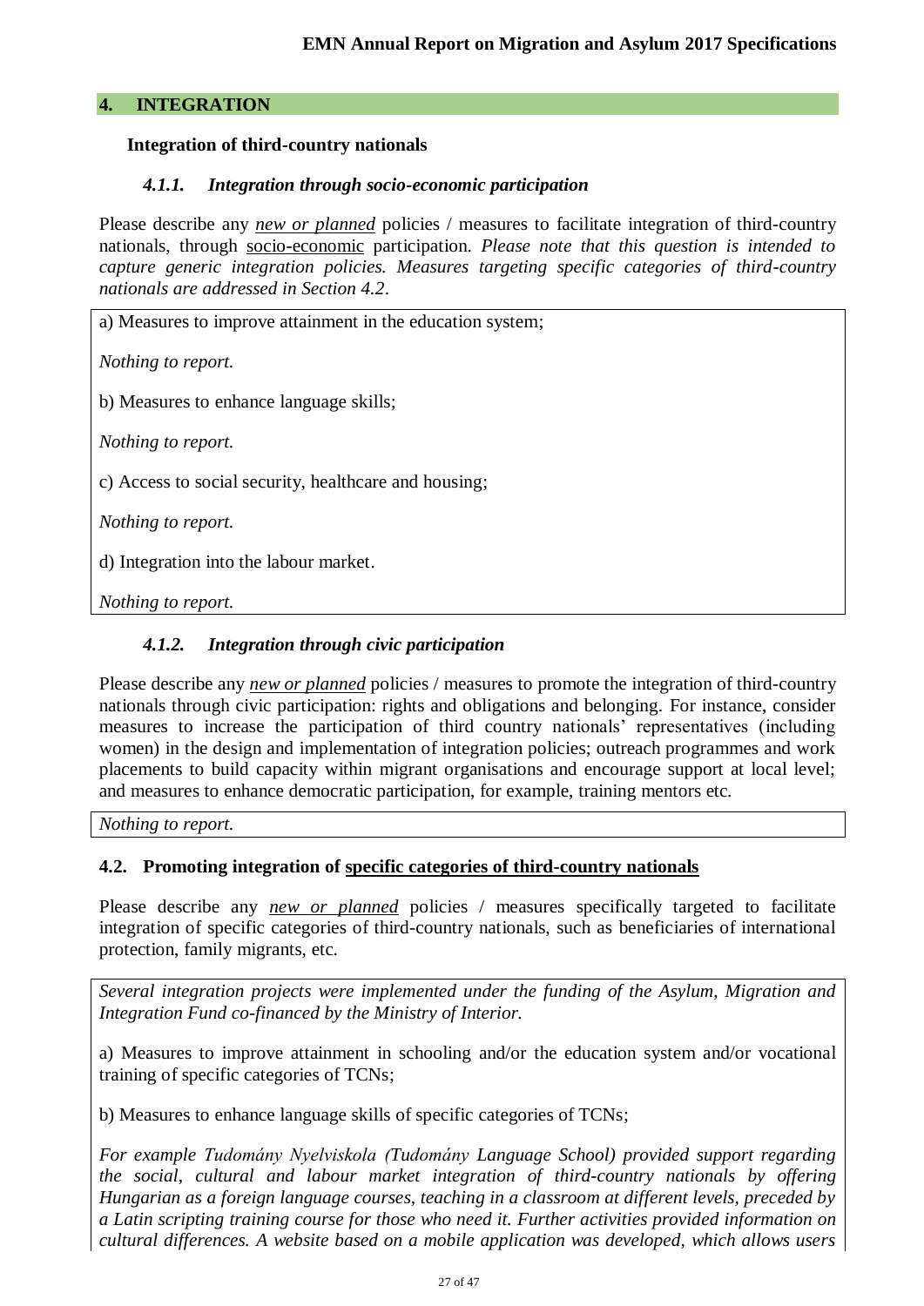## 4. INTEGRATION

**Integration of third-country nationals**

#### *4.1.1. Integration through socio-economic participation*

Please describe any ***new or planned*** policies / measures to facilitate integration of third-country nationals, through socio-economic participation. *Please note that this question is intended to capture generic integration policies. Measures targeting specific categories of third-country nationals are addressed in Section 4.2*.

a) Measures to improve attainment in the education system;

*Nothing to report.*

b) Measures to enhance language skills;

*Nothing to report.*

c) Access to social security, healthcare and housing;

*Nothing to report.*

d) Integration into the labour market.

*Nothing to report.*

#### *4.1.2. Integration through civic participation*

Please describe any ***new or planned*** policies / measures to promote the integration of third-country nationals through civic participation: rights and obligations and belonging. For instance, consider measures to increase the participation of third country nationals' representatives (including women) in the design and implementation of integration policies; outreach programmes and work placements to build capacity within migrant organisations and encourage support at local level; and measures to enhance democratic participation, for example, training mentors etc.

*Nothing to report.*

### 4.2. Promoting integration of specific categories of third-country nationals

Please describe any ***new or planned*** policies / measures specifically targeted to facilitate integration of specific categories of third-country nationals, such as beneficiaries of international protection, family migrants, etc.

*Several integration projects were implemented under the funding of the Asylum, Migration and Integration Fund co-financed by the Ministry of Interior.*

a) Measures to improve attainment in schooling and/or the education system and/or vocational training of specific categories of TCNs;

b) Measures to enhance language skills of specific categories of TCNs;

*For example Tudomány Nyelviskola (Tudomány Language School) provided support regarding the social, cultural and labour market integration of third-country nationals by offering Hungarian as a foreign language courses, teaching in a classroom at different levels, preceded by a Latin scripting training course for those who need it. Further activities provided information on cultural differences. A website based on a mobile application was developed, which allows users*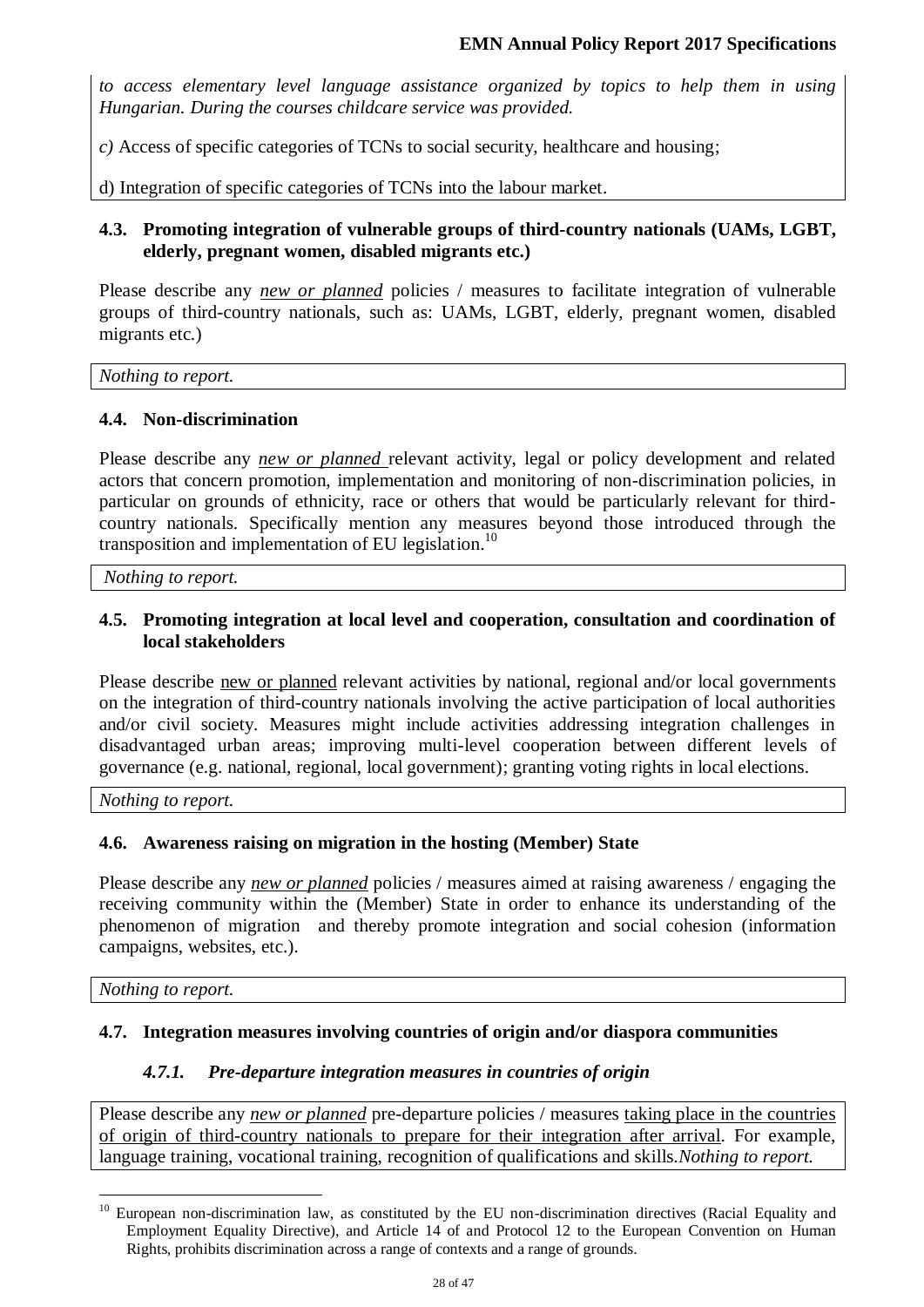*to access elementary level language assistance organized by topics to help them in using Hungarian. During the courses childcare service was provided.*

*c)* Access of specific categories of TCNs to social security, healthcare and housing;

d) Integration of specific categories of TCNs into the labour market.

### 4.3. Promoting integration of vulnerable groups of third-country nationals (UAMs, LGBT, elderly, pregnant women, disabled migrants etc.)

Please describe any *new or planned* policies / measures to facilitate integration of vulnerable groups of third-country nationals, such as: UAMs, LGBT, elderly, pregnant women, disabled migrants etc.)

*Nothing to report.*

### 4.4. Non-discrimination

Please describe any *new or planned* relevant activity, legal or policy development and related actors that concern promotion, implementation and monitoring of non-discrimination policies, in particular on grounds of ethnicity, race or others that would be particularly relevant for third-country nationals. Specifically mention any measures beyond those introduced through the transposition and implementation of EU legislation.[10]

*Nothing to report.*

### 4.5. Promoting integration at local level and cooperation, consultation and coordination of local stakeholders

Please describe new or planned relevant activities by national, regional and/or local governments on the integration of third-country nationals involving the active participation of local authorities and/or civil society. Measures might include activities addressing integration challenges in disadvantaged urban areas; improving multi-level cooperation between different levels of governance (e.g. national, regional, local government); granting voting rights in local elections.

*Nothing to report.*

### 4.6. Awareness raising on migration in the hosting (Member) State

Please describe any *new or planned* policies / measures aimed at raising awareness / engaging the receiving community within the (Member) State in order to enhance its understanding of the phenomenon of migration and thereby promote integration and social cohesion (information campaigns, websites, etc.).

*Nothing to report.*

### 4.7. Integration measures involving countries of origin and/or diaspora communities

#### *4.7.1. Pre-departure integration measures in countries of origin*

Please describe any *new or planned* pre-departure policies / measures taking place in the countries of origin of third-country nationals to prepare for their integration after arrival. For example, language training, vocational training, recognition of qualifications and skills.*Nothing to report.*

---

[10] European non-discrimination law, as constituted by the EU non-discrimination directives (Racial Equality and Employment Equality Directive), and Article 14 of and Protocol 12 to the European Convention on Human Rights, prohibits discrimination across a range of contexts and a range of grounds.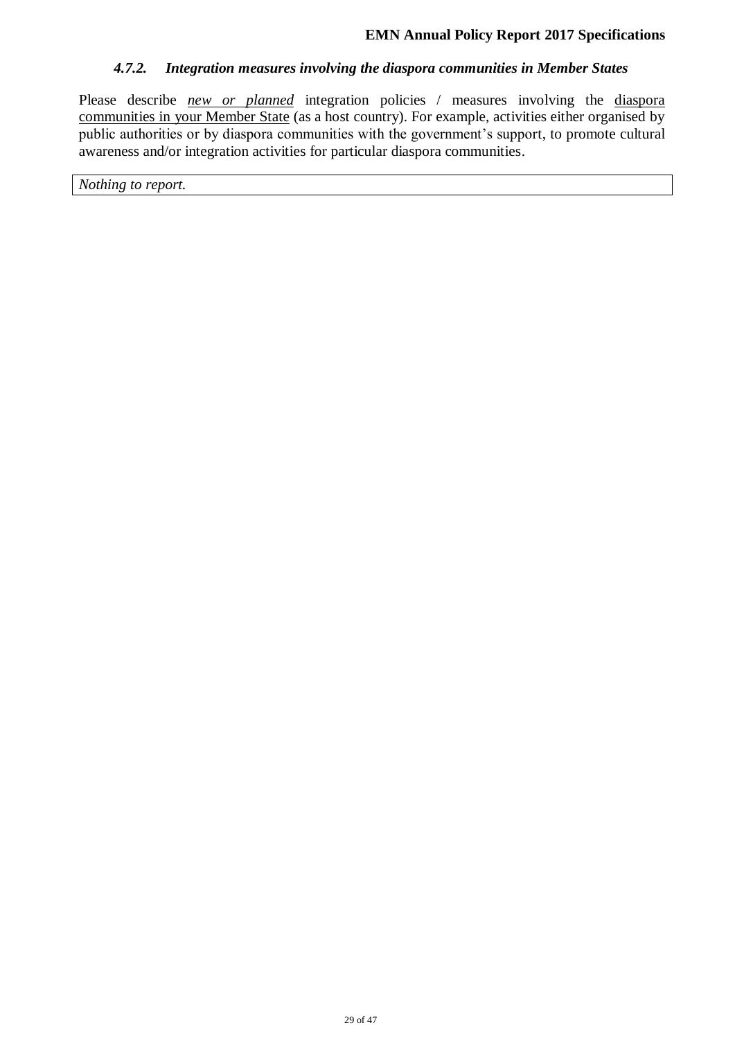#### *4.7.2. Integration measures involving the diaspora communities in Member States*

Please describe ***new or planned*** integration policies / measures involving the diaspora communities in your Member State (as a host country). For example, activities either organised by public authorities or by diaspora communities with the government's support, to promote cultural awareness and/or integration activities for particular diaspora communities.

| *Nothing to report.* |
| --- |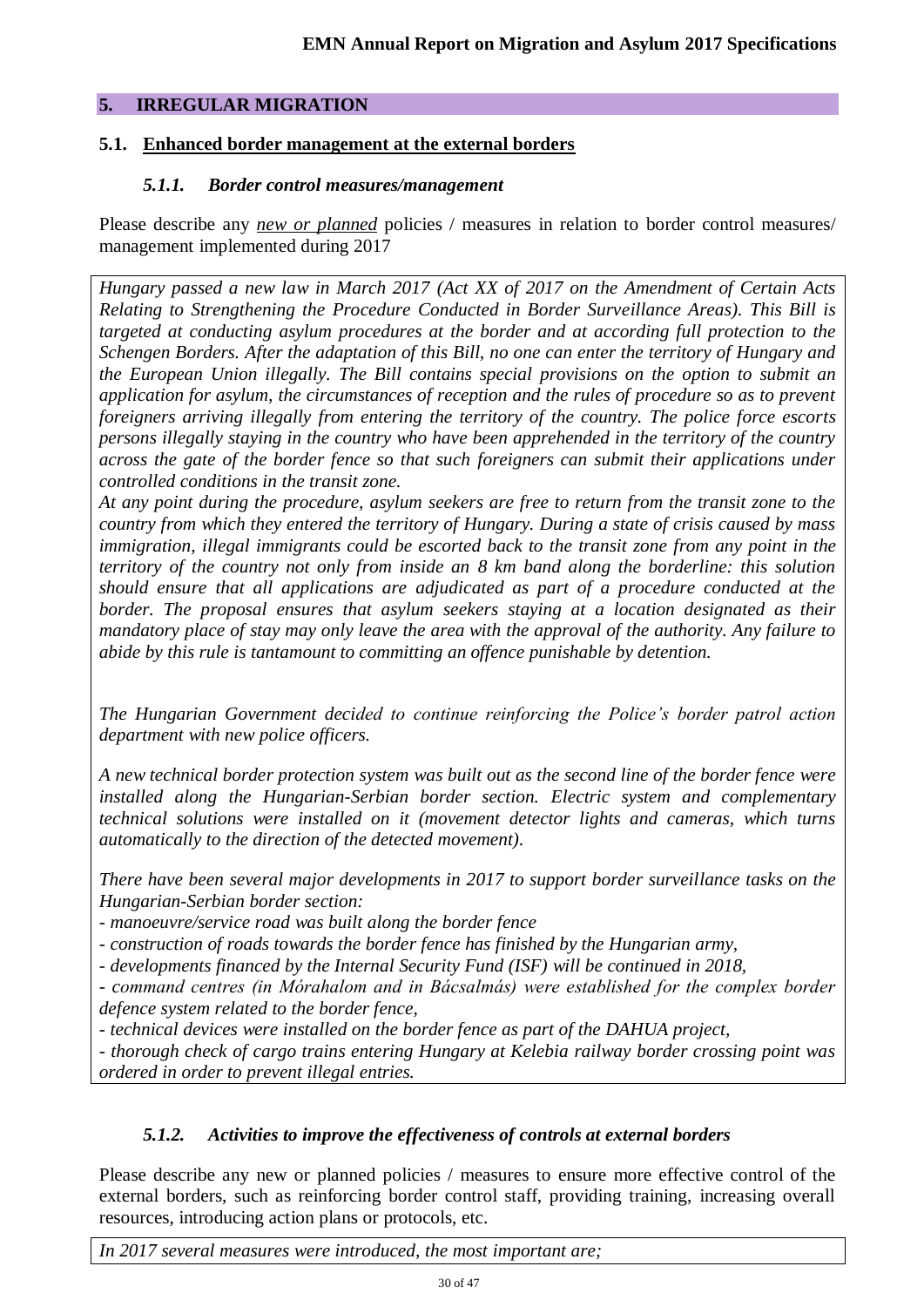## 5. IRREGULAR MIGRATION

### 5.1. Enhanced border management at the external borders

#### *5.1.1. Border control measures/management*

Please describe any *new or planned* policies / measures in relation to border control measures/ management implemented during 2017

*Hungary passed a new law in March 2017 (Act XX of 2017 on the Amendment of Certain Acts Relating to Strengthening the Procedure Conducted in Border Surveillance Areas). This Bill is targeted at conducting asylum procedures at the border and at according full protection to the Schengen Borders. After the adaptation of this Bill, no one can enter the territory of Hungary and the European Union illegally. The Bill contains special provisions on the option to submit an application for asylum, the circumstances of reception and the rules of procedure so as to prevent foreigners arriving illegally from entering the territory of the country. The police force escorts persons illegally staying in the country who have been apprehended in the territory of the country across the gate of the border fence so that such foreigners can submit their applications under controlled conditions in the transit zone.*

*At any point during the procedure, asylum seekers are free to return from the transit zone to the country from which they entered the territory of Hungary. During a state of crisis caused by mass immigration, illegal immigrants could be escorted back to the transit zone from any point in the territory of the country not only from inside an 8 km band along the borderline: this solution should ensure that all applications are adjudicated as part of a procedure conducted at the border. The proposal ensures that asylum seekers staying at a location designated as their mandatory place of stay may only leave the area with the approval of the authority. Any failure to abide by this rule is tantamount to committing an offence punishable by detention.*

*The Hungarian Government decided to continue reinforcing the Police's border patrol action department with new police officers.*

*A new technical border protection system was built out as the second line of the border fence were installed along the Hungarian-Serbian border section. Electric system and complementary technical solutions were installed on it (movement detector lights and cameras, which turns automatically to the direction of the detected movement).*

*There have been several major developments in 2017 to support border surveillance tasks on the Hungarian-Serbian border section:*

*- manoeuvre/service road was built along the border fence*
*- construction of roads towards the border fence has finished by the Hungarian army,*
*- developments financed by the Internal Security Fund (ISF) will be continued in 2018,*
*- command centres (in Mórahalom and in Bácsalmás) were established for the complex border defence system related to the border fence,*
*- technical devices were installed on the border fence as part of the DAHUA project,*
*- thorough check of cargo trains entering Hungary at Kelebia railway border crossing point was ordered in order to prevent illegal entries.*

#### *5.1.2. Activities to improve the effectiveness of controls at external borders*

Please describe any new or planned policies / measures to ensure more effective control of the external borders, such as reinforcing border control staff, providing training, increasing overall resources, introducing action plans or protocols, etc.

*In 2017 several measures were introduced, the most important are;*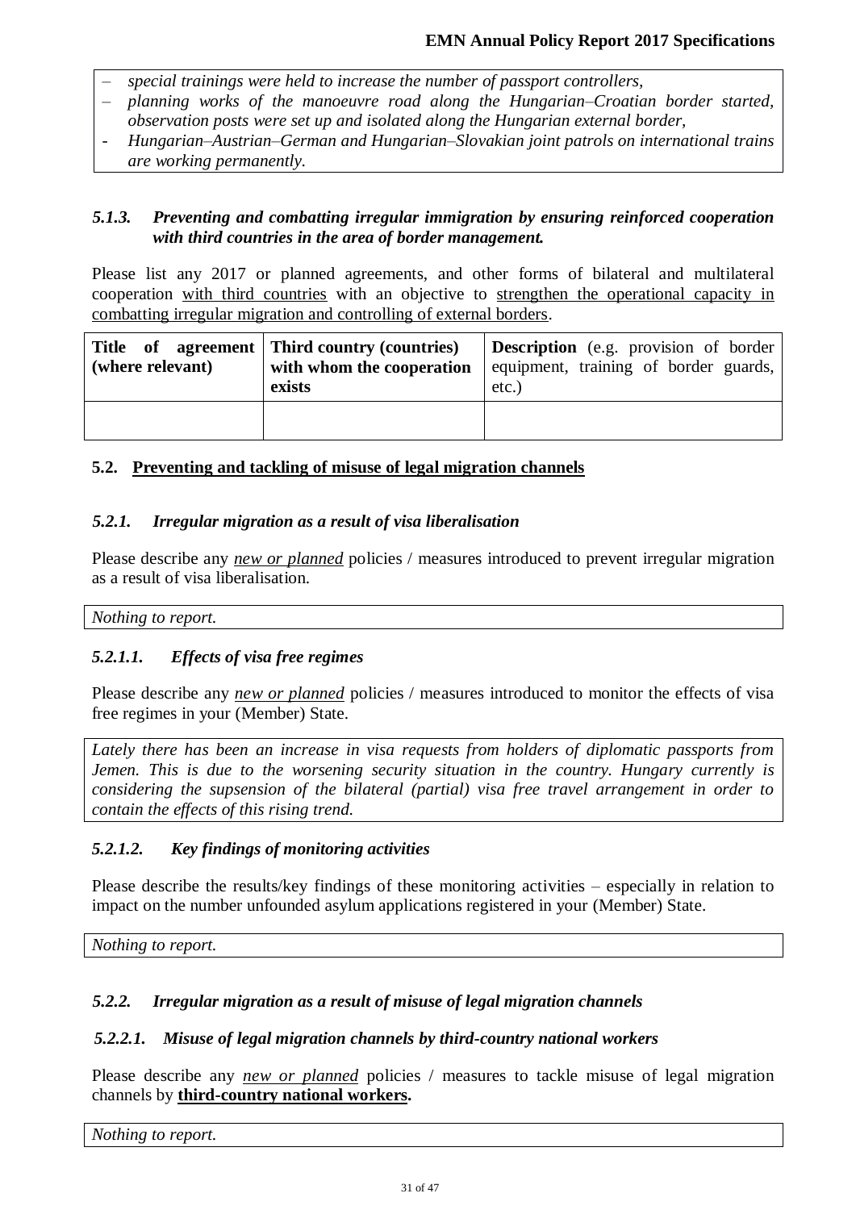- *special trainings were held to increase the number of passport controllers,*
- *planning works of the manoeuvre road along the Hungarian–Croatian border started, observation posts were set up and isolated along the Hungarian external border,*
- *Hungarian–Austrian–German and Hungarian–Slovakian joint patrols on international trains are working permanently.*

#### *5.1.3. Preventing and combatting irregular immigration by ensuring reinforced cooperation with third countries in the area of border management.*

Please list any 2017 or planned agreements, and other forms of bilateral and multilateral cooperation with third countries with an objective to strengthen the operational capacity in combatting irregular migration and controlling of external borders.

| **Title of agreement (where relevant)** | **Third country (countries) with whom the cooperation exists** | **Description** (e.g. provision of border equipment, training of border guards, etc.) |
|---|---|---|
| | | |

### 5.2. Preventing and tackling of misuse of legal migration channels

#### *5.2.1. Irregular migration as a result of visa liberalisation*

Please describe any *new or planned* policies / measures introduced to prevent irregular migration as a result of visa liberalisation.

*Nothing to report.*

#### *5.2.1.1. Effects of visa free regimes*

Please describe any *new or planned* policies / measures introduced to monitor the effects of visa free regimes in your (Member) State.

*Lately there has been an increase in visa requests from holders of diplomatic passports from Jemen. This is due to the worsening security situation in the country. Hungary currently is considering the supsension of the bilateral (partial) visa free travel arrangement in order to contain the effects of this rising trend.*

#### *5.2.1.2. Key findings of monitoring activities*

Please describe the results/key findings of these monitoring activities – especially in relation to impact on the number unfounded asylum applications registered in your (Member) State.

*Nothing to report.*

#### *5.2.2. Irregular migration as a result of misuse of legal migration channels*

#### *5.2.2.1. Misuse of legal migration channels by third-country national workers*

Please describe any *new or planned* policies / measures to tackle misuse of legal migration channels by **third-country national workers.**

*Nothing to report.*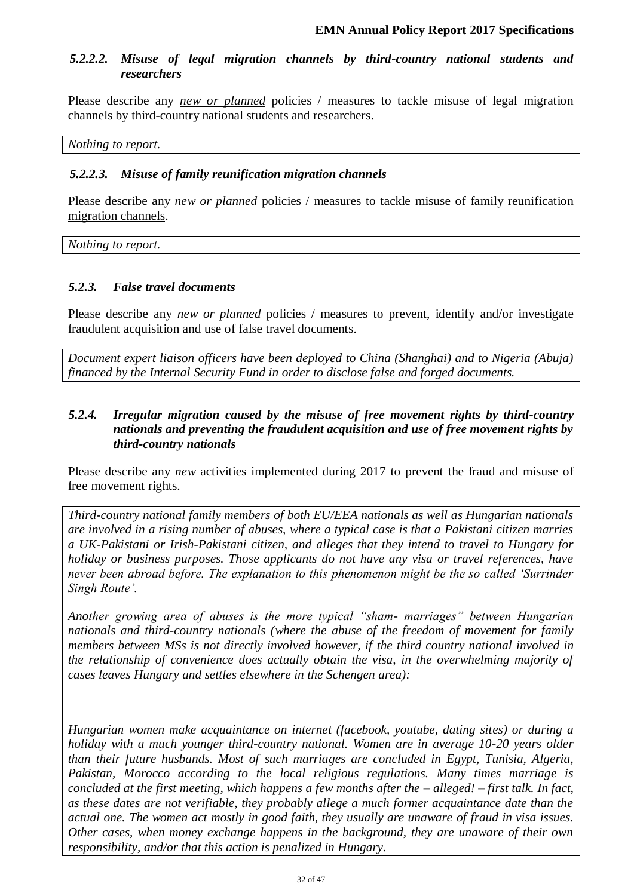#### *5.2.2.2. Misuse of legal migration channels by third-country national students and researchers*

Please describe any ***new or planned*** policies / measures to tackle misuse of legal migration channels by third-country national students and researchers.

*Nothing to report.*

#### *5.2.2.3. Misuse of family reunification migration channels*

Please describe any ***new or planned*** policies / measures to tackle misuse of family reunification migration channels.

*Nothing to report.*

### *5.2.3. False travel documents*

Please describe any ***new or planned*** policies / measures to prevent, identify and/or investigate fraudulent acquisition and use of false travel documents.

*Document expert liaison officers have been deployed to China (Shanghai) and to Nigeria (Abuja) financed by the Internal Security Fund in order to disclose false and forged documents.*

### *5.2.4. Irregular migration caused by the misuse of free movement rights by third-country nationals and preventing the fraudulent acquisition and use of free movement rights by third-country nationals*

Please describe any *new* activities implemented during 2017 to prevent the fraud and misuse of free movement rights.

*Third-country national family members of both EU/EEA nationals as well as Hungarian nationals are involved in a rising number of abuses, where a typical case is that a Pakistani citizen marries a UK-Pakistani or Irish-Pakistani citizen, and alleges that they intend to travel to Hungary for holiday or business purposes. Those applicants do not have any visa or travel references, have never been abroad before. The explanation to this phenomenon might be the so called 'Surrinder Singh Route'.*

*Another growing area of abuses is the more typical "sham- marriages" between Hungarian nationals and third-country nationals (where the abuse of the freedom of movement for family members between MSs is not directly involved however, if the third country national involved in the relationship of convenience does actually obtain the visa, in the overwhelming majority of cases leaves Hungary and settles elsewhere in the Schengen area):*

*Hungarian women make acquaintance on internet (facebook, youtube, dating sites) or during a holiday with a much younger third-country national. Women are in average 10-20 years older than their future husbands. Most of such marriages are concluded in Egypt, Tunisia, Algeria, Pakistan, Morocco according to the local religious regulations. Many times marriage is concluded at the first meeting, which happens a few months after the – alleged! – first talk. In fact, as these dates are not verifiable, they probably allege a much former acquaintance date than the actual one. The women act mostly in good faith, they usually are unaware of fraud in visa issues. Other cases, when money exchange happens in the background, they are unaware of their own responsibility, and/or that this action is penalized in Hungary.*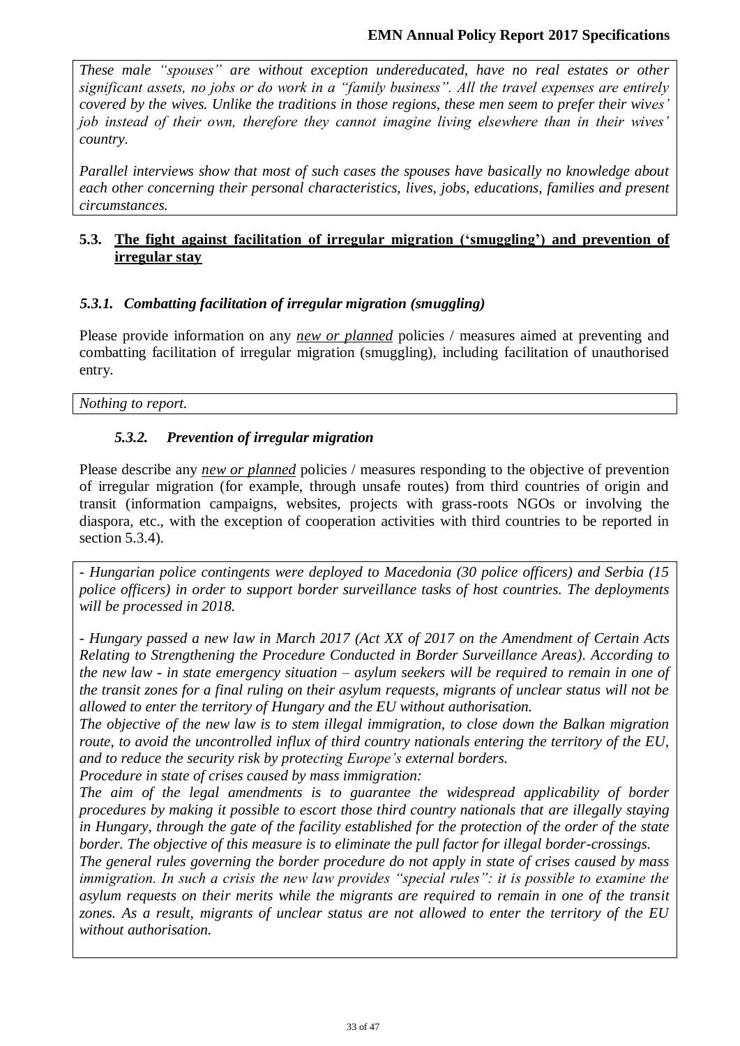*These male "spouses" are without exception undereducated, have no real estates or other significant assets, no jobs or do work in a "family business". All the travel expenses are entirely covered by the wives. Unlike the traditions in those regions, these men seem to prefer their wives' job instead of their own, therefore they cannot imagine living elsewhere than in their wives' country.*

*Parallel interviews show that most of such cases the spouses have basically no knowledge about each other concerning their personal characteristics, lives, jobs, educations, families and present circumstances.*

## 5.3. The fight against facilitation of irregular migration ('smuggling') and prevention of irregular stay

### *5.3.1. Combatting facilitation of irregular migration (smuggling)*

Please provide information on any *new or planned* policies / measures aimed at preventing and combatting facilitation of irregular migration (smuggling), including facilitation of unauthorised entry.

*Nothing to report.*

### *5.3.2. Prevention of irregular migration*

Please describe any *new or planned* policies / measures responding to the objective of prevention of irregular migration (for example, through unsafe routes) from third countries of origin and transit (information campaigns, websites, projects with grass-roots NGOs or involving the diaspora, etc., with the exception of cooperation activities with third countries to be reported in section 5.3.4).

*- Hungarian police contingents were deployed to Macedonia (30 police officers) and Serbia (15 police officers) in order to support border surveillance tasks of host countries. The deployments will be processed in 2018.*

*- Hungary passed a new law in March 2017 (Act XX of 2017 on the Amendment of Certain Acts Relating to Strengthening the Procedure Conducted in Border Surveillance Areas). According to the new law - in state emergency situation – asylum seekers will be required to remain in one of the transit zones for a final ruling on their asylum requests, migrants of unclear status will not be allowed to enter the territory of Hungary and the EU without authorisation.*
*The objective of the new law is to stem illegal immigration, to close down the Balkan migration route, to avoid the uncontrolled influx of third country nationals entering the territory of the EU, and to reduce the security risk by protecting Europe's external borders.*
*Procedure in state of crises caused by mass immigration:*
*The aim of the legal amendments is to guarantee the widespread applicability of border procedures by making it possible to escort those third country nationals that are illegally staying in Hungary, through the gate of the facility established for the protection of the order of the state border. The objective of this measure is to eliminate the pull factor for illegal border-crossings.*
*The general rules governing the border procedure do not apply in state of crises caused by mass immigration. In such a crisis the new law provides "special rules": it is possible to examine the asylum requests on their merits while the migrants are required to remain in one of the transit zones. As a result, migrants of unclear status are not allowed to enter the territory of the EU without authorisation.*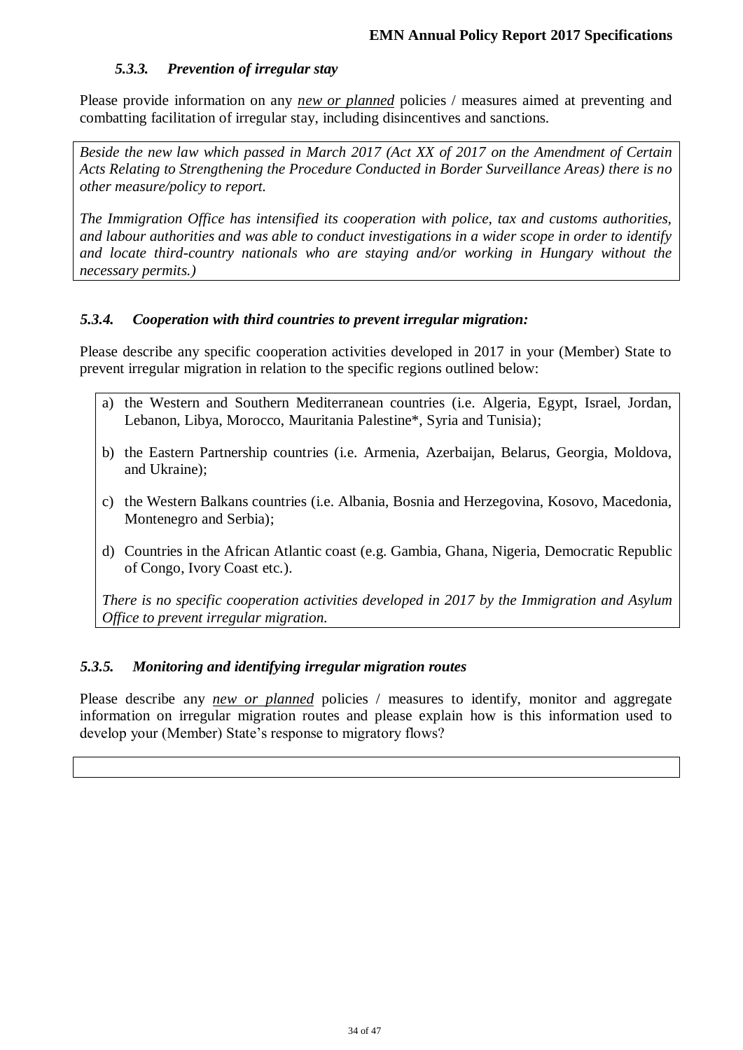### *5.3.3. Prevention of irregular stay*

Please provide information on any *new or planned* policies / measures aimed at preventing and combatting facilitation of irregular stay, including disincentives and sanctions.

*Beside the new law which passed in March 2017 (Act XX of 2017 on the Amendment of Certain Acts Relating to Strengthening the Procedure Conducted in Border Surveillance Areas) there is no other measure/policy to report.*

*The Immigration Office has intensified its cooperation with police, tax and customs authorities, and labour authorities and was able to conduct investigations in a wider scope in order to identify and locate third-country nationals who are staying and/or working in Hungary without the necessary permits.)*

### *5.3.4. Cooperation with third countries to prevent irregular migration:*

Please describe any specific cooperation activities developed in 2017 in your (Member) State to prevent irregular migration in relation to the specific regions outlined below:

a) the Western and Southern Mediterranean countries (i.e. Algeria, Egypt, Israel, Jordan, Lebanon, Libya, Morocco, Mauritania Palestine*, Syria and Tunisia);

b) the Eastern Partnership countries (i.e. Armenia, Azerbaijan, Belarus, Georgia, Moldova, and Ukraine);

c) the Western Balkans countries (i.e. Albania, Bosnia and Herzegovina, Kosovo, Macedonia, Montenegro and Serbia);

d) Countries in the African Atlantic coast (e.g. Gambia, Ghana, Nigeria, Democratic Republic of Congo, Ivory Coast etc.).

*There is no specific cooperation activities developed in 2017 by the Immigration and Asylum Office to prevent irregular migration.*

### *5.3.5. Monitoring and identifying irregular migration routes*

Please describe any *new or planned* policies / measures to identify, monitor and aggregate information on irregular migration routes and please explain how is this information used to develop your (Member) State's response to migratory flows?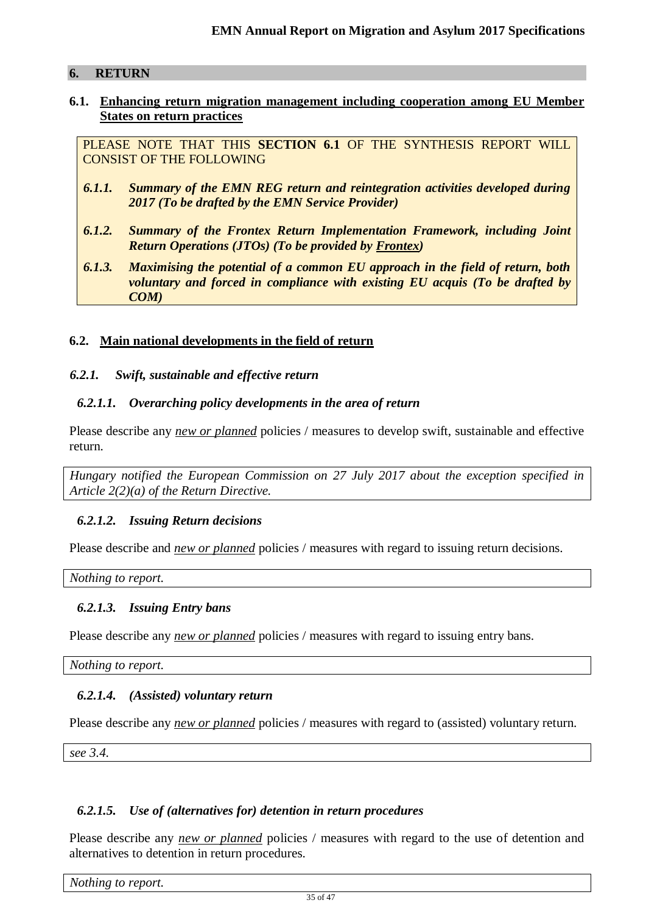## 6. RETURN

### 6.1. Enhancing return migration management including cooperation among EU Member States on return practices

PLEASE NOTE THAT THIS **SECTION 6.1** OF THE SYNTHESIS REPORT WILL CONSIST OF THE FOLLOWING

***6.1.1. Summary of the EMN REG return and reintegration activities developed during 2017 (To be drafted by the EMN Service Provider)***

***6.1.2. Summary of the Frontex Return Implementation Framework, including Joint Return Operations (JTOs) (To be provided by Frontex)***

***6.1.3. Maximising the potential of a common EU approach in the field of return, both voluntary and forced in compliance with existing EU acquis (To be drafted by COM)***

### 6.2. Main national developments in the field of return

#### *6.2.1. Swift, sustainable and effective return*

##### *6.2.1.1. Overarching policy developments in the area of return*

Please describe any *new or planned* policies / measures to develop swift, sustainable and effective return.

*Hungary notified the European Commission on 27 July 2017 about the exception specified in Article 2(2)(a) of the Return Directive.*

##### *6.2.1.2. Issuing Return decisions*

Please describe and *new or planned* policies / measures with regard to issuing return decisions.

*Nothing to report.*

##### *6.2.1.3. Issuing Entry bans*

Please describe any *new or planned* policies / measures with regard to issuing entry bans.

*Nothing to report.*

##### *6.2.1.4. (Assisted) voluntary return*

Please describe any *new or planned* policies / measures with regard to (assisted) voluntary return.

*see 3.4.*

##### *6.2.1.5. Use of (alternatives for) detention in return procedures*

Please describe any *new or planned* policies / measures with regard to the use of detention and alternatives to detention in return procedures.

*Nothing to report.*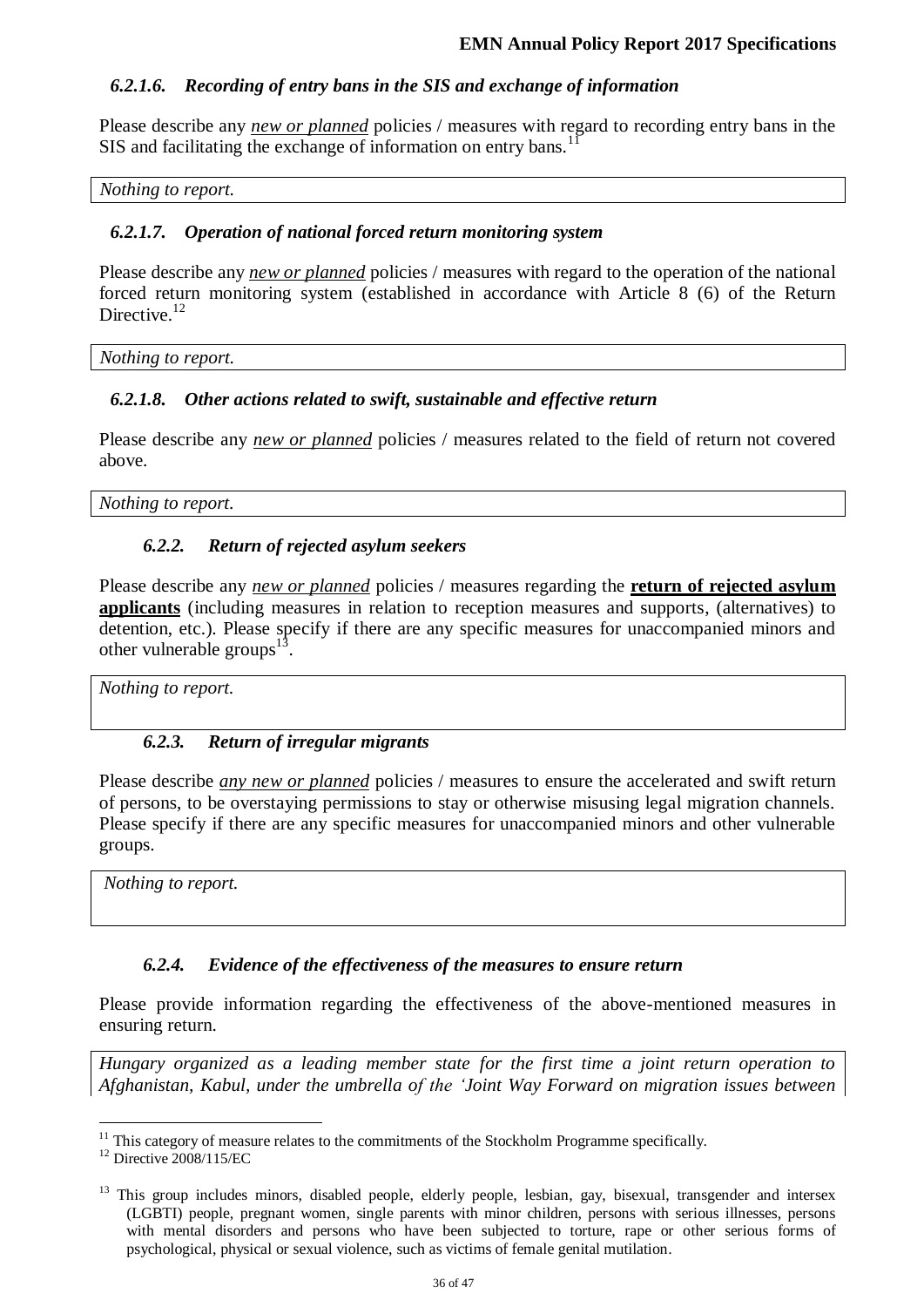#### *6.2.1.6. Recording of entry bans in the SIS and exchange of information*

Please describe any *new or planned* policies / measures with regard to recording entry bans in the SIS and facilitating the exchange of information on entry bans.[11]

*Nothing to report.*

#### *6.2.1.7. Operation of national forced return monitoring system*

Please describe any *new or planned* policies / measures with regard to the operation of the national forced return monitoring system (established in accordance with Article 8 (6) of the Return Directive.[12]

*Nothing to report.*

#### *6.2.1.8. Other actions related to swift, sustainable and effective return*

Please describe any *new or planned* policies / measures related to the field of return not covered above.

*Nothing to report.*

### *6.2.2. Return of rejected asylum seekers*

Please describe any *new or planned* policies / measures regarding the **return of rejected asylum applicants** (including measures in relation to reception measures and supports, (alternatives) to detention, etc.). Please specify if there are any specific measures for unaccompanied minors and other vulnerable groups[13].

*Nothing to report.*

### *6.2.3. Return of irregular migrants*

Please describe *any new or planned* policies / measures to ensure the accelerated and swift return of persons, to be overstaying permissions to stay or otherwise misusing legal migration channels. Please specify if there are any specific measures for unaccompanied minors and other vulnerable groups.

*Nothing to report.*

### *6.2.4. Evidence of the effectiveness of the measures to ensure return*

Please provide information regarding the effectiveness of the above-mentioned measures in ensuring return.

*Hungary organized as a leading member state for the first time a joint return operation to Afghanistan, Kabul, under the umbrella of the 'Joint Way Forward on migration issues between*

---

[11] This category of measure relates to the commitments of the Stockholm Programme specifically.

[12] Directive 2008/115/EC

[13] This group includes minors, disabled people, elderly people, lesbian, gay, bisexual, transgender and intersex (LGBTI) people, pregnant women, single parents with minor children, persons with serious illnesses, persons with mental disorders and persons who have been subjected to torture, rape or other serious forms of psychological, physical or sexual violence, such as victims of female genital mutilation.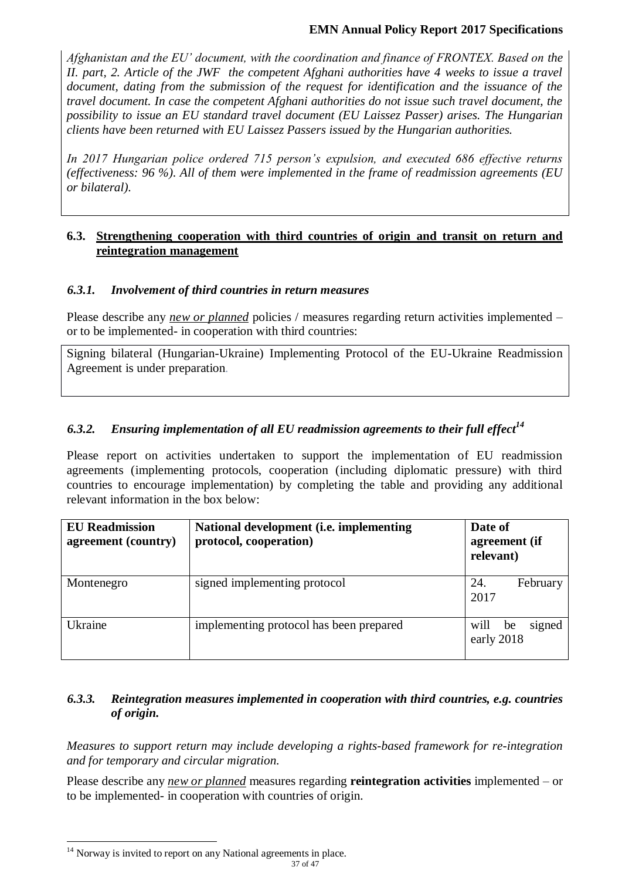*Afghanistan and the EU' document, with the coordination and finance of FRONTEX. Based on the II. part, 2. Article of the JWF the competent Afghani authorities have 4 weeks to issue a travel document, dating from the submission of the request for identification and the issuance of the travel document. In case the competent Afghani authorities do not issue such travel document, the possibility to issue an EU standard travel document (EU Laissez Passer) arises. The Hungarian clients have been returned with EU Laissez Passers issued by the Hungarian authorities.*

*In 2017 Hungarian police ordered 715 person's expulsion, and executed 686 effective returns (effectiveness: 96 %). All of them were implemented in the frame of readmission agreements (EU or bilateral).*

## 6.3. Strengthening cooperation with third countries of origin and transit on return and reintegration management

### *6.3.1. Involvement of third countries in return measures*

Please describe any *new or planned* policies / measures regarding return activities implemented – or to be implemented- in cooperation with third countries:

Signing bilateral (Hungarian-Ukraine) Implementing Protocol of the EU-Ukraine Readmission Agreement is under preparation.

### *6.3.2. Ensuring implementation of all EU readmission agreements to their full effect*[14]

Please report on activities undertaken to support the implementation of EU readmission agreements (implementing protocols, cooperation (including diplomatic pressure) with third countries to encourage implementation) by completing the table and providing any additional relevant information in the box below:

| EU Readmission agreement (country) | National development (i.e. implementing protocol, cooperation) | Date of agreement (if relevant) |
|---|---|---|
| Montenegro | signed implementing protocol | 24. February 2017 |
| Ukraine | implementing protocol has been prepared | will be signed early 2018 |

### *6.3.3. Reintegration measures implemented in cooperation with third countries, e.g. countries of origin.*

*Measures to support return may include developing a rights-based framework for re-integration and for temporary and circular migration.*

Please describe any *new or planned* measures regarding **reintegration activities** implemented – or to be implemented- in cooperation with countries of origin.

[14] Norway is invited to report on any National agreements in place.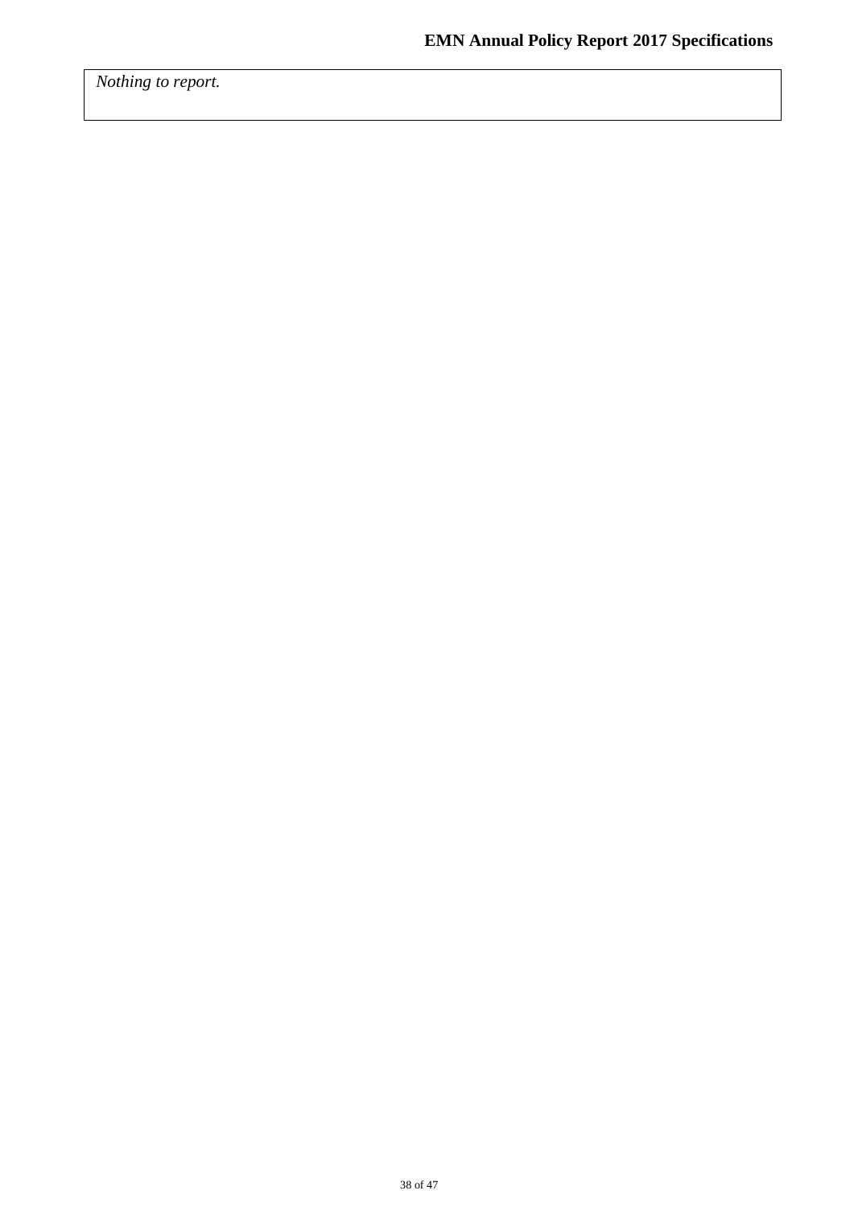*Nothing to report.*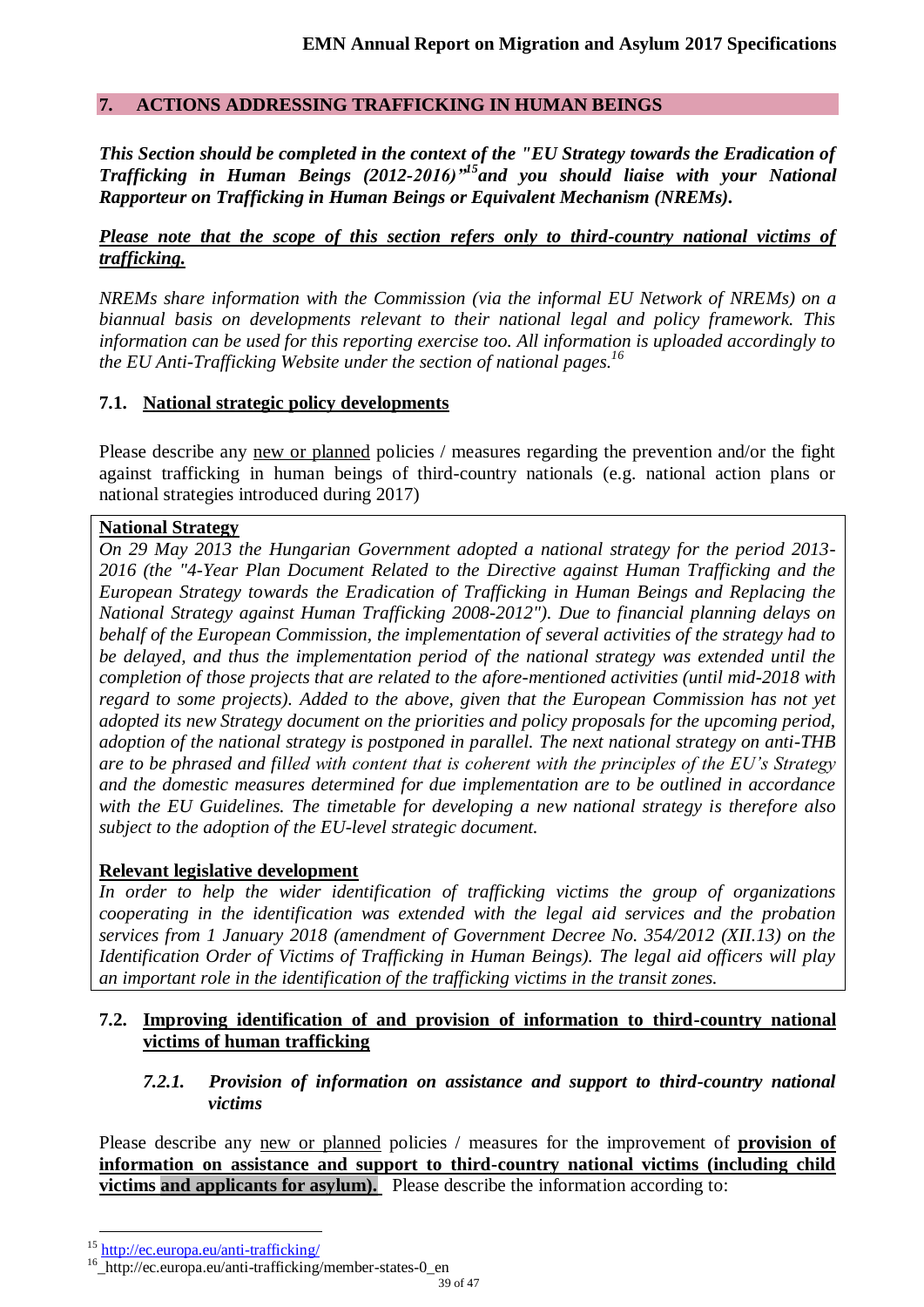## 7. ACTIONS ADDRESSING TRAFFICKING IN HUMAN BEINGS

***This Section should be completed in the context of the "EU Strategy towards the Eradication of Trafficking in Human Beings (2012-2016)"[15] and you should liaise with your National Rapporteur on Trafficking in Human Beings or Equivalent Mechanism (NREMs).***

***Please note that the scope of this section refers only to third-country national victims of trafficking.***

*NREMs share information with the Commission (via the informal EU Network of NREMs) on a biannual basis on developments relevant to their national legal and policy framework. This information can be used for this reporting exercise too. All information is uploaded accordingly to the EU Anti-Trafficking Website under the section of national pages.[16]*

### 7.1. National strategic policy developments

Please describe any new or planned policies / measures regarding the prevention and/or the fight against trafficking in human beings of third-country nationals (e.g. national action plans or national strategies introduced during 2017)

**National Strategy**

*On 29 May 2013 the Hungarian Government adopted a national strategy for the period 2013-2016 (the "4-Year Plan Document Related to the Directive against Human Trafficking and the European Strategy towards the Eradication of Trafficking in Human Beings and Replacing the National Strategy against Human Trafficking 2008-2012"). Due to financial planning delays on behalf of the European Commission, the implementation of several activities of the strategy had to be delayed, and thus the implementation period of the national strategy was extended until the completion of those projects that are related to the afore-mentioned activities (until mid-2018 with regard to some projects). Added to the above, given that the European Commission has not yet adopted its new Strategy document on the priorities and policy proposals for the upcoming period, adoption of the national strategy is postponed in parallel. The next national strategy on anti-THB are to be phrased and filled with content that is coherent with the principles of the EU's Strategy and the domestic measures determined for due implementation are to be outlined in accordance with the EU Guidelines. The timetable for developing a new national strategy is therefore also subject to the adoption of the EU-level strategic document.*

**Relevant legislative development**

*In order to help the wider identification of trafficking victims the group of organizations cooperating in the identification was extended with the legal aid services and the probation services from 1 January 2018 (amendment of Government Decree No. 354/2012 (XII.13) on the Identification Order of Victims of Trafficking in Human Beings). The legal aid officers will play an important role in the identification of the trafficking victims in the transit zones.*

### 7.2. Improving identification of and provision of information to third-country national victims of human trafficking

#### *7.2.1. Provision of information on assistance and support to third-country national victims*

Please describe any new or planned policies / measures for the improvement of **provision of information on assistance and support to third-country national victims (including child victims and applicants for asylum).** Please describe the information according to:

[15] http://ec.europa.eu/anti-trafficking/

[16] http://ec.europa.eu/anti-trafficking/member-states-0_en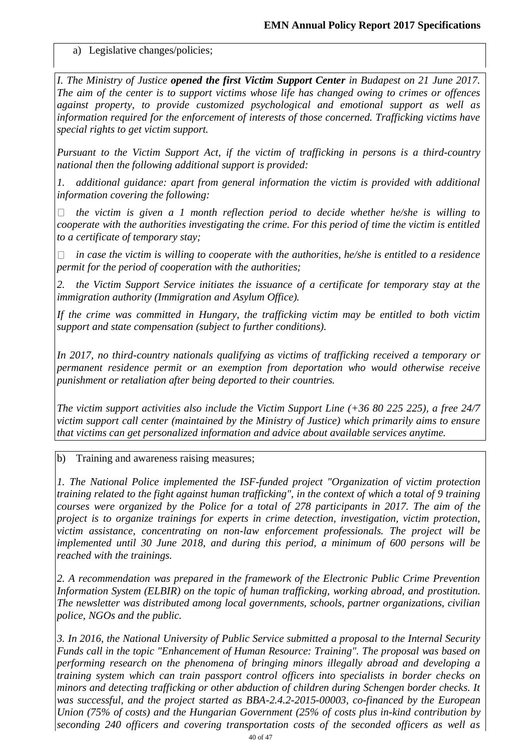a) Legislative changes/policies;

*I. The Ministry of Justice **opened the first Victim Support Center** in Budapest on 21 June 2017. The aim of the center is to support victims whose life has changed owing to crimes or offences against property, to provide customized psychological and emotional support as well as information required for the enforcement of interests of those concerned. Trafficking victims have special rights to get victim support.*

*Pursuant to the Victim Support Act, if the victim of trafficking in persons is a third-country national then the following additional support is provided:*

*1. additional guidance: apart from general information the victim is provided with additional information covering the following:*

- *the victim is given a 1 month reflection period to decide whether he/she is willing to cooperate with the authorities investigating the crime. For this period of time the victim is entitled to a certificate of temporary stay;*
- *in case the victim is willing to cooperate with the authorities, he/she is entitled to a residence permit for the period of cooperation with the authorities;*

*2. the Victim Support Service initiates the issuance of a certificate for temporary stay at the immigration authority (Immigration and Asylum Office).*

*If the crime was committed in Hungary, the trafficking victim may be entitled to both victim support and state compensation (subject to further conditions).*

*In 2017, no third-country nationals qualifying as victims of trafficking received a temporary or permanent residence permit or an exemption from deportation who would otherwise receive punishment or retaliation after being deported to their countries.*

*The victim support activities also include the Victim Support Line (+36 80 225 225), a free 24/7 victim support call center (maintained by the Ministry of Justice) which primarily aims to ensure that victims can get personalized information and advice about available services anytime.*

b) Training and awareness raising measures;

*1. The National Police implemented the ISF-funded project "Organization of victim protection training related to the fight against human trafficking", in the context of which a total of 9 training courses were organized by the Police for a total of 278 participants in 2017. The aim of the project is to organize trainings for experts in crime detection, investigation, victim protection, victim assistance, concentrating on non-law enforcement professionals. The project will be implemented until 30 June 2018, and during this period, a minimum of 600 persons will be reached with the trainings.*

*2. A recommendation was prepared in the framework of the Electronic Public Crime Prevention Information System (ELBIR) on the topic of human trafficking, working abroad, and prostitution. The newsletter was distributed among local governments, schools, partner organizations, civilian police, NGOs and the public.*

*3. In 2016, the National University of Public Service submitted a proposal to the Internal Security Funds call in the topic "Enhancement of Human Resource: Training". The proposal was based on performing research on the phenomena of bringing minors illegally abroad and developing a training system which can train passport control officers into specialists in border checks on minors and detecting trafficking or other abduction of children during Schengen border checks. It was successful, and the project started as BBA-2.4.2-2015-00003, co-financed by the European Union (75% of costs) and the Hungarian Government (25% of costs plus in-kind contribution by seconding 240 officers and covering transportation costs of the seconded officers as well as*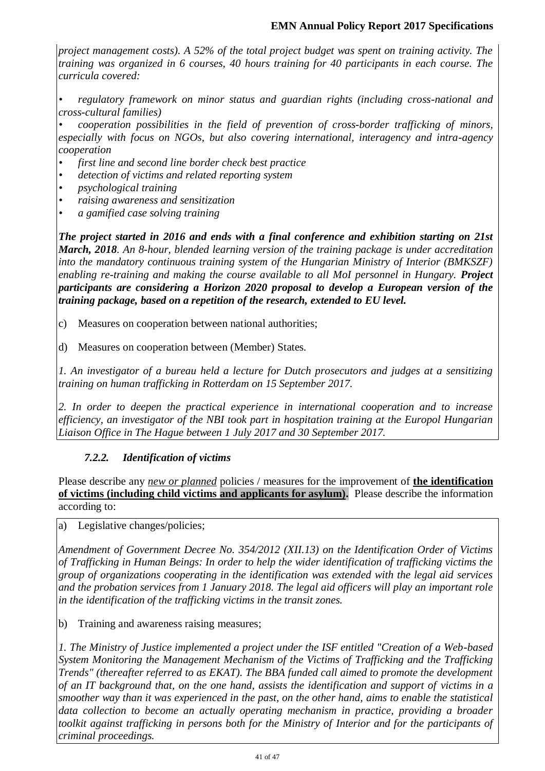*project management costs). A 52% of the total project budget was spent on training activity. The training was organized in 6 courses, 40 hours training for 40 participants in each course. The curricula covered:*

- *regulatory framework on minor status and guardian rights (including cross-national and cross-cultural families)*
- *cooperation possibilities in the field of prevention of cross-border trafficking of minors, especially with focus on NGOs, but also covering international, interagency and intra-agency cooperation*
- *first line and second line border check best practice*
- *detection of victims and related reporting system*
- *psychological training*
- *raising awareness and sensitization*
- *a gamified case solving training*

***The project started in 2016 and ends with a final conference and exhibition starting on 21st March, 2018****. An 8-hour, blended learning version of the training package is under accreditation into the mandatory continuous training system of the Hungarian Ministry of Interior (BMKSZF) enabling re-training and making the course available to all MoI personnel in Hungary.* ***Project participants are considering a Horizon 2020 proposal to develop a European version of the training package, based on a repetition of the research, extended to EU level.***

c) Measures on cooperation between national authorities;

d) Measures on cooperation between (Member) States.

*1. An investigator of a bureau held a lecture for Dutch prosecutors and judges at a sensitizing training on human trafficking in Rotterdam on 15 September 2017.*

*2. In order to deepen the practical experience in international cooperation and to increase efficiency, an investigator of the NBI took part in hospitation training at the Europol Hungarian Liaison Office in The Hague between 1 July 2017 and 30 September 2017.*

### *7.2.2. Identification of victims*

Please describe any *new or planned* policies / measures for the improvement of **the identification of victims (including child victims and applicants for asylum).** Please describe the information according to:

a) Legislative changes/policies;

*Amendment of Government Decree No. 354/2012 (XII.13) on the Identification Order of Victims of Trafficking in Human Beings: In order to help the wider identification of trafficking victims the group of organizations cooperating in the identification was extended with the legal aid services and the probation services from 1 January 2018. The legal aid officers will play an important role in the identification of the trafficking victims in the transit zones.*

b) Training and awareness raising measures;

*1. The Ministry of Justice implemented a project under the ISF entitled "Creation of a Web-based System Monitoring the Management Mechanism of the Victims of Trafficking and the Trafficking Trends" (thereafter referred to as EKAT). The BBA funded call aimed to promote the development of an IT background that, on the one hand, assists the identification and support of victims in a smoother way than it was experienced in the past, on the other hand, aims to enable the statistical data collection to become an actually operating mechanism in practice, providing a broader toolkit against trafficking in persons both for the Ministry of Interior and for the participants of criminal proceedings.*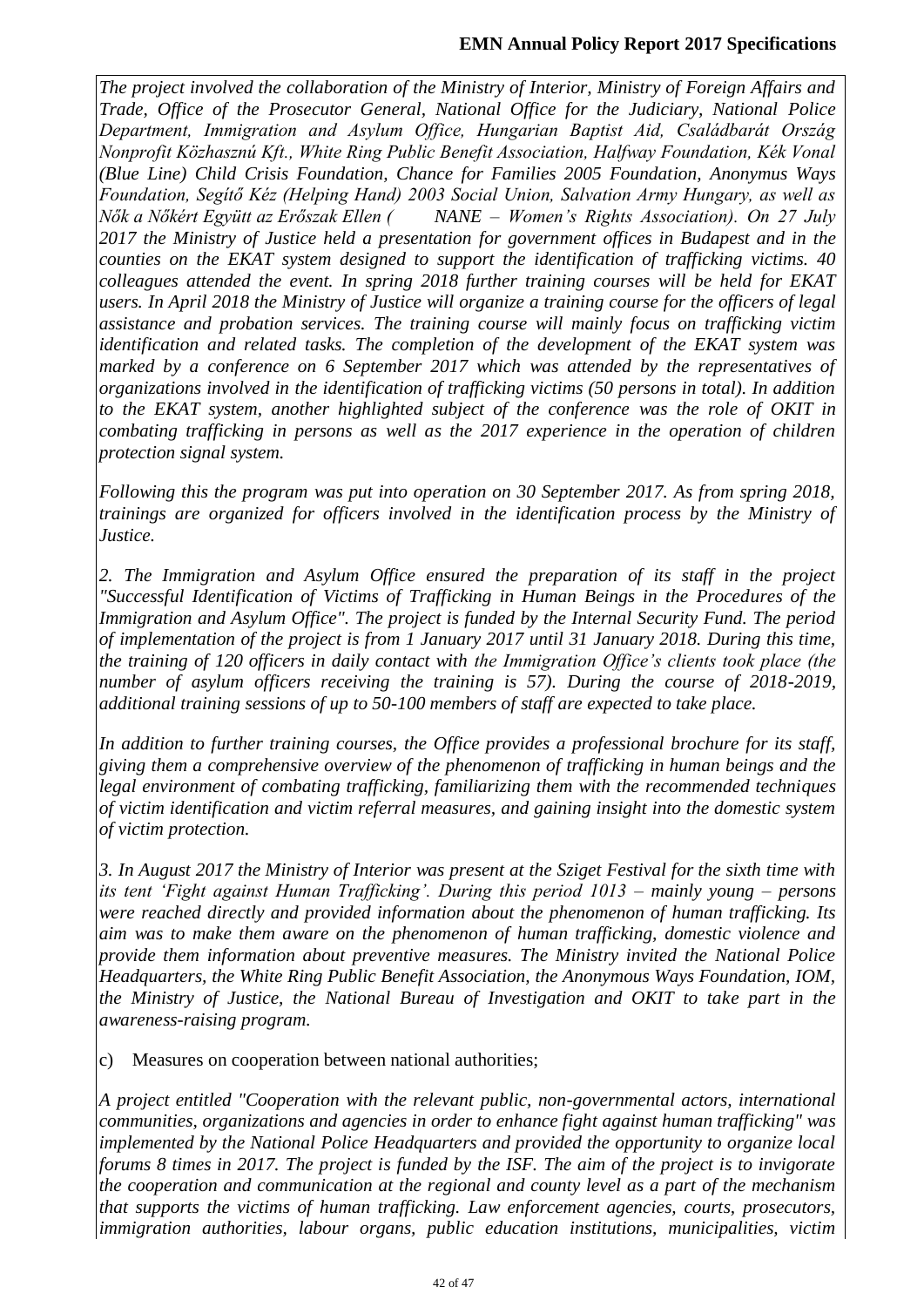*The project involved the collaboration of the Ministry of Interior, Ministry of Foreign Affairs and Trade, Office of the Prosecutor General, National Office for the Judiciary, National Police Department, Immigration and Asylum Office, Hungarian Baptist Aid, Családbarát Ország Nonprofit Közhasznú Kft., White Ring Public Benefit Association, Halfway Foundation, Kék Vonal (Blue Line) Child Crisis Foundation, Chance for Families 2005 Foundation, Anonymus Ways Foundation, Segítő Kéz (Helping Hand) 2003 Social Union, Salvation Army Hungary, as well as Nők a Nőkért Együtt az Erőszak Ellen ( NANE – Women's Rights Association). On 27 July 2017 the Ministry of Justice held a presentation for government offices in Budapest and in the counties on the EKAT system designed to support the identification of trafficking victims. 40 colleagues attended the event. In spring 2018 further training courses will be held for EKAT users. In April 2018 the Ministry of Justice will organize a training course for the officers of legal assistance and probation services. The training course will mainly focus on trafficking victim identification and related tasks. The completion of the development of the EKAT system was marked by a conference on 6 September 2017 which was attended by the representatives of organizations involved in the identification of trafficking victims (50 persons in total). In addition to the EKAT system, another highlighted subject of the conference was the role of OKIT in combating trafficking in persons as well as the 2017 experience in the operation of children protection signal system.*

*Following this the program was put into operation on 30 September 2017. As from spring 2018, trainings are organized for officers involved in the identification process by the Ministry of Justice.*

*2. The Immigration and Asylum Office ensured the preparation of its staff in the project "Successful Identification of Victims of Trafficking in Human Beings in the Procedures of the Immigration and Asylum Office". The project is funded by the Internal Security Fund. The period of implementation of the project is from 1 January 2017 until 31 January 2018. During this time, the training of 120 officers in daily contact with the Immigration Office's clients took place (the number of asylum officers receiving the training is 57). During the course of 2018-2019, additional training sessions of up to 50-100 members of staff are expected to take place.*

*In addition to further training courses, the Office provides a professional brochure for its staff, giving them a comprehensive overview of the phenomenon of trafficking in human beings and the legal environment of combating trafficking, familiarizing them with the recommended techniques of victim identification and victim referral measures, and gaining insight into the domestic system of victim protection.*

*3. In August 2017 the Ministry of Interior was present at the Sziget Festival for the sixth time with its tent 'Fight against Human Trafficking'. During this period 1013 – mainly young – persons were reached directly and provided information about the phenomenon of human trafficking. Its aim was to make them aware on the phenomenon of human trafficking, domestic violence and provide them information about preventive measures. The Ministry invited the National Police Headquarters, the White Ring Public Benefit Association, the Anonymous Ways Foundation, IOM, the Ministry of Justice, the National Bureau of Investigation and OKIT to take part in the awareness-raising program.*

c) Measures on cooperation between national authorities;

*A project entitled "Cooperation with the relevant public, non-governmental actors, international communities, organizations and agencies in order to enhance fight against human trafficking" was implemented by the National Police Headquarters and provided the opportunity to organize local forums 8 times in 2017. The project is funded by the ISF. The aim of the project is to invigorate the cooperation and communication at the regional and county level as a part of the mechanism that supports the victims of human trafficking. Law enforcement agencies, courts, prosecutors, immigration authorities, labour organs, public education institutions, municipalities, victim*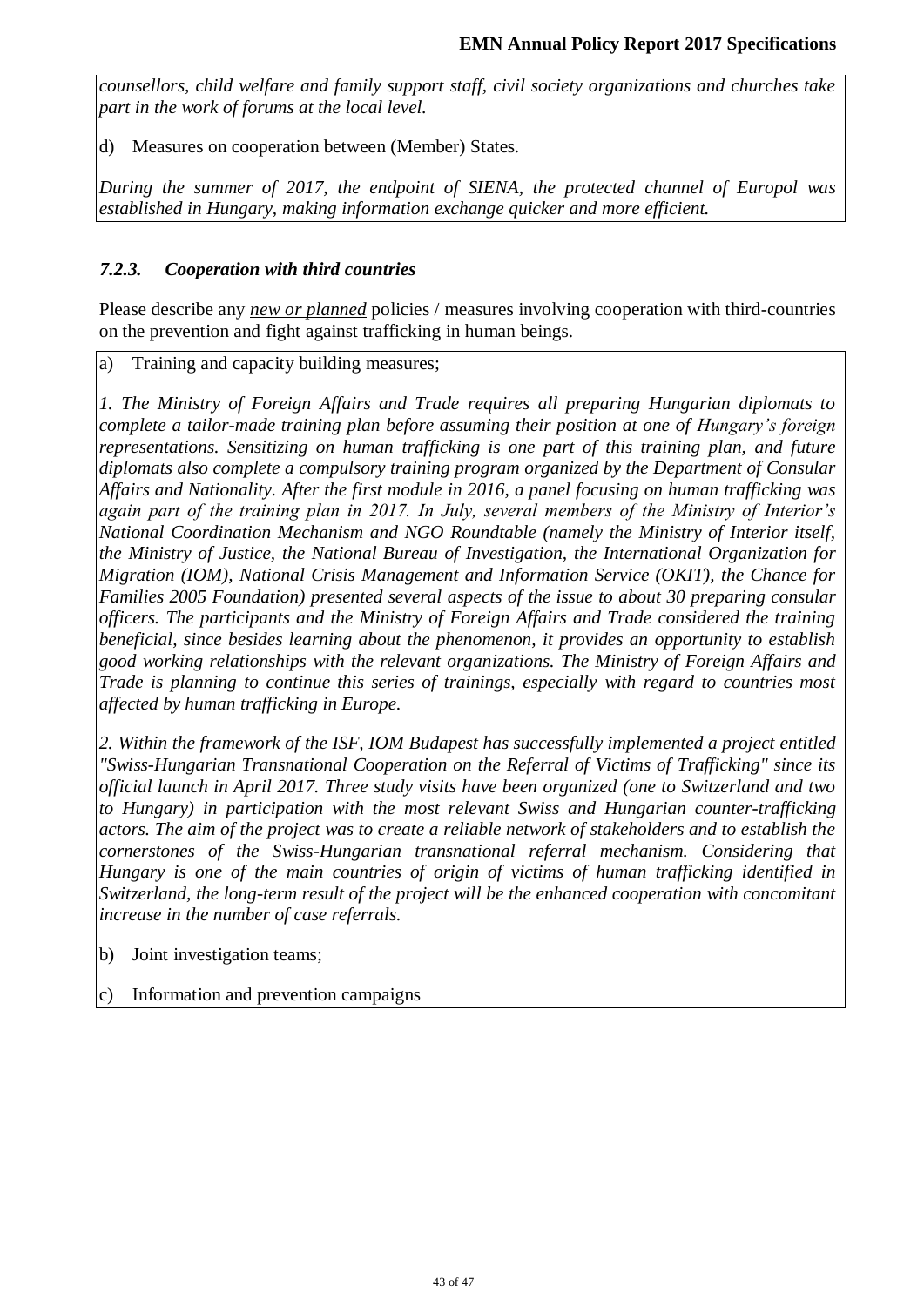*counsellors, child welfare and family support staff, civil society organizations and churches take part in the work of forums at the local level.*

d) Measures on cooperation between (Member) States.

*During the summer of 2017, the endpoint of SIENA, the protected channel of Europol was established in Hungary, making information exchange quicker and more efficient.*

### *7.2.3. Cooperation with third countries*

Please describe any ***new or planned*** policies / measures involving cooperation with third-countries on the prevention and fight against trafficking in human beings.

a) Training and capacity building measures;

*1. The Ministry of Foreign Affairs and Trade requires all preparing Hungarian diplomats to complete a tailor-made training plan before assuming their position at one of Hungary's foreign representations. Sensitizing on human trafficking is one part of this training plan, and future diplomats also complete a compulsory training program organized by the Department of Consular Affairs and Nationality. After the first module in 2016, a panel focusing on human trafficking was again part of the training plan in 2017. In July, several members of the Ministry of Interior's National Coordination Mechanism and NGO Roundtable (namely the Ministry of Interior itself, the Ministry of Justice, the National Bureau of Investigation, the International Organization for Migration (IOM), National Crisis Management and Information Service (OKIT), the Chance for Families 2005 Foundation) presented several aspects of the issue to about 30 preparing consular officers. The participants and the Ministry of Foreign Affairs and Trade considered the training beneficial, since besides learning about the phenomenon, it provides an opportunity to establish good working relationships with the relevant organizations. The Ministry of Foreign Affairs and Trade is planning to continue this series of trainings, especially with regard to countries most affected by human trafficking in Europe.*

*2. Within the framework of the ISF, IOM Budapest has successfully implemented a project entitled "Swiss-Hungarian Transnational Cooperation on the Referral of Victims of Trafficking" since its official launch in April 2017. Three study visits have been organized (one to Switzerland and two to Hungary) in participation with the most relevant Swiss and Hungarian counter-trafficking actors. The aim of the project was to create a reliable network of stakeholders and to establish the cornerstones of the Swiss-Hungarian transnational referral mechanism. Considering that Hungary is one of the main countries of origin of victims of human trafficking identified in Switzerland, the long-term result of the project will be the enhanced cooperation with concomitant increase in the number of case referrals.*

b) Joint investigation teams;

c) Information and prevention campaigns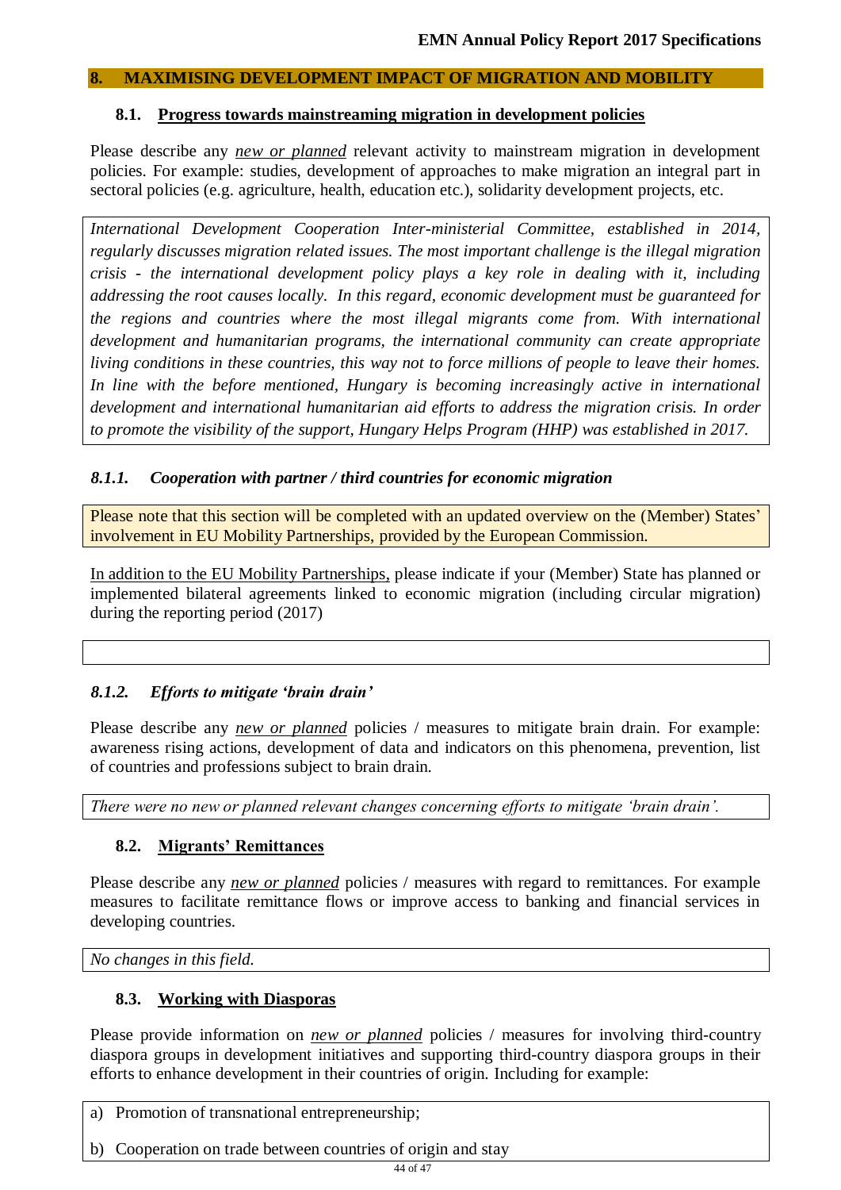## 8. MAXIMISING DEVELOPMENT IMPACT OF MIGRATION AND MOBILITY

### 8.1. Progress towards mainstreaming migration in development policies

Please describe any *new or planned* relevant activity to mainstream migration in development policies. For example: studies, development of approaches to make migration an integral part in sectoral policies (e.g. agriculture, health, education etc.), solidarity development projects, etc.

*International Development Cooperation Inter-ministerial Committee, established in 2014, regularly discusses migration related issues. The most important challenge is the illegal migration crisis - the international development policy plays a key role in dealing with it, including addressing the root causes locally. In this regard, economic development must be guaranteed for the regions and countries where the most illegal migrants come from. With international development and humanitarian programs, the international community can create appropriate living conditions in these countries, this way not to force millions of people to leave their homes. In line with the before mentioned, Hungary is becoming increasingly active in international development and international humanitarian aid efforts to address the migration crisis. In order to promote the visibility of the support, Hungary Helps Program (HHP) was established in 2017.*

#### *8.1.1. Cooperation with partner / third countries for economic migration*

Please note that this section will be completed with an updated overview on the (Member) States' involvement in EU Mobility Partnerships, provided by the European Commission.

In addition to the EU Mobility Partnerships, please indicate if your (Member) State has planned or implemented bilateral agreements linked to economic migration (including circular migration) during the reporting period (2017)

#### *8.1.2. Efforts to mitigate 'brain drain'*

Please describe any *new or planned* policies / measures to mitigate brain drain. For example: awareness rising actions, development of data and indicators on this phenomena, prevention, list of countries and professions subject to brain drain.

*There were no new or planned relevant changes concerning efforts to mitigate 'brain drain'.*

### 8.2. Migrants' Remittances

Please describe any *new or planned* policies / measures with regard to remittances. For example measures to facilitate remittance flows or improve access to banking and financial services in developing countries.

*No changes in this field.*

### 8.3. Working with Diasporas

Please provide information on *new or planned* policies / measures for involving third-country diaspora groups in development initiatives and supporting third-country diaspora groups in their efforts to enhance development in their countries of origin. Including for example:

a) Promotion of transnational entrepreneurship;

b) Cooperation on trade between countries of origin and stay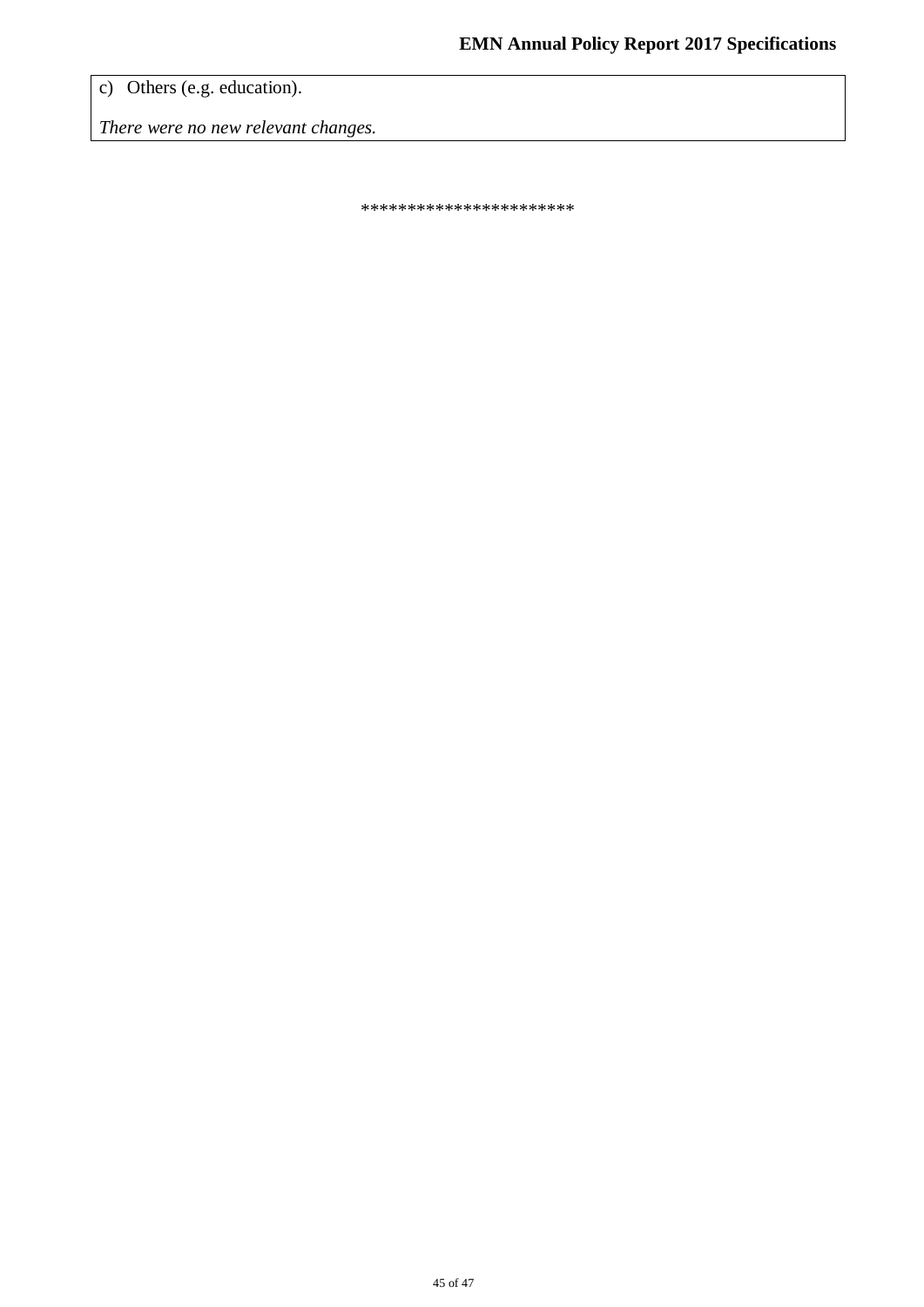c) Others (e.g. education).

*There were no new relevant changes.*

**********************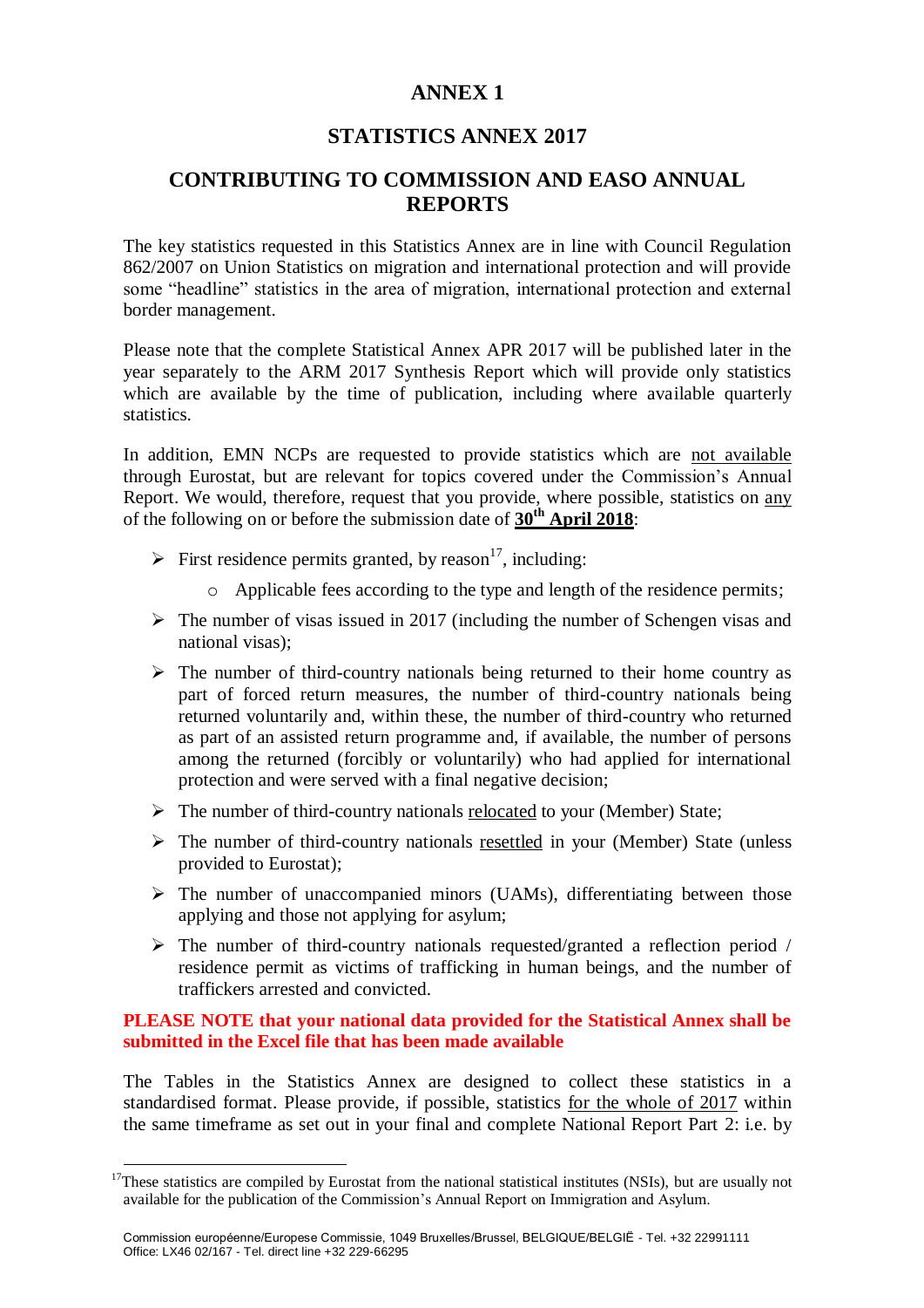# ANNEX 1

## STATISTICS ANNEX 2017

## CONTRIBUTING TO COMMISSION AND EASO ANNUAL REPORTS

The key statistics requested in this Statistics Annex are in line with Council Regulation 862/2007 on Union Statistics on migration and international protection and will provide some "headline" statistics in the area of migration, international protection and external border management.

Please note that the complete Statistical Annex APR 2017 will be published later in the year separately to the ARM 2017 Synthesis Report which will provide only statistics which are available by the time of publication, including where available quarterly statistics.

In addition, EMN NCPs are requested to provide statistics which are not available through Eurostat, but are relevant for topics covered under the Commission's Annual Report. We would, therefore, request that you provide, where possible, statistics on any of the following on or before the submission date of **30th April 2018**:

- First residence permits granted, by reason[17], including:
  - Applicable fees according to the type and length of the residence permits;
- The number of visas issued in 2017 (including the number of Schengen visas and national visas);
- The number of third-country nationals being returned to their home country as part of forced return measures, the number of third-country nationals being returned voluntarily and, within these, the number of third-country who returned as part of an assisted return programme and, if available, the number of persons among the returned (forcibly or voluntarily) who had applied for international protection and were served with a final negative decision;
- The number of third-country nationals relocated to your (Member) State;
- The number of third-country nationals resettled in your (Member) State (unless provided to Eurostat);
- The number of unaccompanied minors (UAMs), differentiating between those applying and those not applying for asylum;
- The number of third-country nationals requested/granted a reflection period / residence permit as victims of trafficking in human beings, and the number of traffickers arrested and convicted.

**PLEASE NOTE that your national data provided for the Statistical Annex shall be submitted in the Excel file that has been made available**

The Tables in the Statistics Annex are designed to collect these statistics in a standardised format. Please provide, if possible, statistics for the whole of 2017 within the same timeframe as set out in your final and complete National Report Part 2: i.e. by

[17] These statistics are compiled by Eurostat from the national statistical institutes (NSIs), but are usually not available for the publication of the Commission's Annual Report on Immigration and Asylum.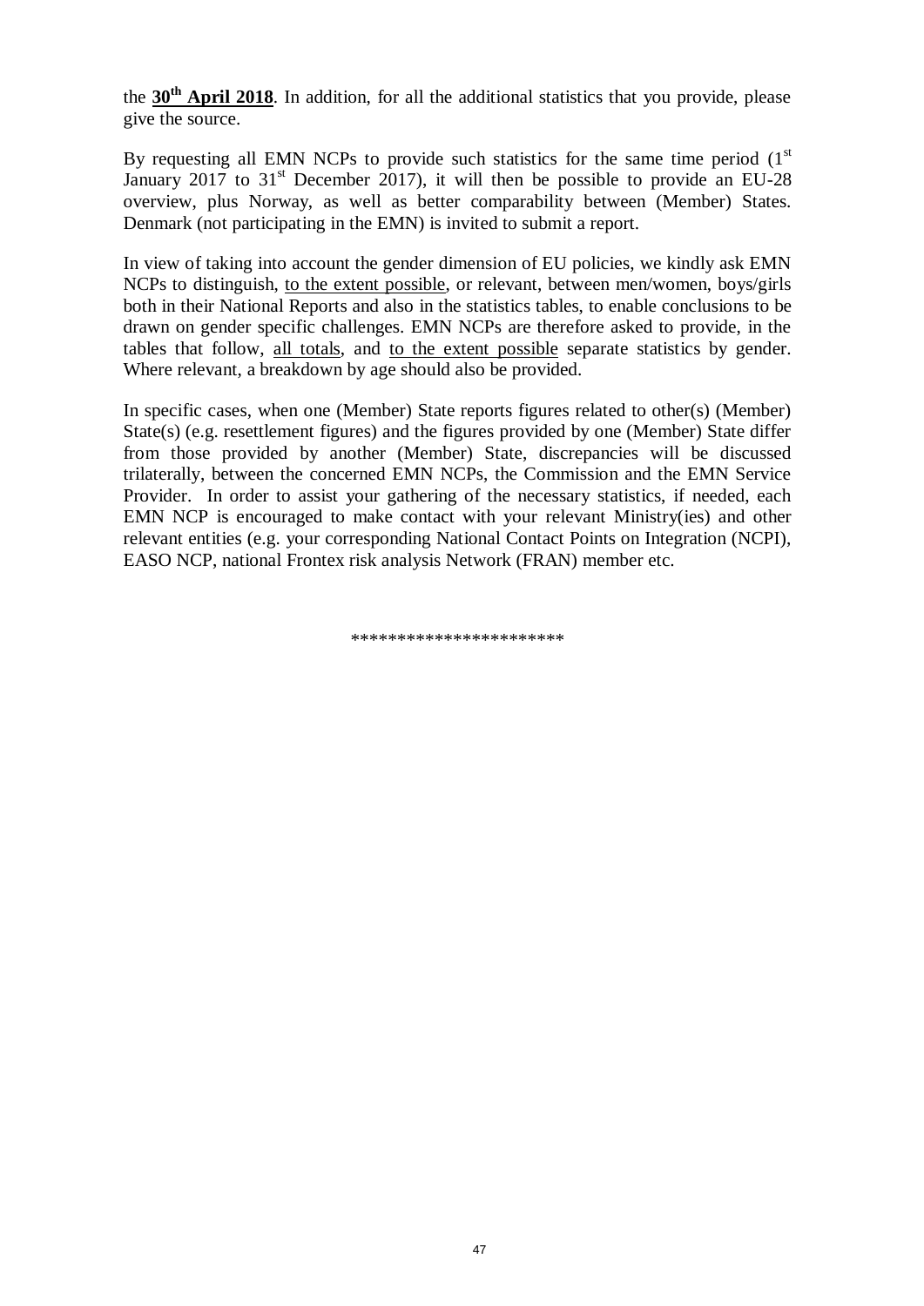the **<u>30th April 2018</u>**. In addition, for all the additional statistics that you provide, please give the source.

By requesting all EMN NCPs to provide such statistics for the same time period (1st January 2017 to 31st December 2017), it will then be possible to provide an EU-28 overview, plus Norway, as well as better comparability between (Member) States. Denmark (not participating in the EMN) is invited to submit a report.

In view of taking into account the gender dimension of EU policies, we kindly ask EMN NCPs to distinguish, <u>to the extent possible</u>, or relevant, between men/women, boys/girls both in their National Reports and also in the statistics tables, to enable conclusions to be drawn on gender specific challenges. EMN NCPs are therefore asked to provide, in the tables that follow, <u>all totals</u>, and <u>to the extent possible</u> separate statistics by gender. Where relevant, a breakdown by age should also be provided.

In specific cases, when one (Member) State reports figures related to other(s) (Member) State(s) (e.g. resettlement figures) and the figures provided by one (Member) State differ from those provided by another (Member) State, discrepancies will be discussed trilaterally, between the concerned EMN NCPs, the Commission and the EMN Service Provider. In order to assist your gathering of the necessary statistics, if needed, each EMN NCP is encouraged to make contact with your relevant Ministry(ies) and other relevant entities (e.g. your corresponding National Contact Points on Integration (NCPI), EASO NCP, national Frontex risk analysis Network (FRAN) member etc.

**********************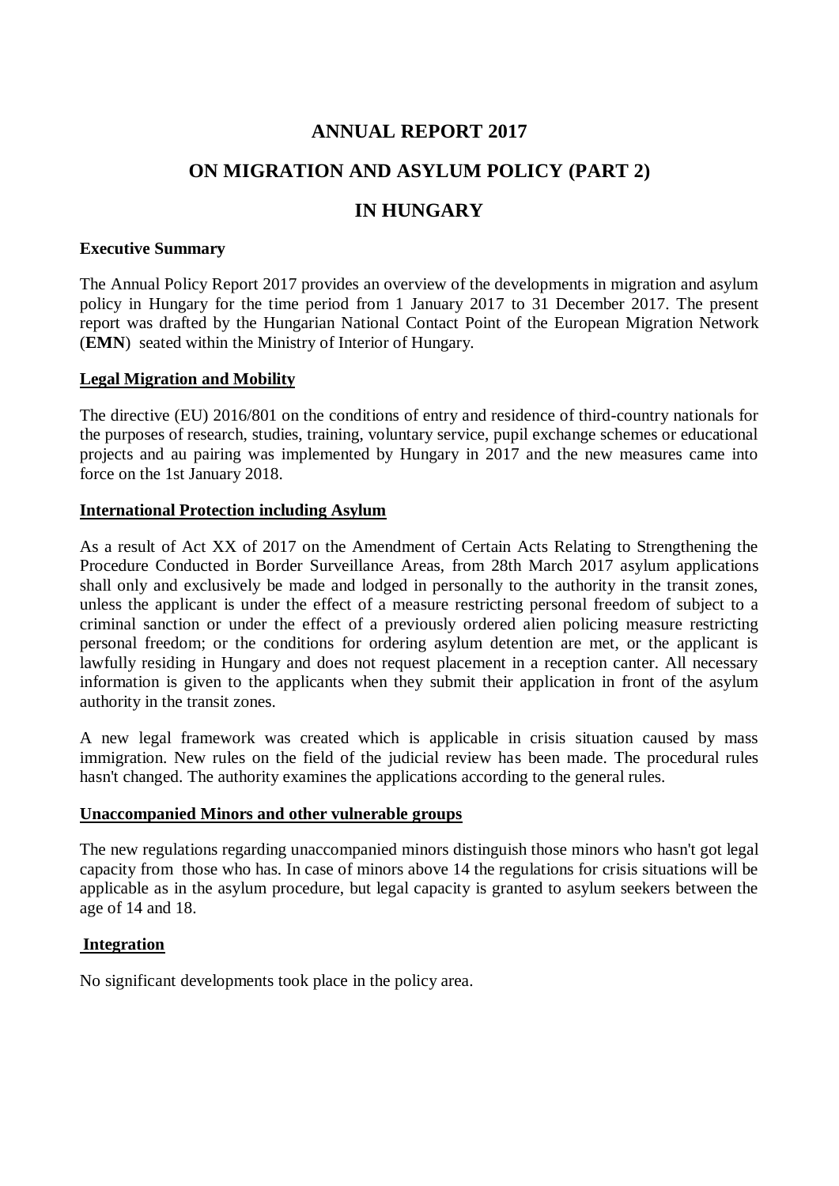# ANNUAL REPORT 2017

# ON MIGRATION AND ASYLUM POLICY (PART 2)

# IN HUNGARY

**Executive Summary**

The Annual Policy Report 2017 provides an overview of the developments in migration and asylum policy in Hungary for the time period from 1 January 2017 to 31 December 2017. The present report was drafted by the Hungarian National Contact Point of the European Migration Network (**EMN**) seated within the Ministry of Interior of Hungary.

## Legal Migration and Mobility

The directive (EU) 2016/801 on the conditions of entry and residence of third-country nationals for the purposes of research, studies, training, voluntary service, pupil exchange schemes or educational projects and au pairing was implemented by Hungary in 2017 and the new measures came into force on the 1st January 2018.

## International Protection including Asylum

As a result of Act XX of 2017 on the Amendment of Certain Acts Relating to Strengthening the Procedure Conducted in Border Surveillance Areas, from 28th March 2017 asylum applications shall only and exclusively be made and lodged in personally to the authority in the transit zones, unless the applicant is under the effect of a measure restricting personal freedom of subject to a criminal sanction or under the effect of a previously ordered alien policing measure restricting personal freedom; or the conditions for ordering asylum detention are met, or the applicant is lawfully residing in Hungary and does not request placement in a reception canter. All necessary information is given to the applicants when they submit their application in front of the asylum authority in the transit zones.

A new legal framework was created which is applicable in crisis situation caused by mass immigration. New rules on the field of the judicial review has been made. The procedural rules hasn't changed. The authority examines the applications according to the general rules.

## Unaccompanied Minors and other vulnerable groups

The new regulations regarding unaccompanied minors distinguish those minors who hasn't got legal capacity from those who has. In case of minors above 14 the regulations for crisis situations will be applicable as in the asylum procedure, but legal capacity is granted to asylum seekers between the age of 14 and 18.

## Integration

No significant developments took place in the policy area.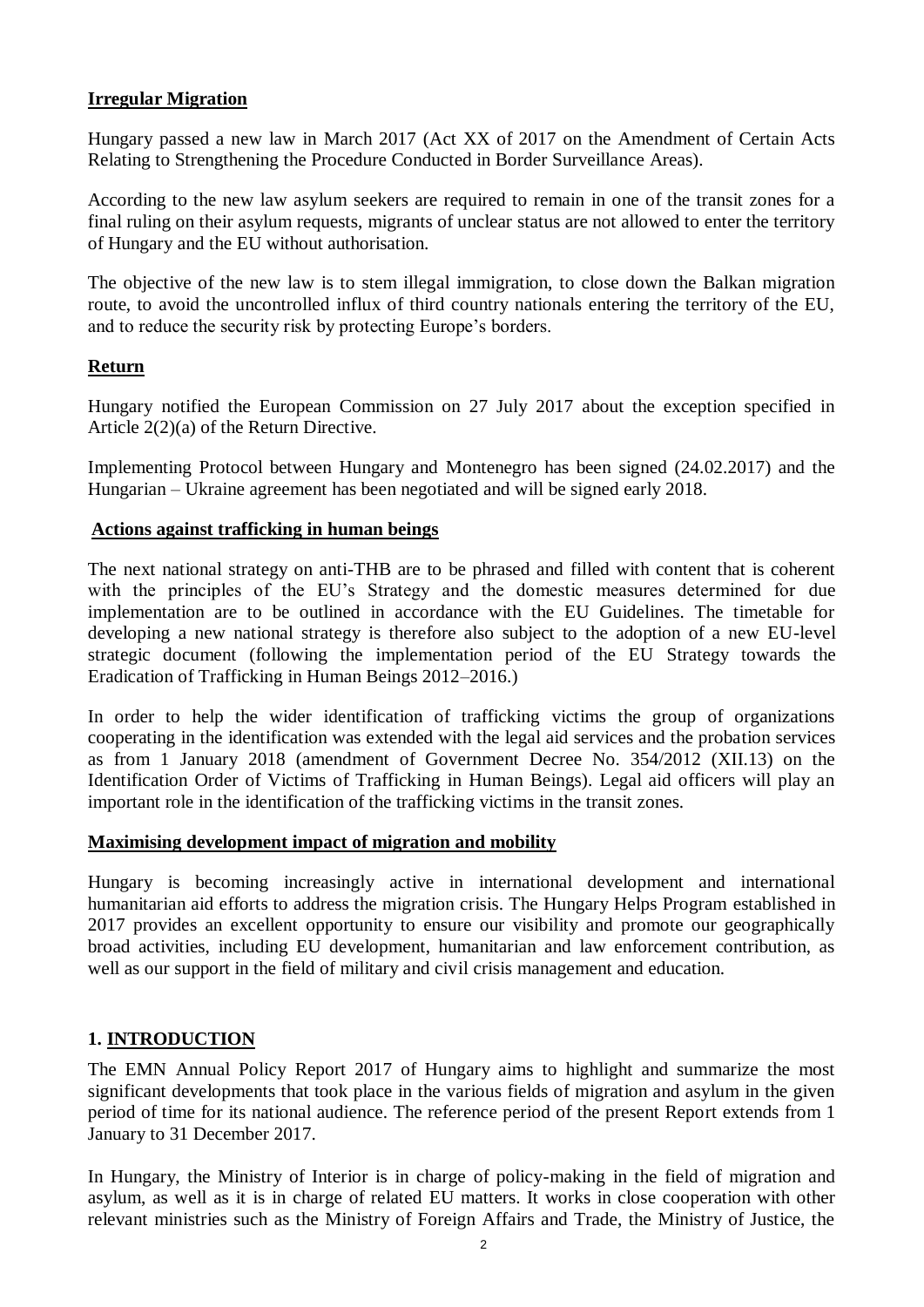**Irregular Migration**

Hungary passed a new law in March 2017 (Act XX of 2017 on the Amendment of Certain Acts Relating to Strengthening the Procedure Conducted in Border Surveillance Areas).

According to the new law asylum seekers are required to remain in one of the transit zones for a final ruling on their asylum requests, migrants of unclear status are not allowed to enter the territory of Hungary and the EU without authorisation.

The objective of the new law is to stem illegal immigration, to close down the Balkan migration route, to avoid the uncontrolled influx of third country nationals entering the territory of the EU, and to reduce the security risk by protecting Europe's borders.

**Return**

Hungary notified the European Commission on 27 July 2017 about the exception specified in Article 2(2)(a) of the Return Directive.

Implementing Protocol between Hungary and Montenegro has been signed (24.02.2017) and the Hungarian – Ukraine agreement has been negotiated and will be signed early 2018.

**Actions against trafficking in human beings**

The next national strategy on anti-THB are to be phrased and filled with content that is coherent with the principles of the EU's Strategy and the domestic measures determined for due implementation are to be outlined in accordance with the EU Guidelines. The timetable for developing a new national strategy is therefore also subject to the adoption of a new EU-level strategic document (following the implementation period of the EU Strategy towards the Eradication of Trafficking in Human Beings 2012–2016.)

In order to help the wider identification of trafficking victims the group of organizations cooperating in the identification was extended with the legal aid services and the probation services as from 1 January 2018 (amendment of Government Decree No. 354/2012 (XII.13) on the Identification Order of Victims of Trafficking in Human Beings). Legal aid officers will play an important role in the identification of the trafficking victims in the transit zones.

**Maximising development impact of migration and mobility**

Hungary is becoming increasingly active in international development and international humanitarian aid efforts to address the migration crisis. The Hungary Helps Program established in 2017 provides an excellent opportunity to ensure our visibility and promote our geographically broad activities, including EU development, humanitarian and law enforcement contribution, as well as our support in the field of military and civil crisis management and education.

## 1. INTRODUCTION

The EMN Annual Policy Report 2017 of Hungary aims to highlight and summarize the most significant developments that took place in the various fields of migration and asylum in the given period of time for its national audience. The reference period of the present Report extends from 1 January to 31 December 2017.

In Hungary, the Ministry of Interior is in charge of policy-making in the field of migration and asylum, as well as it is in charge of related EU matters. It works in close cooperation with other relevant ministries such as the Ministry of Foreign Affairs and Trade, the Ministry of Justice, the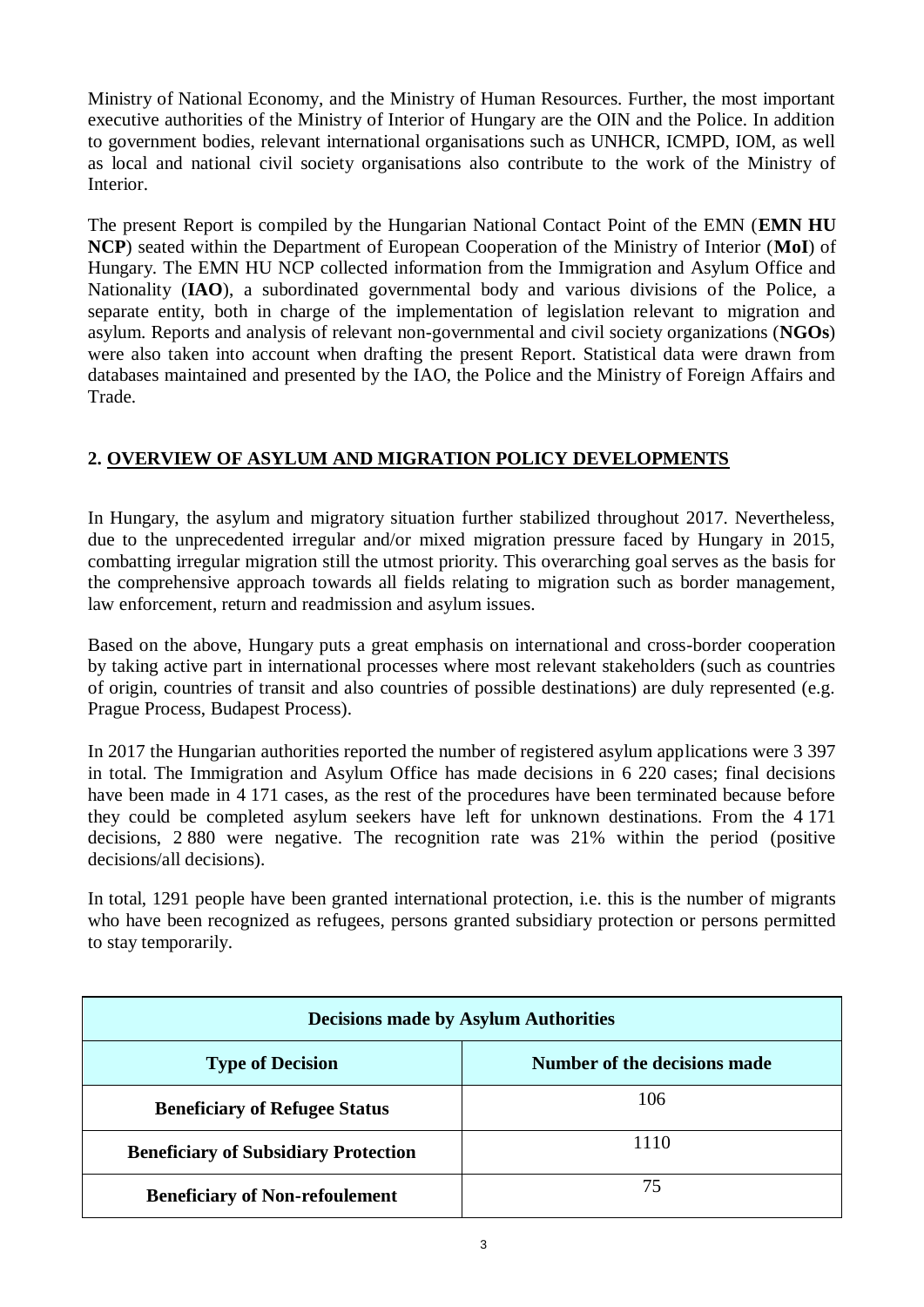Ministry of National Economy, and the Ministry of Human Resources. Further, the most important executive authorities of the Ministry of Interior of Hungary are the OIN and the Police. In addition to government bodies, relevant international organisations such as UNHCR, ICMPD, IOM, as well as local and national civil society organisations also contribute to the work of the Ministry of Interior.

The present Report is compiled by the Hungarian National Contact Point of the EMN (**EMN HU NCP**) seated within the Department of European Cooperation of the Ministry of Interior (**MoI**) of Hungary. The EMN HU NCP collected information from the Immigration and Asylum Office and Nationality (**IAO**), a subordinated governmental body and various divisions of the Police, a separate entity, both in charge of the implementation of legislation relevant to migration and asylum. Reports and analysis of relevant non-governmental and civil society organizations (**NGOs**) were also taken into account when drafting the present Report. Statistical data were drawn from databases maintained and presented by the IAO, the Police and the Ministry of Foreign Affairs and Trade.

## 2. OVERVIEW OF ASYLUM AND MIGRATION POLICY DEVELOPMENTS

In Hungary, the asylum and migratory situation further stabilized throughout 2017. Nevertheless, due to the unprecedented irregular and/or mixed migration pressure faced by Hungary in 2015, combatting irregular migration still the utmost priority. This overarching goal serves as the basis for the comprehensive approach towards all fields relating to migration such as border management, law enforcement, return and readmission and asylum issues.

Based on the above, Hungary puts a great emphasis on international and cross-border cooperation by taking active part in international processes where most relevant stakeholders (such as countries of origin, countries of transit and also countries of possible destinations) are duly represented (e.g. Prague Process, Budapest Process).

In 2017 the Hungarian authorities reported the number of registered asylum applications were 3 397 in total. The Immigration and Asylum Office has made decisions in 6 220 cases; final decisions have been made in 4 171 cases, as the rest of the procedures have been terminated because before they could be completed asylum seekers have left for unknown destinations. From the 4 171 decisions, 2 880 were negative. The recognition rate was 21% within the period (positive decisions/all decisions).

In total, 1291 people have been granted international protection, i.e. this is the number of migrants who have been recognized as refugees, persons granted subsidiary protection or persons permitted to stay temporarily.

| Decisions made by Asylum Authorities | |
|---|---|
| **Type of Decision** | **Number of the decisions made** |
| **Beneficiary of Refugee Status** | 106 |
| **Beneficiary of Subsidiary Protection** | 1110 |
| **Beneficiary of Non-refoulement** | 75 |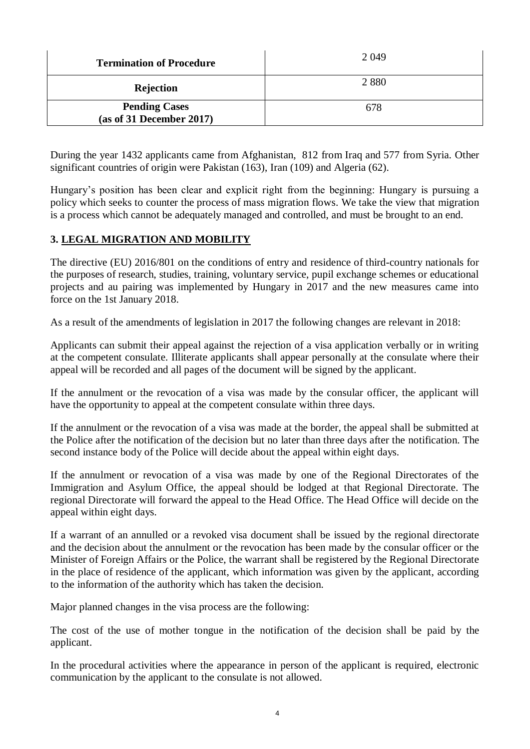| Termination of Procedure | 2 049 |
|---|---|
| **Rejection** | 2 880 |
| **Pending Cases (as of 31 December 2017)** | 678 |

During the year 1432 applicants came from Afghanistan, 812 from Iraq and 577 from Syria. Other significant countries of origin were Pakistan (163), Iran (109) and Algeria (62).

Hungary's position has been clear and explicit right from the beginning: Hungary is pursuing a policy which seeks to counter the process of mass migration flows. We take the view that migration is a process which cannot be adequately managed and controlled, and must be brought to an end.

## 3. LEGAL MIGRATION AND MOBILITY

The directive (EU) 2016/801 on the conditions of entry and residence of third-country nationals for the purposes of research, studies, training, voluntary service, pupil exchange schemes or educational projects and au pairing was implemented by Hungary in 2017 and the new measures came into force on the 1st January 2018.

As a result of the amendments of legislation in 2017 the following changes are relevant in 2018:

Applicants can submit their appeal against the rejection of a visa application verbally or in writing at the competent consulate. Illiterate applicants shall appear personally at the consulate where their appeal will be recorded and all pages of the document will be signed by the applicant.

If the annulment or the revocation of a visa was made by the consular officer, the applicant will have the opportunity to appeal at the competent consulate within three days.

If the annulment or the revocation of a visa was made at the border, the appeal shall be submitted at the Police after the notification of the decision but no later than three days after the notification. The second instance body of the Police will decide about the appeal within eight days.

If the annulment or revocation of a visa was made by one of the Regional Directorates of the Immigration and Asylum Office, the appeal should be lodged at that Regional Directorate. The regional Directorate will forward the appeal to the Head Office. The Head Office will decide on the appeal within eight days.

If a warrant of an annulled or a revoked visa document shall be issued by the regional directorate and the decision about the annulment or the revocation has been made by the consular officer or the Minister of Foreign Affairs or the Police, the warrant shall be registered by the Regional Directorate in the place of residence of the applicant, which information was given by the applicant, according to the information of the authority which has taken the decision.

Major planned changes in the visa process are the following:

The cost of the use of mother tongue in the notification of the decision shall be paid by the applicant.

In the procedural activities where the appearance in person of the applicant is required, electronic communication by the applicant to the consulate is not allowed.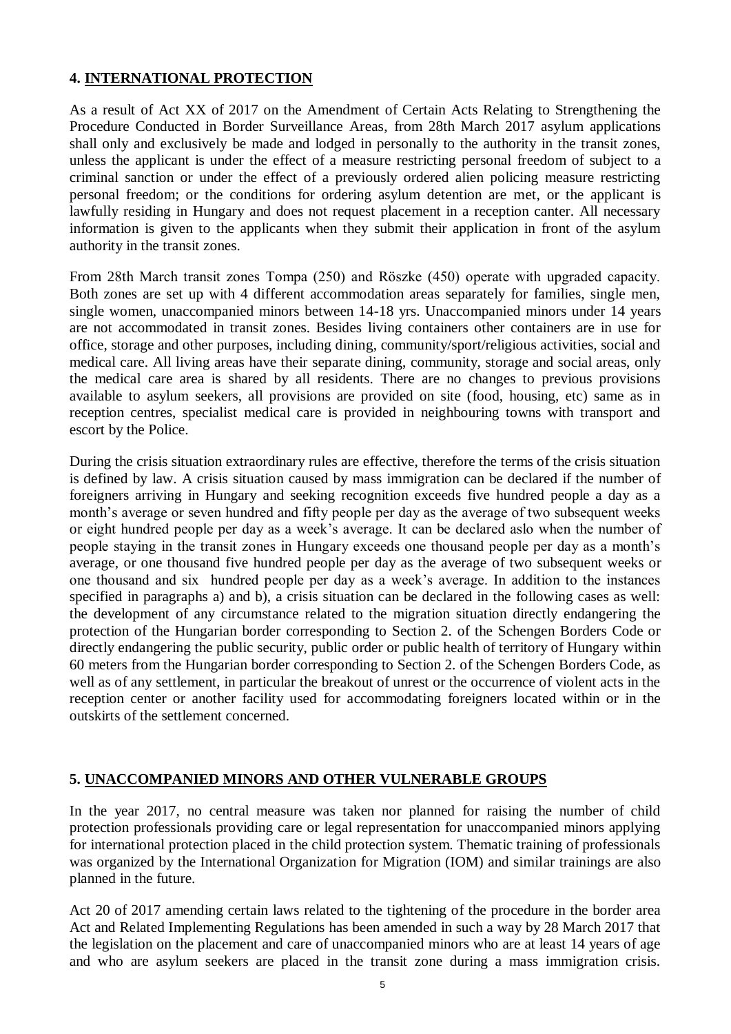## 4. INTERNATIONAL PROTECTION

As a result of Act XX of 2017 on the Amendment of Certain Acts Relating to Strengthening the Procedure Conducted in Border Surveillance Areas, from 28th March 2017 asylum applications shall only and exclusively be made and lodged in personally to the authority in the transit zones, unless the applicant is under the effect of a measure restricting personal freedom of subject to a criminal sanction or under the effect of a previously ordered alien policing measure restricting personal freedom; or the conditions for ordering asylum detention are met, or the applicant is lawfully residing in Hungary and does not request placement in a reception canter. All necessary information is given to the applicants when they submit their application in front of the asylum authority in the transit zones.

From 28th March transit zones Tompa (250) and Röszke (450) operate with upgraded capacity. Both zones are set up with 4 different accommodation areas separately for families, single men, single women, unaccompanied minors between 14-18 yrs. Unaccompanied minors under 14 years are not accommodated in transit zones. Besides living containers other containers are in use for office, storage and other purposes, including dining, community/sport/religious activities, social and medical care. All living areas have their separate dining, community, storage and social areas, only the medical care area is shared by all residents. There are no changes to previous provisions available to asylum seekers, all provisions are provided on site (food, housing, etc) same as in reception centres, specialist medical care is provided in neighbouring towns with transport and escort by the Police.

During the crisis situation extraordinary rules are effective, therefore the terms of the crisis situation is defined by law. A crisis situation caused by mass immigration can be declared if the number of foreigners arriving in Hungary and seeking recognition exceeds five hundred people a day as a month's average or seven hundred and fifty people per day as the average of two subsequent weeks or eight hundred people per day as a week's average. It can be declared aslo when the number of people staying in the transit zones in Hungary exceeds one thousand people per day as a month's average, or one thousand five hundred people per day as the average of two subsequent weeks or one thousand and six hundred people per day as a week's average. In addition to the instances specified in paragraphs a) and b), a crisis situation can be declared in the following cases as well: the development of any circumstance related to the migration situation directly endangering the protection of the Hungarian border corresponding to Section 2. of the Schengen Borders Code or directly endangering the public security, public order or public health of territory of Hungary within 60 meters from the Hungarian border corresponding to Section 2. of the Schengen Borders Code, as well as of any settlement, in particular the breakout of unrest or the occurrence of violent acts in the reception center or another facility used for accommodating foreigners located within or in the outskirts of the settlement concerned.

## 5. UNACCOMPANIED MINORS AND OTHER VULNERABLE GROUPS

In the year 2017, no central measure was taken nor planned for raising the number of child protection professionals providing care or legal representation for unaccompanied minors applying for international protection placed in the child protection system. Thematic training of professionals was organized by the International Organization for Migration (IOM) and similar trainings are also planned in the future.

Act 20 of 2017 amending certain laws related to the tightening of the procedure in the border area Act and Related Implementing Regulations has been amended in such a way by 28 March 2017 that the legislation on the placement and care of unaccompanied minors who are at least 14 years of age and who are asylum seekers are placed in the transit zone during a mass immigration crisis.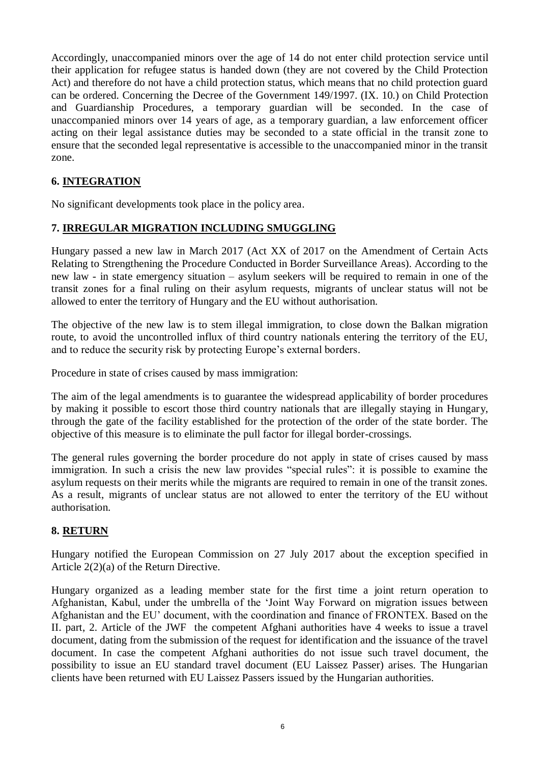Accordingly, unaccompanied minors over the age of 14 do not enter child protection service until their application for refugee status is handed down (they are not covered by the Child Protection Act) and therefore do not have a child protection status, which means that no child protection guard can be ordered. Concerning the Decree of the Government 149/1997. (IX. 10.) on Child Protection and Guardianship Procedures, a temporary guardian will be seconded. In the case of unaccompanied minors over 14 years of age, as a temporary guardian, a law enforcement officer acting on their legal assistance duties may be seconded to a state official in the transit zone to ensure that the seconded legal representative is accessible to the unaccompanied minor in the transit zone.

## 6. INTEGRATION

No significant developments took place in the policy area.

## 7. IRREGULAR MIGRATION INCLUDING SMUGGLING

Hungary passed a new law in March 2017 (Act XX of 2017 on the Amendment of Certain Acts Relating to Strengthening the Procedure Conducted in Border Surveillance Areas). According to the new law - in state emergency situation – asylum seekers will be required to remain in one of the transit zones for a final ruling on their asylum requests, migrants of unclear status will not be allowed to enter the territory of Hungary and the EU without authorisation.

The objective of the new law is to stem illegal immigration, to close down the Balkan migration route, to avoid the uncontrolled influx of third country nationals entering the territory of the EU, and to reduce the security risk by protecting Europe's external borders.

Procedure in state of crises caused by mass immigration:

The aim of the legal amendments is to guarantee the widespread applicability of border procedures by making it possible to escort those third country nationals that are illegally staying in Hungary, through the gate of the facility established for the protection of the order of the state border. The objective of this measure is to eliminate the pull factor for illegal border-crossings.

The general rules governing the border procedure do not apply in state of crises caused by mass immigration. In such a crisis the new law provides "special rules": it is possible to examine the asylum requests on their merits while the migrants are required to remain in one of the transit zones. As a result, migrants of unclear status are not allowed to enter the territory of the EU without authorisation.

## 8. RETURN

Hungary notified the European Commission on 27 July 2017 about the exception specified in Article 2(2)(a) of the Return Directive.

Hungary organized as a leading member state for the first time a joint return operation to Afghanistan, Kabul, under the umbrella of the 'Joint Way Forward on migration issues between Afghanistan and the EU' document, with the coordination and finance of FRONTEX. Based on the II. part, 2. Article of the JWF the competent Afghani authorities have 4 weeks to issue a travel document, dating from the submission of the request for identification and the issuance of the travel document. In case the competent Afghani authorities do not issue such travel document, the possibility to issue an EU standard travel document (EU Laissez Passer) arises. The Hungarian clients have been returned with EU Laissez Passers issued by the Hungarian authorities.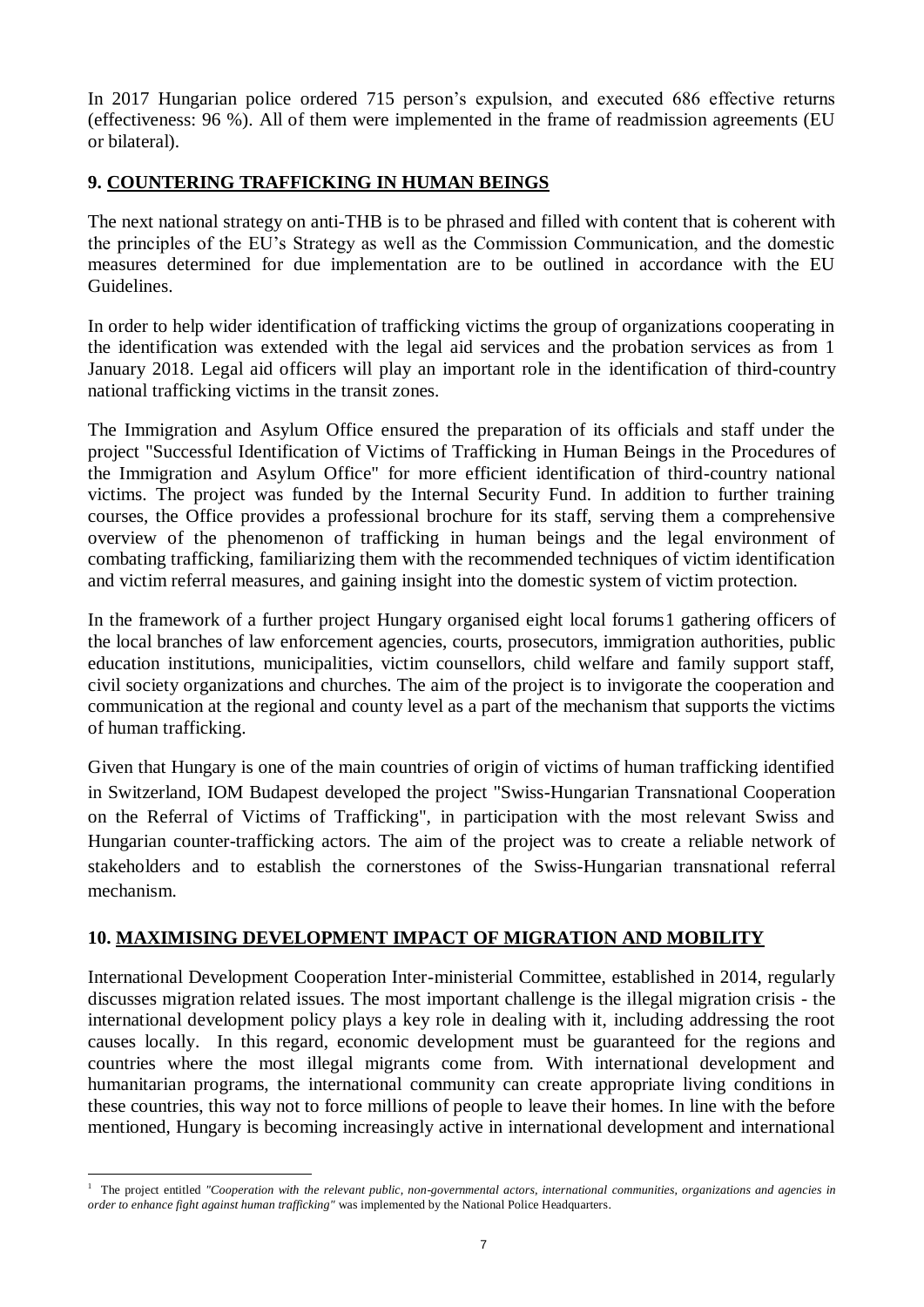In 2017 Hungarian police ordered 715 person's expulsion, and executed 686 effective returns (effectiveness: 96 %). All of them were implemented in the frame of readmission agreements (EU or bilateral).

## 9. COUNTERING TRAFFICKING IN HUMAN BEINGS

The next national strategy on anti-THB is to be phrased and filled with content that is coherent with the principles of the EU's Strategy as well as the Commission Communication, and the domestic measures determined for due implementation are to be outlined in accordance with the EU Guidelines.

In order to help wider identification of trafficking victims the group of organizations cooperating in the identification was extended with the legal aid services and the probation services as from 1 January 2018. Legal aid officers will play an important role in the identification of third-country national trafficking victims in the transit zones.

The Immigration and Asylum Office ensured the preparation of its officials and staff under the project "Successful Identification of Victims of Trafficking in Human Beings in the Procedures of the Immigration and Asylum Office" for more efficient identification of third-country national victims. The project was funded by the Internal Security Fund. In addition to further training courses, the Office provides a professional brochure for its staff, serving them a comprehensive overview of the phenomenon of trafficking in human beings and the legal environment of combating trafficking, familiarizing them with the recommended techniques of victim identification and victim referral measures, and gaining insight into the domestic system of victim protection.

In the framework of a further project Hungary organised eight local forums[1] gathering officers of the local branches of law enforcement agencies, courts, prosecutors, immigration authorities, public education institutions, municipalities, victim counsellors, child welfare and family support staff, civil society organizations and churches. The aim of the project is to invigorate the cooperation and communication at the regional and county level as a part of the mechanism that supports the victims of human trafficking.

Given that Hungary is one of the main countries of origin of victims of human trafficking identified in Switzerland, IOM Budapest developed the project "Swiss-Hungarian Transnational Cooperation on the Referral of Victims of Trafficking", in participation with the most relevant Swiss and Hungarian counter-trafficking actors. The aim of the project was to create a reliable network of stakeholders and to establish the cornerstones of the Swiss-Hungarian transnational referral mechanism.

## 10. MAXIMISING DEVELOPMENT IMPACT OF MIGRATION AND MOBILITY

International Development Cooperation Inter-ministerial Committee, established in 2014, regularly discusses migration related issues. The most important challenge is the illegal migration crisis - the international development policy plays a key role in dealing with it, including addressing the root causes locally. In this regard, economic development must be guaranteed for the regions and countries where the most illegal migrants come from. With international development and humanitarian programs, the international community can create appropriate living conditions in these countries, this way not to force millions of people to leave their homes. In line with the before mentioned, Hungary is becoming increasingly active in international development and international

[1] The project entitled *"Cooperation with the relevant public, non-governmental actors, international communities, organizations and agencies in order to enhance fight against human trafficking"* was implemented by the National Police Headquarters.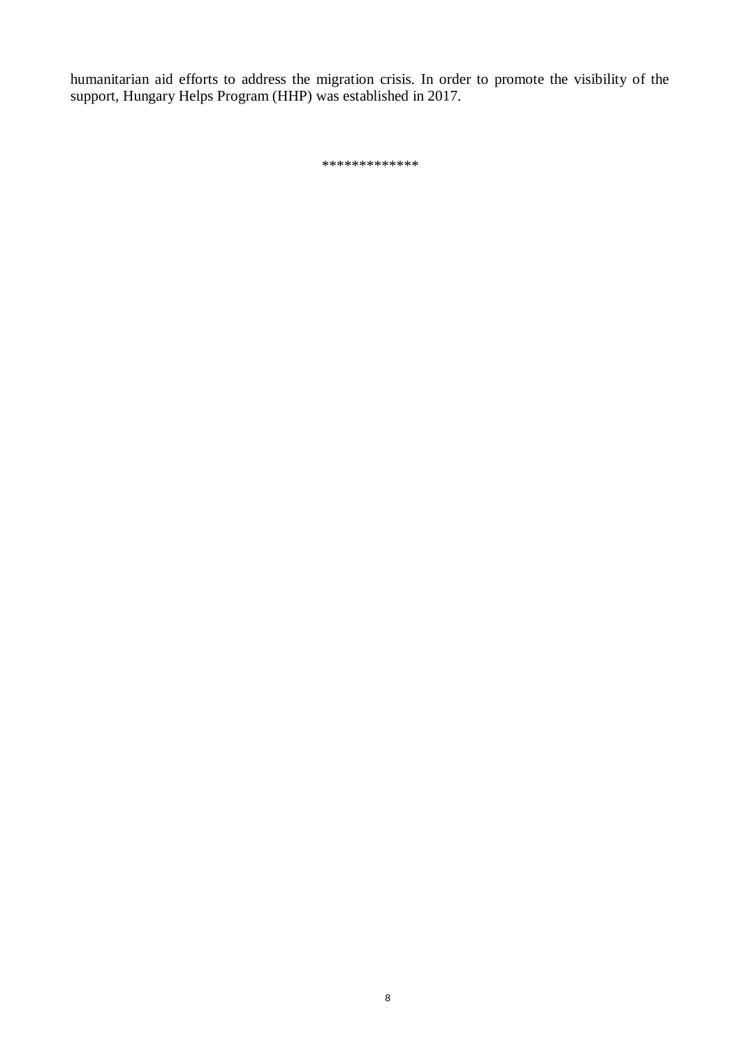humanitarian aid efforts to address the migration crisis. In order to promote the visibility of the support, Hungary Helps Program (HHP) was established in 2017.

*************